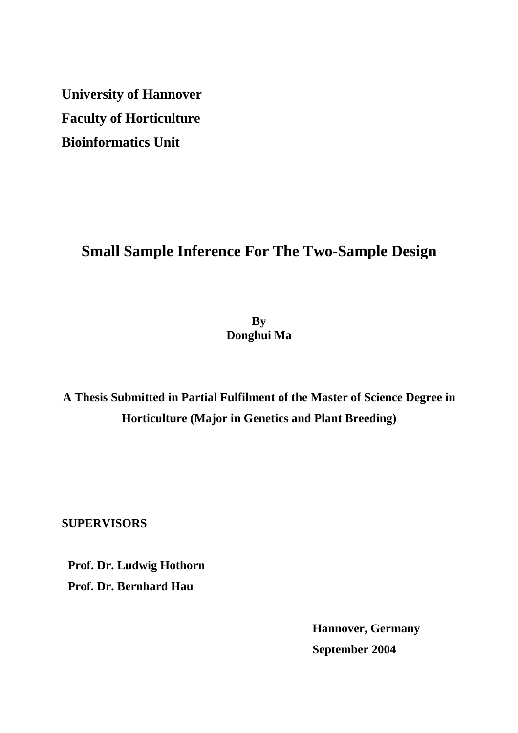**University of Hannover**

**Faculty of Horticulture**

**Bioinformatics Unit**

# Small Sample Inference For The Two-Sample Design

**By**
**Donghui Ma**

**A Thesis Submitted in Partial Fulfilment of the Master of Science Degree in Horticulture (Major in Genetics and Plant Breeding)**

**SUPERVISORS**

**Prof. Dr. Ludwig Hothorn**

**Prof. Dr. Bernhard Hau**

**Hannover, Germany**

**September 2004**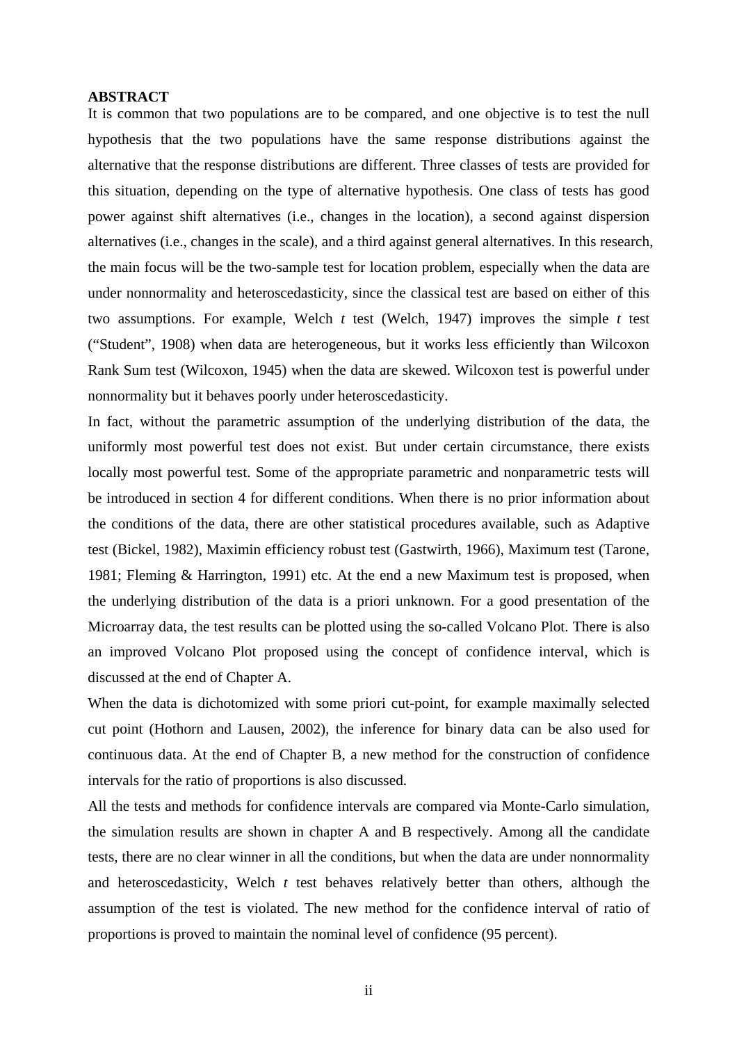**ABSTRACT**

It is common that two populations are to be compared, and one objective is to test the null hypothesis that the two populations have the same response distributions against the alternative that the response distributions are different. Three classes of tests are provided for this situation, depending on the type of alternative hypothesis. One class of tests has good power against shift alternatives (i.e., changes in the location), a second against dispersion alternatives (i.e., changes in the scale), and a third against general alternatives. In this research, the main focus will be the two-sample test for location problem, especially when the data are under nonnormality and heteroscedasticity, since the classical test are based on either of this two assumptions. For example, Welch *t* test (Welch, 1947) improves the simple *t* test ("Student", 1908) when data are heterogeneous, but it works less efficiently than Wilcoxon Rank Sum test (Wilcoxon, 1945) when the data are skewed. Wilcoxon test is powerful under nonnormality but it behaves poorly under heteroscedasticity.

In fact, without the parametric assumption of the underlying distribution of the data, the uniformly most powerful test does not exist. But under certain circumstance, there exists locally most powerful test. Some of the appropriate parametric and nonparametric tests will be introduced in section 4 for different conditions. When there is no prior information about the conditions of the data, there are other statistical procedures available, such as Adaptive test (Bickel, 1982), Maximin efficiency robust test (Gastwirth, 1966), Maximum test (Tarone, 1981; Fleming & Harrington, 1991) etc. At the end a new Maximum test is proposed, when the underlying distribution of the data is a priori unknown. For a good presentation of the Microarray data, the test results can be plotted using the so-called Volcano Plot. There is also an improved Volcano Plot proposed using the concept of confidence interval, which is discussed at the end of Chapter A.

When the data is dichotomized with some priori cut-point, for example maximally selected cut point (Hothorn and Lausen, 2002), the inference for binary data can be also used for continuous data. At the end of Chapter B, a new method for the construction of confidence intervals for the ratio of proportions is also discussed.

All the tests and methods for confidence intervals are compared via Monte-Carlo simulation, the simulation results are shown in chapter A and B respectively. Among all the candidate tests, there are no clear winner in all the conditions, but when the data are under nonnormality and heteroscedasticity, Welch *t* test behaves relatively better than others, although the assumption of the test is violated. The new method for the confidence interval of ratio of proportions is proved to maintain the nominal level of confidence (95 percent).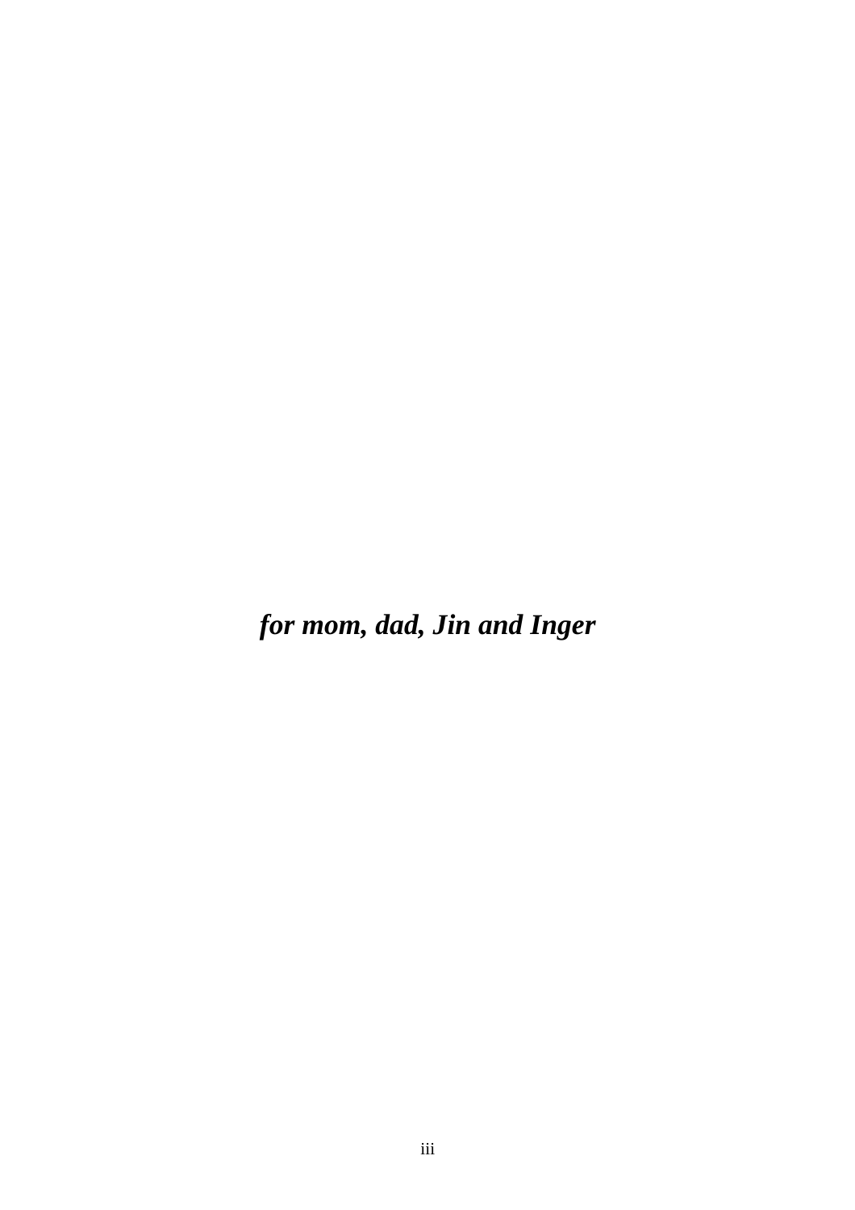***for mom, dad, Jin and Inger***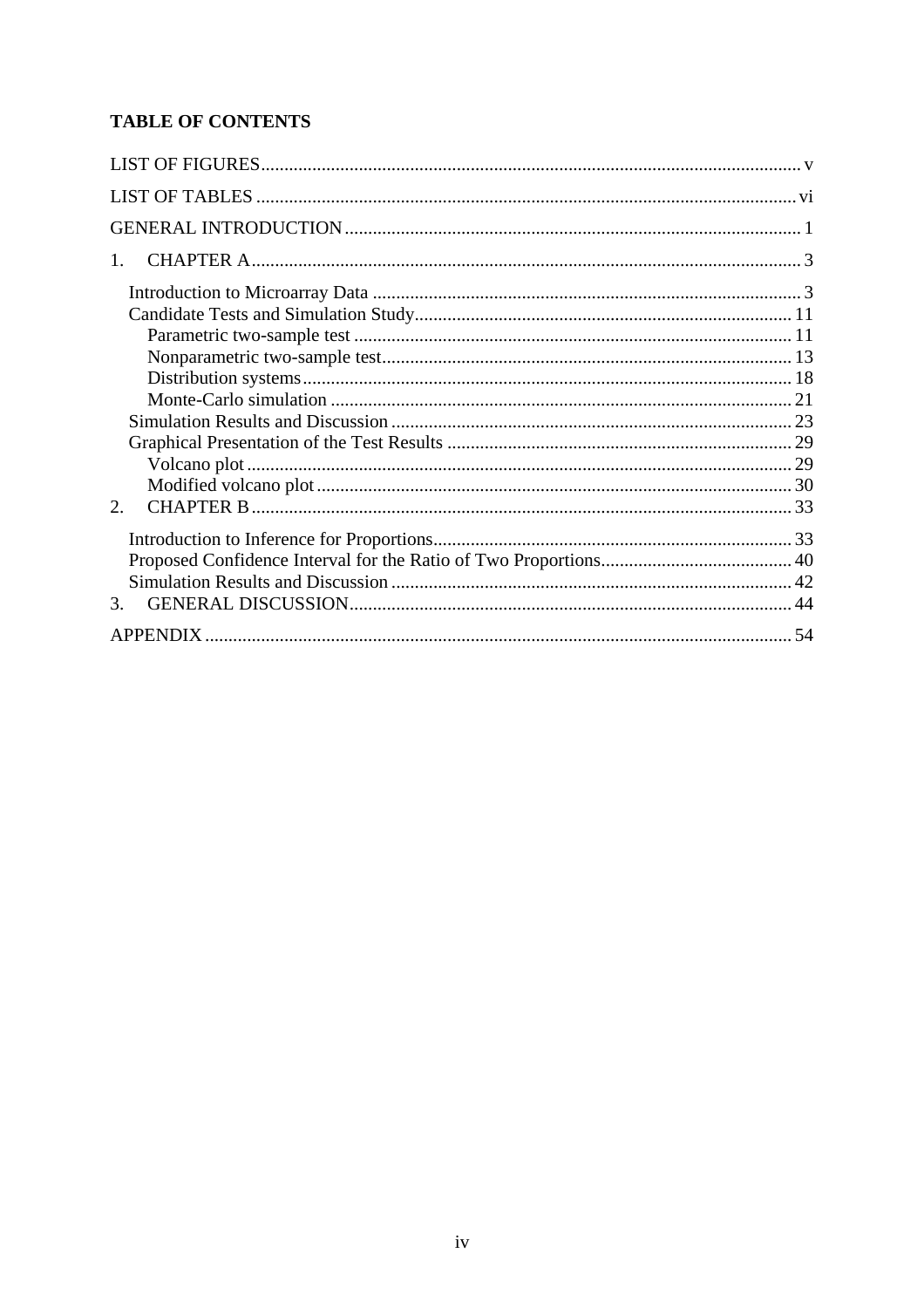**TABLE OF CONTENTS**

LIST OF FIGURES ........ v

LIST OF TABLES ........ vi

GENERAL INTRODUCTION ........ 1

1. CHAPTER A ........ 3
   - Introduction to Microarray Data ........ 3
   - Candidate Tests and Simulation Study ........ 11
     - Parametric two-sample test ........ 11
     - Nonparametric two-sample test ........ 13
     - Distribution systems ........ 18
     - Monte-Carlo simulation ........ 21
   - Simulation Results and Discussion ........ 23
   - Graphical Presentation of the Test Results ........ 29
     - Volcano plot ........ 29
     - Modified volcano plot ........ 30
2. CHAPTER B ........ 33
   - Introduction to Inference for Proportions ........ 33
   - Proposed Confidence Interval for the Ratio of Two Proportions ........ 40
   - Simulation Results and Discussion ........ 42
3. GENERAL DISCUSSION ........ 44

APPENDIX ........ 54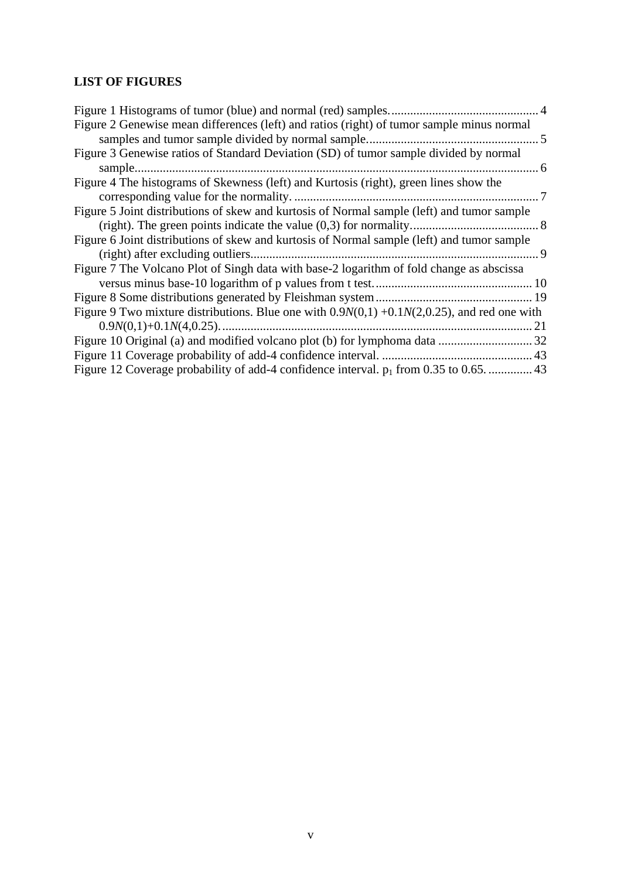**LIST OF FIGURES**

Figure 1 Histograms of tumor (blue) and normal (red) samples. .............................................. 4

Figure 2 Genewise mean differences (left) and ratios (right) of tumor sample minus normal samples and tumor sample divided by normal sample. ..................................................... 5

Figure 3 Genewise ratios of Standard Deviation (SD) of tumor sample divided by normal sample. ................................................................................................................................ 6

Figure 4 The histograms of Skewness (left) and Kurtosis (right), green lines show the corresponding value for the normality. ............................................................................ 7

Figure 5 Joint distributions of skew and kurtosis of Normal sample (left) and tumor sample (right). The green points indicate the value (0,3) for normality. ........................................ 8

Figure 6 Joint distributions of skew and kurtosis of Normal sample (left) and tumor sample (right) after excluding outliers. .......................................................................................... 9

Figure 7 The Volcano Plot of Singh data with base-2 logarithm of fold change as abscissa versus minus base-10 logarithm of p values from t test. .................................................. 10

Figure 8 Some distributions generated by Fleishman system ................................................. 19

Figure 9 Two mixture distributions. Blue one with $0.9N(0,1) + 0.1N(2,0.25)$, and red one with $0.9N(0,1)+0.1N(4,0.25)$. ................................................................................................ 21

Figure 10 Original (a) and modified volcano plot (b) for lymphoma data ............................. 32

Figure 11 Coverage probability of add-4 confidence interval. ............................................... 43

Figure 12 Coverage probability of add-4 confidence interval. $p_1$ from 0.35 to 0.65. ............. 43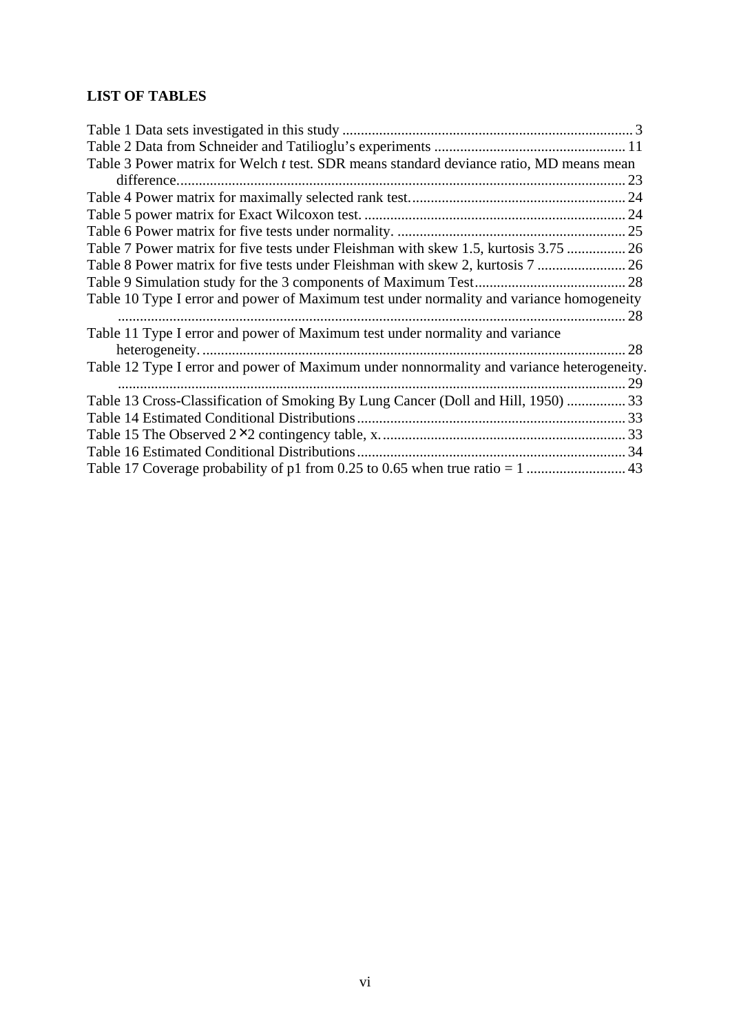**LIST OF TABLES**

Table 1 Data sets investigated in this study ............................................................................. 3
Table 2 Data from Schneider and Tatilioglu's experiments .................................................... 11
Table 3 Power matrix for Welch *t* test. SDR means standard deviance ratio, MD means mean difference........................................................................................................................ 23
Table 4 Power matrix for maximally selected rank test........................................................... 24
Table 5 power matrix for Exact Wilcoxon test. ....................................................................... 24
Table 6 Power matrix for five tests under normality. .............................................................. 25
Table 7 Power matrix for five tests under Fleishman with skew 1.5, kurtosis 3.75 ................ 26
Table 8 Power matrix for five tests under Fleishman with skew 2, kurtosis 7 ........................ 26
Table 9 Simulation study for the 3 components of Maximum Test......................................... 28
Table 10 Type I error and power of Maximum test under normality and variance homogeneity ......................................................................................................................................... 28
Table 11 Type I error and power of Maximum test under normality and variance heterogeneity. .................................................................................................................. 28
Table 12 Type I error and power of Maximum under nonnormality and variance heterogeneity. ......................................................................................................................................... 29
Table 13 Cross-Classification of Smoking By Lung Cancer (Doll and Hill, 1950) ................ 33
Table 14 Estimated Conditional Distributions......................................................................... 33
Table 15 The Observed $2 \times 2$ contingency table, x. ................................................................. 33
Table 16 Estimated Conditional Distributions......................................................................... 34
Table 17 Coverage probability of p1 from 0.25 to 0.65 when true ratio = 1 ........................... 43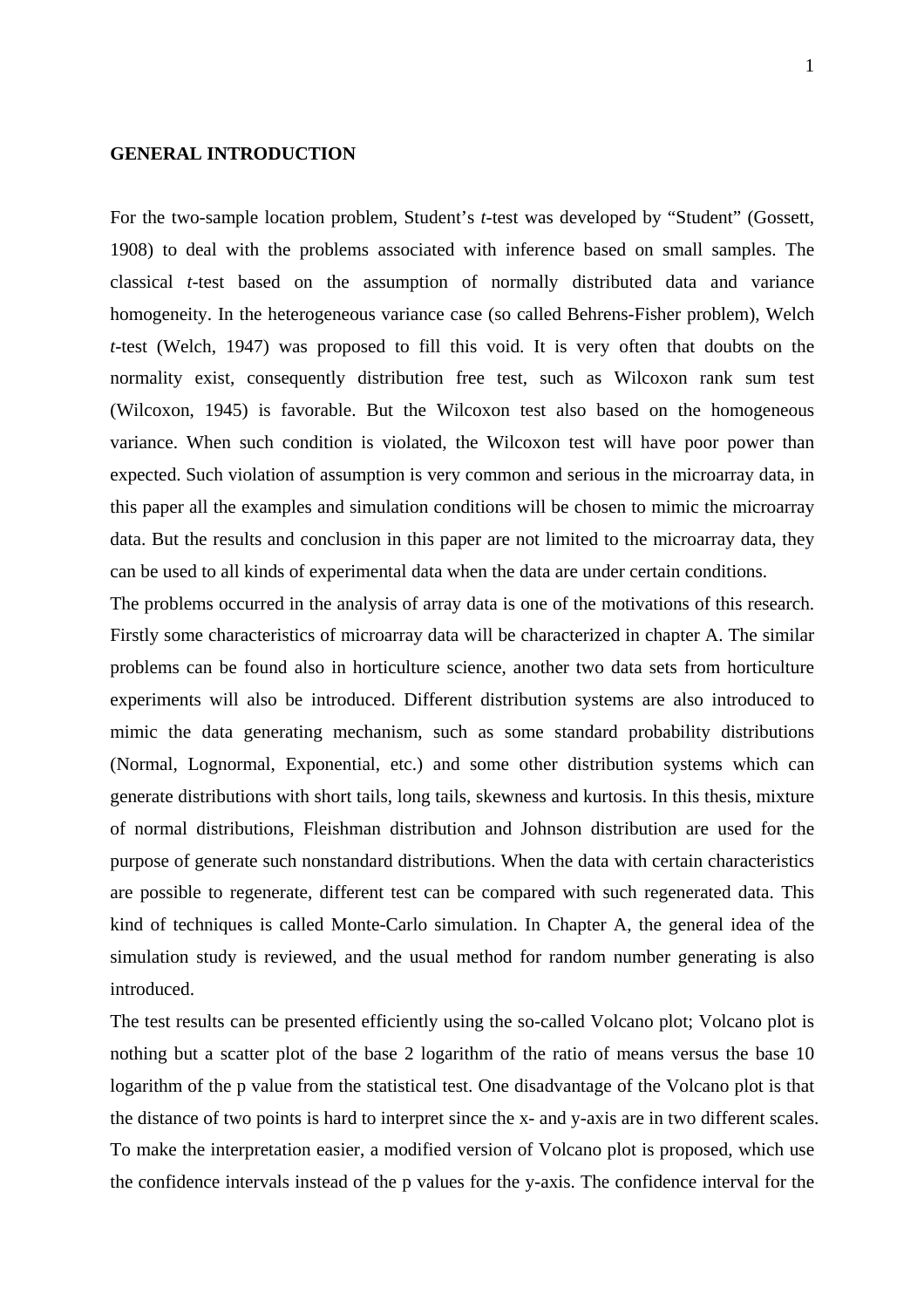# GENERAL INTRODUCTION

For the two-sample location problem, Student's *t*-test was developed by "Student" (Gossett, 1908) to deal with the problems associated with inference based on small samples. The classical *t*-test based on the assumption of normally distributed data and variance homogeneity. In the heterogeneous variance case (so called Behrens-Fisher problem), Welch *t*-test (Welch, 1947) was proposed to fill this void. It is very often that doubts on the normality exist, consequently distribution free test, such as Wilcoxon rank sum test (Wilcoxon, 1945) is favorable. But the Wilcoxon test also based on the homogeneous variance. When such condition is violated, the Wilcoxon test will have poor power than expected. Such violation of assumption is very common and serious in the microarray data, in this paper all the examples and simulation conditions will be chosen to mimic the microarray data. But the results and conclusion in this paper are not limited to the microarray data, they can be used to all kinds of experimental data when the data are under certain conditions.

The problems occurred in the analysis of array data is one of the motivations of this research. Firstly some characteristics of microarray data will be characterized in chapter A. The similar problems can be found also in horticulture science, another two data sets from horticulture experiments will also be introduced. Different distribution systems are also introduced to mimic the data generating mechanism, such as some standard probability distributions (Normal, Lognormal, Exponential, etc.) and some other distribution systems which can generate distributions with short tails, long tails, skewness and kurtosis. In this thesis, mixture of normal distributions, Fleishman distribution and Johnson distribution are used for the purpose of generate such nonstandard distributions. When the data with certain characteristics are possible to regenerate, different test can be compared with such regenerated data. This kind of techniques is called Monte-Carlo simulation. In Chapter A, the general idea of the simulation study is reviewed, and the usual method for random number generating is also introduced.

The test results can be presented efficiently using the so-called Volcano plot; Volcano plot is nothing but a scatter plot of the base 2 logarithm of the ratio of means versus the base 10 logarithm of the p value from the statistical test. One disadvantage of the Volcano plot is that the distance of two points is hard to interpret since the x- and y-axis are in two different scales. To make the interpretation easier, a modified version of Volcano plot is proposed, which use the confidence intervals instead of the p values for the y-axis. The confidence interval for the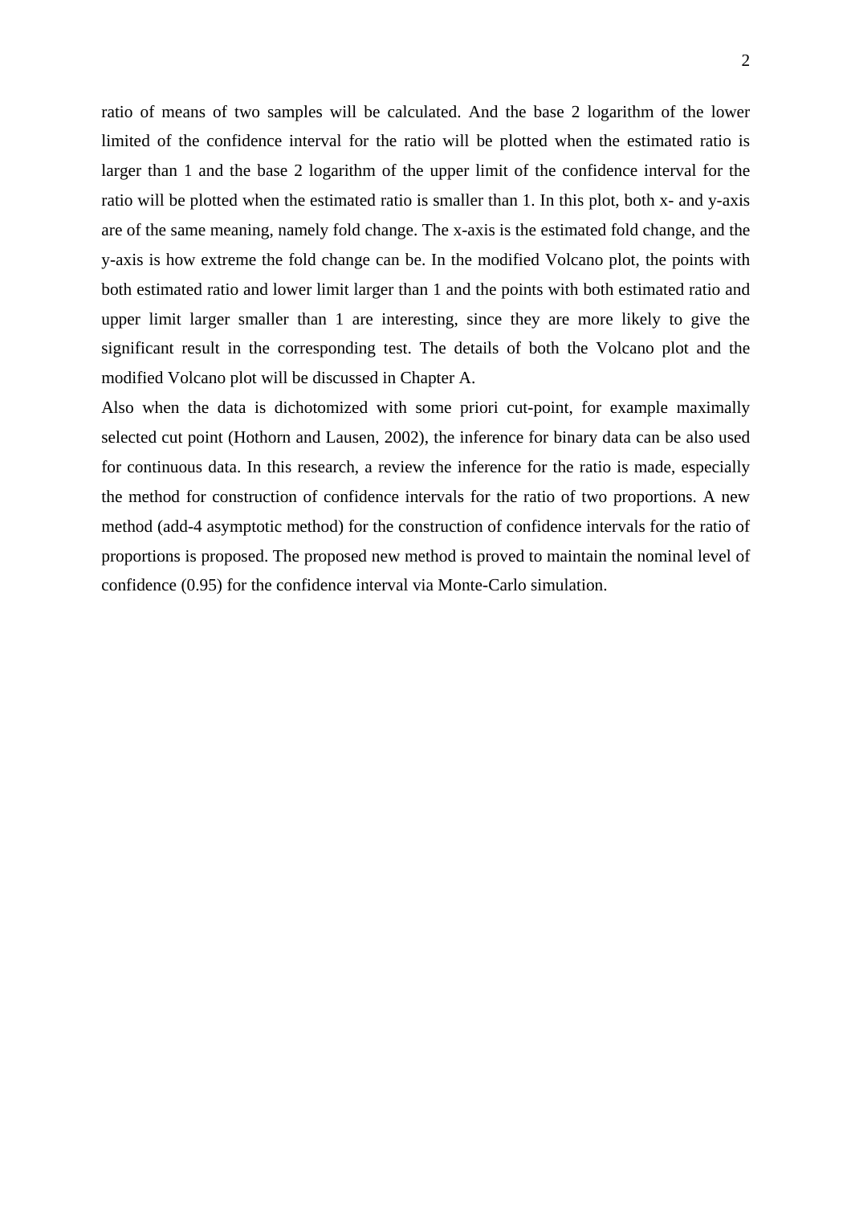ratio of means of two samples will be calculated. And the base 2 logarithm of the lower limited of the confidence interval for the ratio will be plotted when the estimated ratio is larger than 1 and the base 2 logarithm of the upper limit of the confidence interval for the ratio will be plotted when the estimated ratio is smaller than 1. In this plot, both x- and y-axis are of the same meaning, namely fold change. The x-axis is the estimated fold change, and the y-axis is how extreme the fold change can be. In the modified Volcano plot, the points with both estimated ratio and lower limit larger than 1 and the points with both estimated ratio and upper limit larger smaller than 1 are interesting, since they are more likely to give the significant result in the corresponding test. The details of both the Volcano plot and the modified Volcano plot will be discussed in Chapter A.

Also when the data is dichotomized with some priori cut-point, for example maximally selected cut point (Hothorn and Lausen, 2002), the inference for binary data can be also used for continuous data. In this research, a review the inference for the ratio is made, especially the method for construction of confidence intervals for the ratio of two proportions. A new method (add-4 asymptotic method) for the construction of confidence intervals for the ratio of proportions is proposed. The proposed new method is proved to maintain the nominal level of confidence (0.95) for the confidence interval via Monte-Carlo simulation.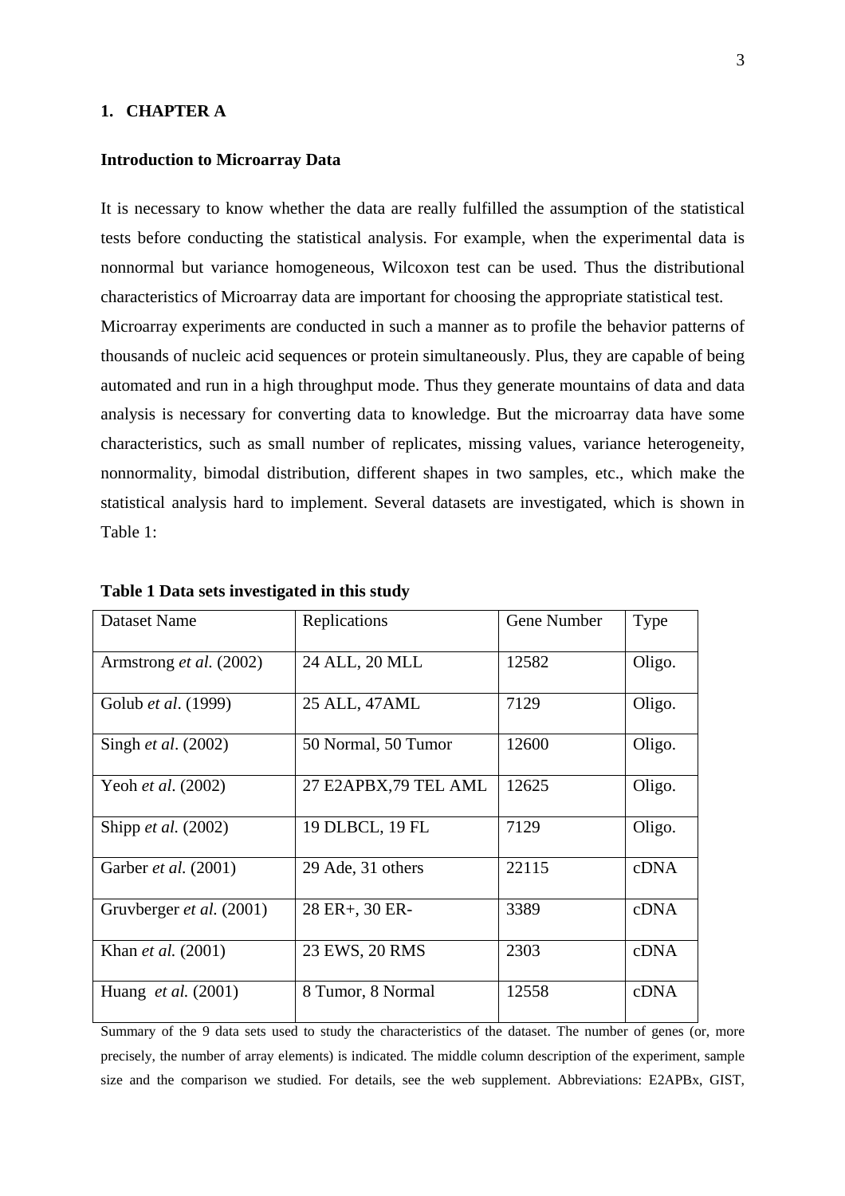# 1. CHAPTER A

## Introduction to Microarray Data

It is necessary to know whether the data are really fulfilled the assumption of the statistical tests before conducting the statistical analysis. For example, when the experimental data is nonnormal but variance homogeneous, Wilcoxon test can be used. Thus the distributional characteristics of Microarray data are important for choosing the appropriate statistical test.
Microarray experiments are conducted in such a manner as to profile the behavior patterns of thousands of nucleic acid sequences or protein simultaneously. Plus, they are capable of being automated and run in a high throughput mode. Thus they generate mountains of data and data analysis is necessary for converting data to knowledge. But the microarray data have some characteristics, such as small number of replicates, missing values, variance heterogeneity, nonnormality, bimodal distribution, different shapes in two samples, etc., which make the statistical analysis hard to implement. Several datasets are investigated, which is shown in Table 1:

**Table 1 Data sets investigated in this study**

| Dataset Name | Replications | Gene Number | Type |
|---|---|---|---|
| Armstrong *et al.* (2002) | 24 ALL, 20 MLL | 12582 | Oligo. |
| Golub *et al*. (1999) | 25 ALL, 47AML | 7129 | Oligo. |
| Singh *et al*. (2002) | 50 Normal, 50 Tumor | 12600 | Oligo. |
| Yeoh *et al*. (2002) | 27 E2APBX,79 TEL AML | 12625 | Oligo. |
| Shipp *et al.* (2002) | 19 DLBCL, 19 FL | 7129 | Oligo. |
| Garber *et al.* (2001) | 29 Ade, 31 others | 22115 | cDNA |
| Gruvberger *et al.* (2001) | 28 ER+, 30 ER- | 3389 | cDNA |
| Khan *et al.* (2001) | 23 EWS, 20 RMS | 2303 | cDNA |
| Huang *et al.* (2001) | 8 Tumor, 8 Normal | 12558 | cDNA |

Summary of the 9 data sets used to study the characteristics of the dataset. The number of genes (or, more precisely, the number of array elements) is indicated. The middle column description of the experiment, sample size and the comparison we studied. For details, see the web supplement. Abbreviations: E2APBx, GIST,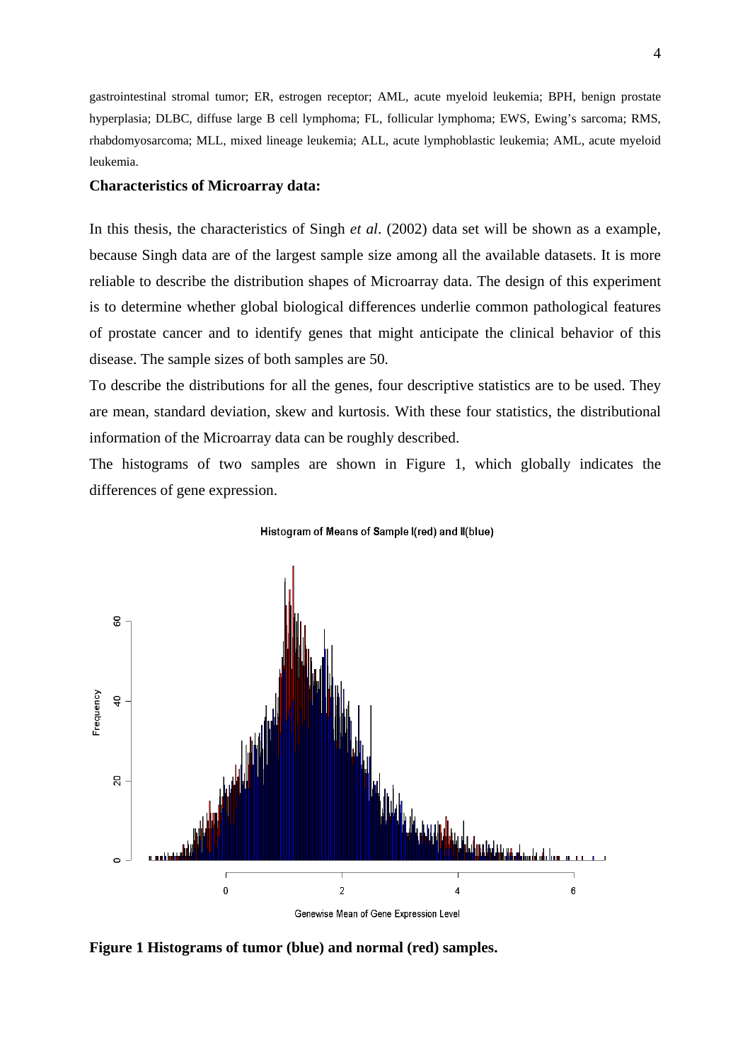gastrointestinal stromal tumor; ER, estrogen receptor; AML, acute myeloid leukemia; BPH, benign prostate hyperplasia; DLBC, diffuse large B cell lymphoma; FL, follicular lymphoma; EWS, Ewing's sarcoma; RMS, rhabdomyosarcoma; MLL, mixed lineage leukemia; ALL, acute lymphoblastic leukemia; AML, acute myeloid leukemia.

**Characteristics of Microarray data:**

In this thesis, the characteristics of Singh *et al*. (2002) data set will be shown as a example, because Singh data are of the largest sample size among all the available datasets. It is more reliable to describe the distribution shapes of Microarray data. The design of this experiment is to determine whether global biological differences underlie common pathological features of prostate cancer and to identify genes that might anticipate the clinical behavior of this disease. The sample sizes of both samples are 50.

To describe the distributions for all the genes, four descriptive statistics are to be used. They are mean, standard deviation, skew and kurtosis. With these four statistics, the distributional information of the Microarray data can be roughly described.

The histograms of two samples are shown in Figure 1, which globally indicates the differences of gene expression.

**Figure 1 Histograms of tumor (blue) and normal (red) samples.**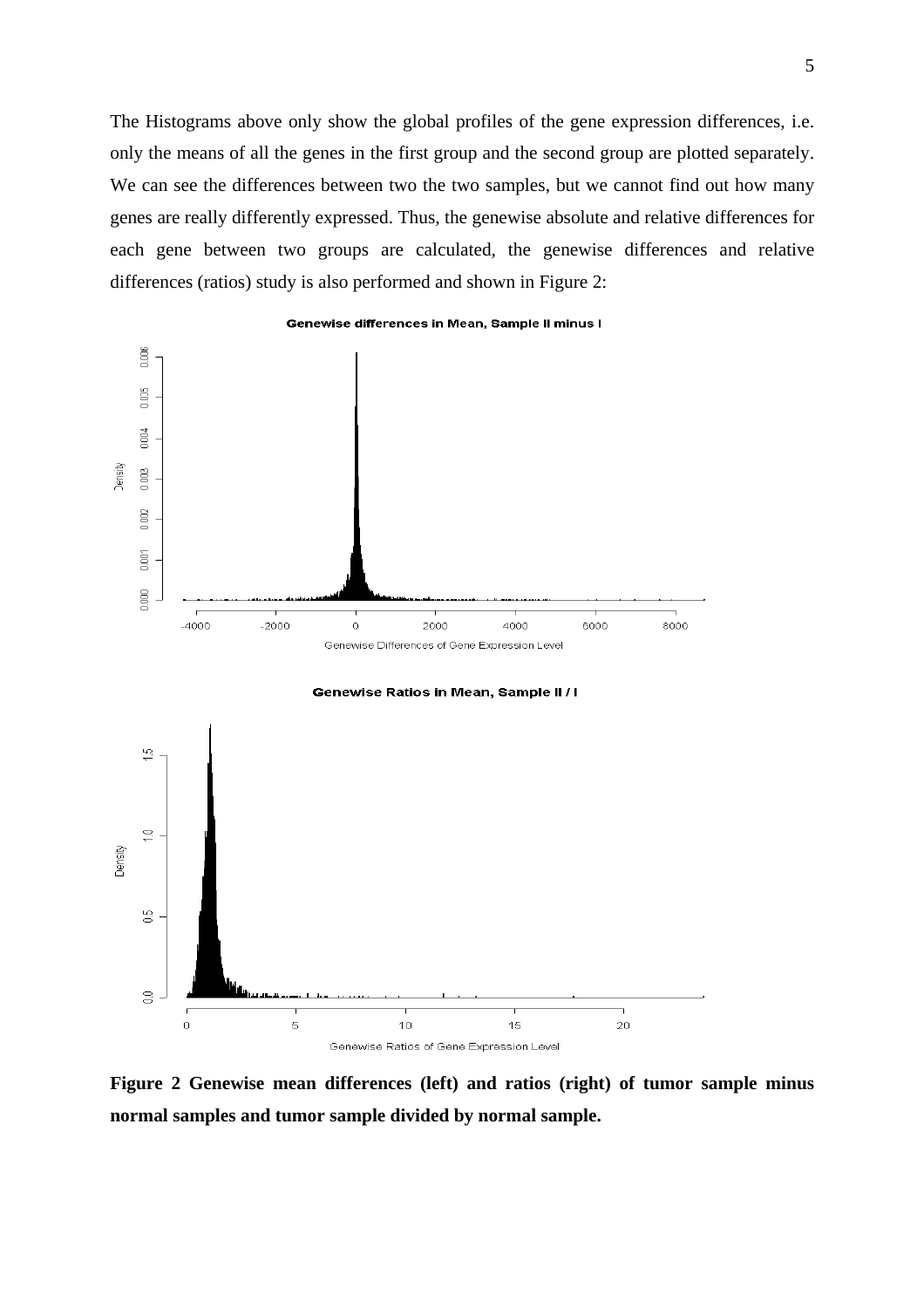The Histograms above only show the global profiles of the gene expression differences, i.e. only the means of all the genes in the first group and the second group are plotted separately. We can see the differences between two the two samples, but we cannot find out how many genes are really differently expressed. Thus, the genewise absolute and relative differences for each gene between two groups are calculated, the genewise differences and relative differences (ratios) study is also performed and shown in Figure 2:

**Figure 2 Genewise mean differences (left) and ratios (right) of tumor sample minus normal samples and tumor sample divided by normal sample.**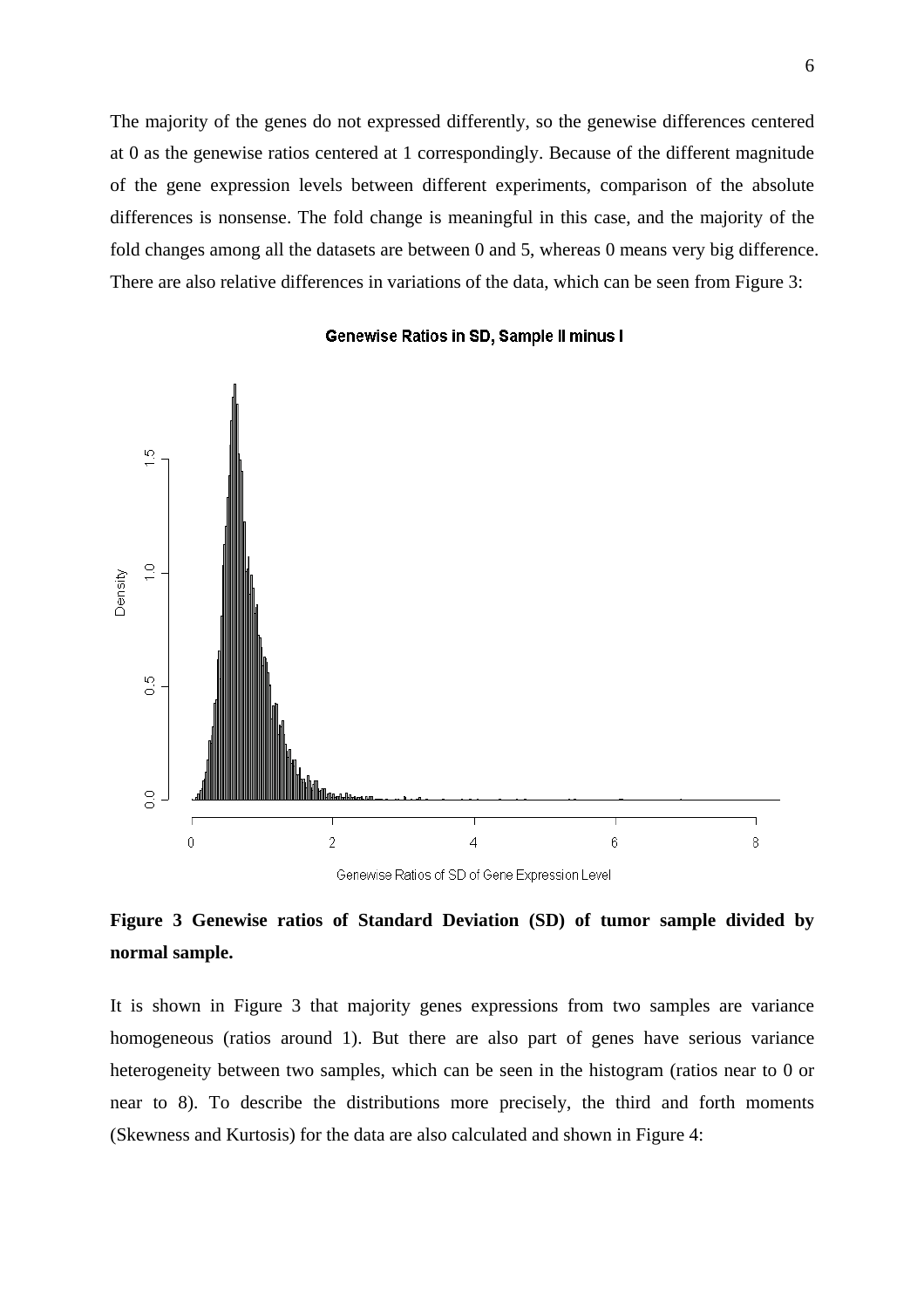The majority of the genes do not expressed differently, so the genewise differences centered at 0 as the genewise ratios centered at 1 correspondingly. Because of the different magnitude of the gene expression levels between different experiments, comparison of the absolute differences is nonsense. The fold change is meaningful in this case, and the majority of the fold changes among all the datasets are between 0 and 5, whereas 0 means very big difference. There are also relative differences in variations of the data, which can be seen from Figure 3:

**Figure 3 Genewise ratios of Standard Deviation (SD) of tumor sample divided by normal sample.**

It is shown in Figure 3 that majority genes expressions from two samples are variance homogeneous (ratios around 1). But there are also part of genes have serious variance heterogeneity between two samples, which can be seen in the histogram (ratios near to 0 or near to 8). To describe the distributions more precisely, the third and forth moments (Skewness and Kurtosis) for the data are also calculated and shown in Figure 4: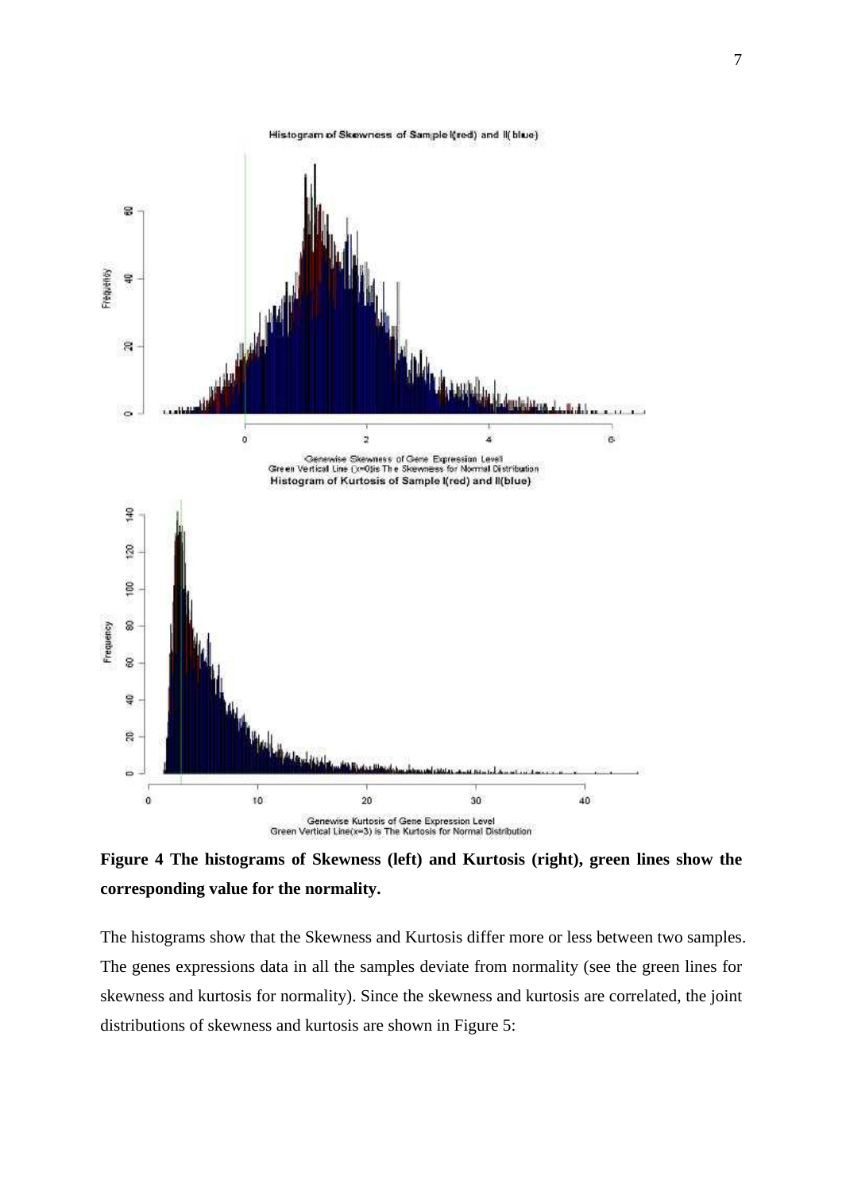**Figure 4 The histograms of Skewness (left) and Kurtosis (right), green lines show the corresponding value for the normality.**

The histograms show that the Skewness and Kurtosis differ more or less between two samples. The genes expressions data in all the samples deviate from normality (see the green lines for skewness and kurtosis for normality). Since the skewness and kurtosis are correlated, the joint distributions of skewness and kurtosis are shown in Figure 5: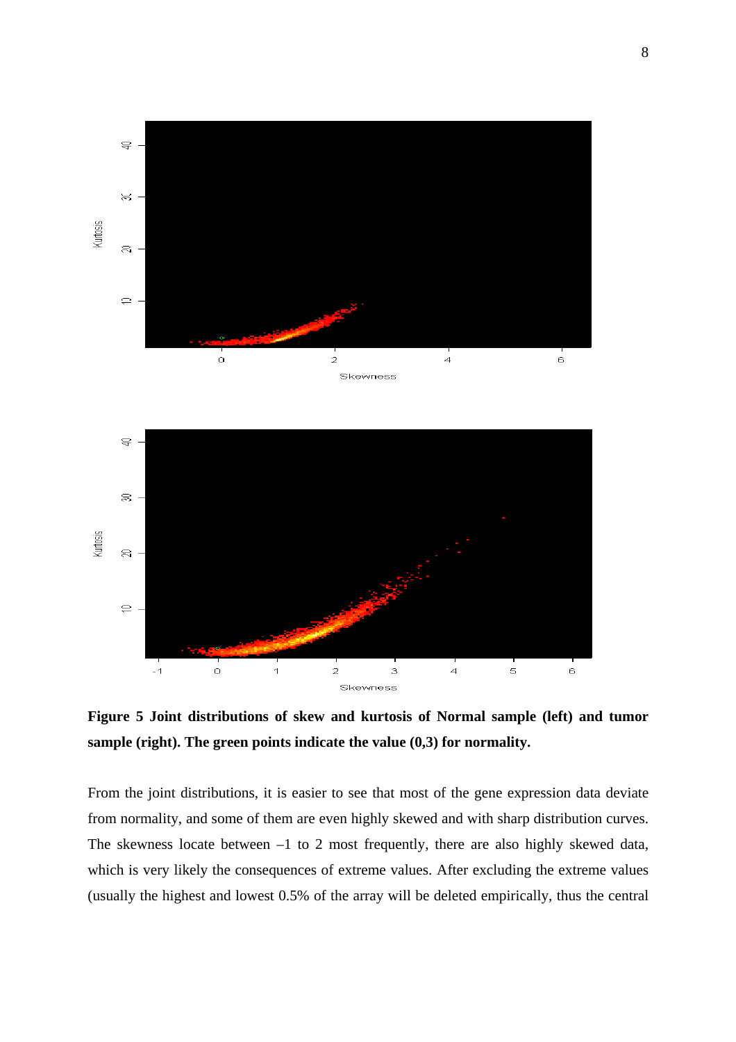**Figure 5 Joint distributions of skew and kurtosis of Normal sample (left) and tumor sample (right). The green points indicate the value (0,3) for normality.**

From the joint distributions, it is easier to see that most of the gene expression data deviate from normality, and some of them are even highly skewed and with sharp distribution curves. The skewness locate between –1 to 2 most frequently, there are also highly skewed data, which is very likely the consequences of extreme values. After excluding the extreme values (usually the highest and lowest 0.5% of the array will be deleted empirically, thus the central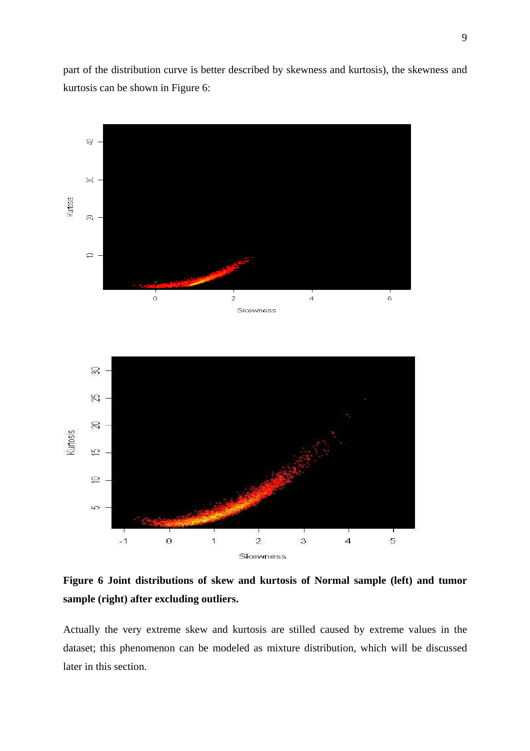part of the distribution curve is better described by skewness and kurtosis), the skewness and kurtosis can be shown in Figure 6:

**Figure 6 Joint distributions of skew and kurtosis of Normal sample (left) and tumor sample (right) after excluding outliers.**

Actually the very extreme skew and kurtosis are stilled caused by extreme values in the dataset; this phenomenon can be modeled as mixture distribution, which will be discussed later in this section.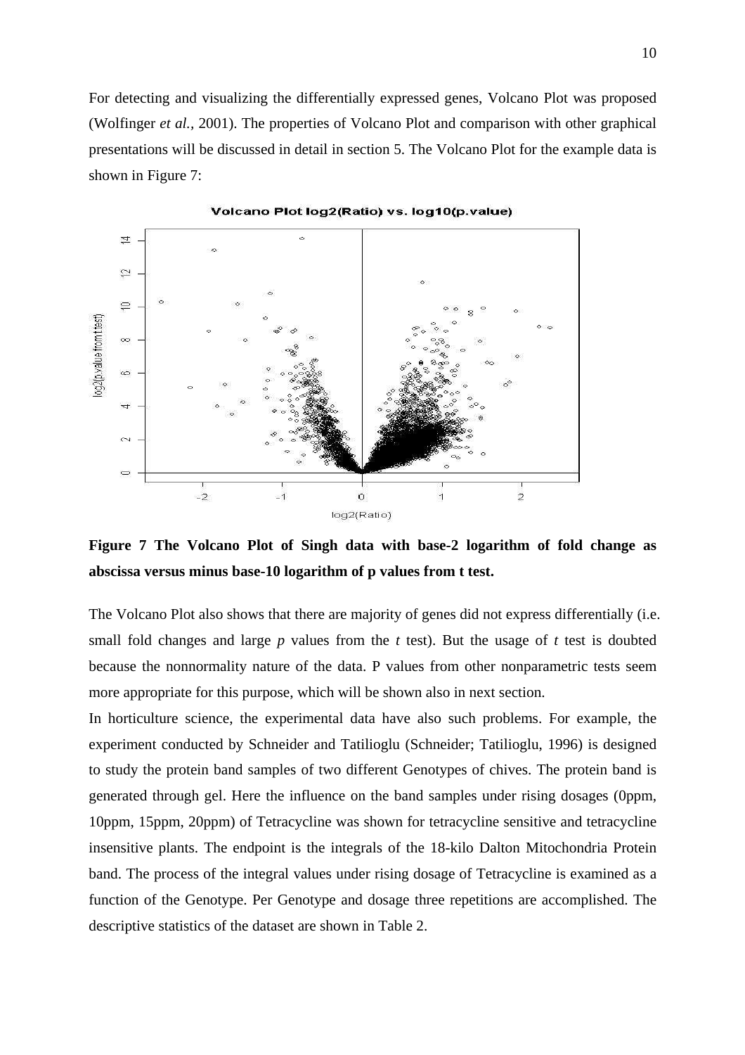For detecting and visualizing the differentially expressed genes, Volcano Plot was proposed (Wolfinger *et al.,* 2001). The properties of Volcano Plot and comparison with other graphical presentations will be discussed in detail in section 5. The Volcano Plot for the example data is shown in Figure 7:

**Figure 7 The Volcano Plot of Singh data with base-2 logarithm of fold change as abscissa versus minus base-10 logarithm of p values from t test.**

The Volcano Plot also shows that there are majority of genes did not express differentially (i.e. small fold changes and large *p* values from the *t* test). But the usage of *t* test is doubted because the nonnormality nature of the data. P values from other nonparametric tests seem more appropriate for this purpose, which will be shown also in next section.

In horticulture science, the experimental data have also such problems. For example, the experiment conducted by Schneider and Tatilioglu (Schneider; Tatilioglu, 1996) is designed to study the protein band samples of two different Genotypes of chives. The protein band is generated through gel. Here the influence on the band samples under rising dosages (0ppm, 10ppm, 15ppm, 20ppm) of Tetracycline was shown for tetracycline sensitive and tetracycline insensitive plants. The endpoint is the integrals of the 18-kilo Dalton Mitochondria Protein band. The process of the integral values under rising dosage of Tetracycline is examined as a function of the Genotype. Per Genotype and dosage three repetitions are accomplished. The descriptive statistics of the dataset are shown in Table 2.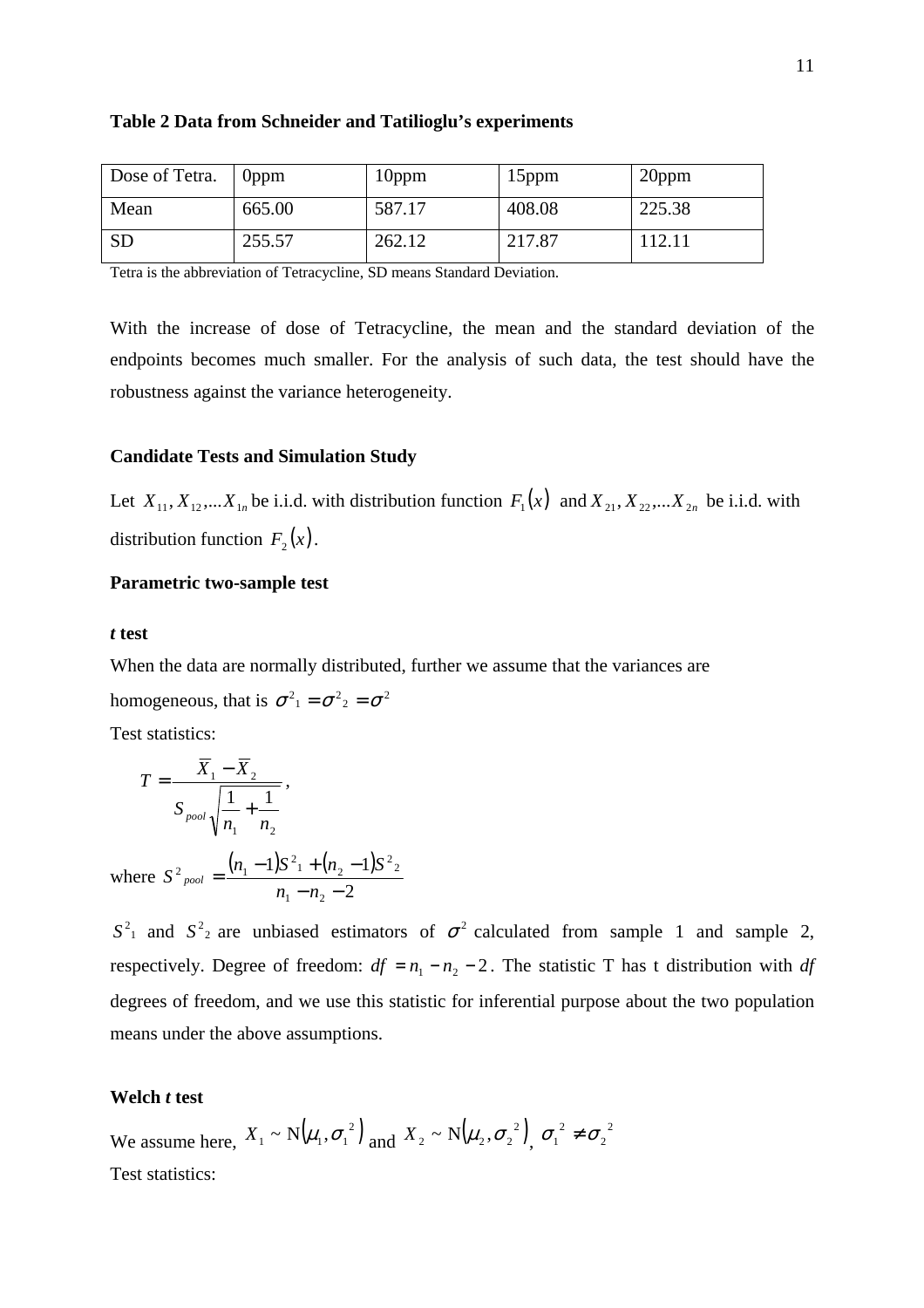**Table 2 Data from Schneider and Tatilioglu's experiments**

| Dose of Tetra. | 0ppm | 10ppm | 15ppm | 20ppm |
|---|---|---|---|---|
| Mean | 665.00 | 587.17 | 408.08 | 225.38 |
| SD | 255.57 | 262.12 | 217.87 | 112.11 |

Tetra is the abbreviation of Tetracycline, SD means Standard Deviation.

With the increase of dose of Tetracycline, the mean and the standard deviation of the endpoints becomes much smaller. For the analysis of such data, the test should have the robustness against the variance heterogeneity.

**Candidate Tests and Simulation Study**

Let $X_{11}, X_{12},...X_{1n}$ be i.i.d. with distribution function $F_1(x)$ and $X_{21}, X_{22},...X_{2n}$ be i.i.d. with distribution function $F_2(x)$.

**Parametric two-sample test**

***t* test**

When the data are normally distributed, further we assume that the variances are homogeneous, that is $\sigma^2{}_1 = \sigma^2{}_2 = \sigma^2$

Test statistics:

$$T = \frac{\overline{X}_1 - \overline{X}_2}{S_{pool}\sqrt{\frac{1}{n_1} + \frac{1}{n_2}}},$$

where $S^2{}_{pool} = \frac{(n_1 - 1)S^2{}_1 + (n_2 - 1)S^2{}_2}{n_1 - n_2 - 2}$

$S^2{}_1$ and $S^2{}_2$ are unbiased estimators of $\sigma^2$ calculated from sample 1 and sample 2, respectively. Degree of freedom: $df = n_1 - n_2 - 2$. The statistic T has t distribution with *df* degrees of freedom, and we use this statistic for inferential purpose about the two population means under the above assumptions.

**Welch *t* test**

We assume here, $X_1 \sim \mathrm{N}(\mu_1, \sigma_1{}^2)$ and $X_2 \sim \mathrm{N}(\mu_2, \sigma_2{}^2)$, $\sigma_1{}^2 \neq \sigma_2{}^2$

Test statistics: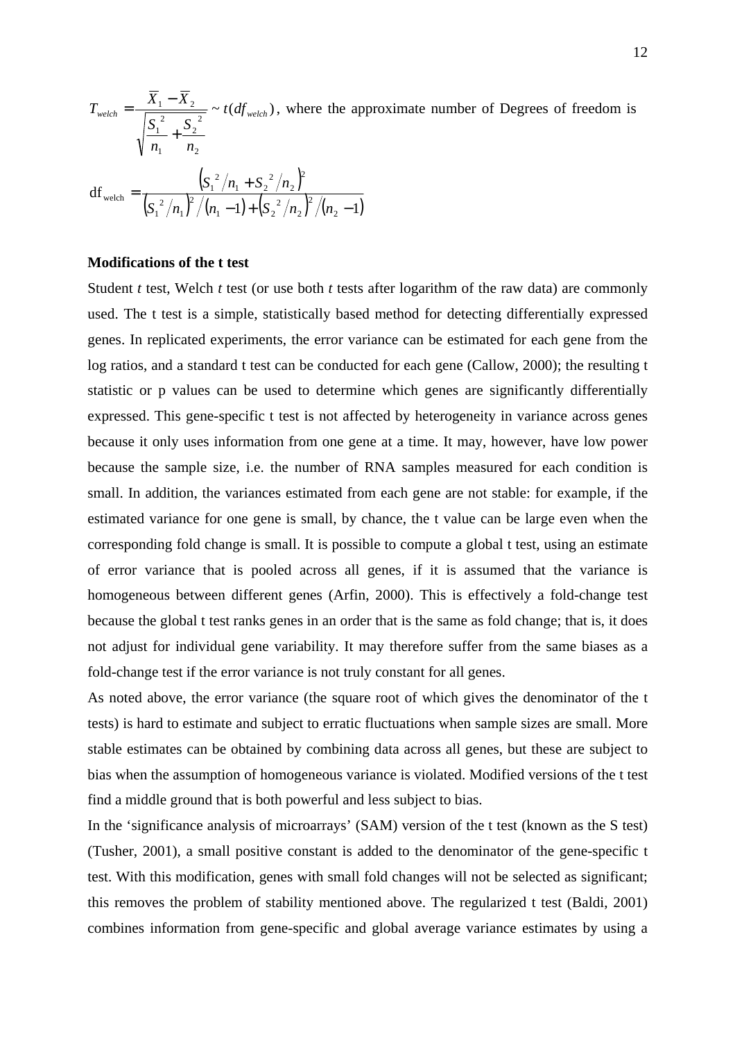$$T_{welch} = \frac{\overline{X}_1 - \overline{X}_2}{\sqrt{\frac{S_1^{\ 2}}{n_1} + \frac{S_2^{\ 2}}{n_2}}} \sim t(df_{welch})$$, where the approximate number of Degrees of freedom is

$$\mathrm{df}_{\mathrm{welch}} = \frac{\left(S_1^{\ 2}/n_1 + S_2^{\ 2}/n_2\right)^2}{\left(S_1^{\ 2}/n_1\right)^2/(n_1 - 1) + \left(S_2^{\ 2}/n_2\right)^2/(n_2 - 1)}$$

**Modifications of the t test**

Student *t* test, Welch *t* test (or use both *t* tests after logarithm of the raw data) are commonly used. The t test is a simple, statistically based method for detecting differentially expressed genes. In replicated experiments, the error variance can be estimated for each gene from the log ratios, and a standard t test can be conducted for each gene (Callow, 2000); the resulting t statistic or p values can be used to determine which genes are significantly differentially expressed. This gene-specific t test is not affected by heterogeneity in variance across genes because it only uses information from one gene at a time. It may, however, have low power because the sample size, i.e. the number of RNA samples measured for each condition is small. In addition, the variances estimated from each gene are not stable: for example, if the estimated variance for one gene is small, by chance, the t value can be large even when the corresponding fold change is small. It is possible to compute a global t test, using an estimate of error variance that is pooled across all genes, if it is assumed that the variance is homogeneous between different genes (Arfin, 2000). This is effectively a fold-change test because the global t test ranks genes in an order that is the same as fold change; that is, it does not adjust for individual gene variability. It may therefore suffer from the same biases as a fold-change test if the error variance is not truly constant for all genes.

As noted above, the error variance (the square root of which gives the denominator of the t tests) is hard to estimate and subject to erratic fluctuations when sample sizes are small. More stable estimates can be obtained by combining data across all genes, but these are subject to bias when the assumption of homogeneous variance is violated. Modified versions of the t test find a middle ground that is both powerful and less subject to bias.

In the 'significance analysis of microarrays' (SAM) version of the t test (known as the S test) (Tusher, 2001), a small positive constant is added to the denominator of the gene-specific t test. With this modification, genes with small fold changes will not be selected as significant; this removes the problem of stability mentioned above. The regularized t test (Baldi, 2001) combines information from gene-specific and global average variance estimates by using a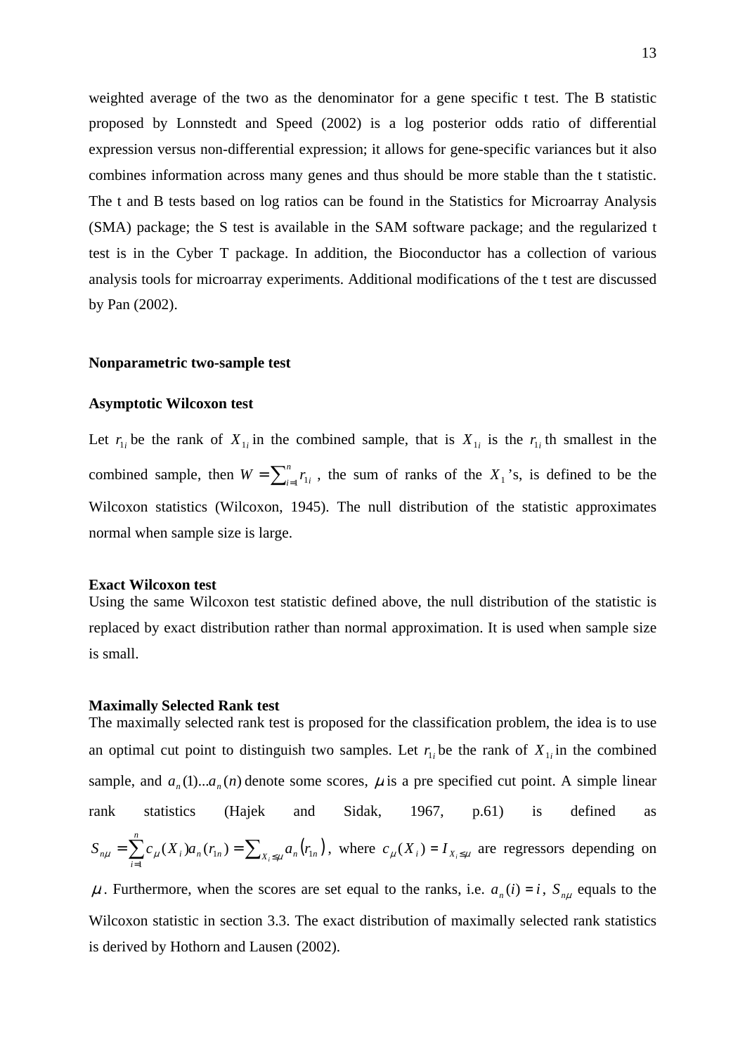weighted average of the two as the denominator for a gene specific t test. The B statistic proposed by Lonnstedt and Speed (2002) is a log posterior odds ratio of differential expression versus non-differential expression; it allows for gene-specific variances but it also combines information across many genes and thus should be more stable than the t statistic. The t and B tests based on log ratios can be found in the Statistics for Microarray Analysis (SMA) package; the S test is available in the SAM software package; and the regularized t test is in the Cyber T package. In addition, the Bioconductor has a collection of various analysis tools for microarray experiments. Additional modifications of the t test are discussed by Pan (2002).

**Nonparametric two-sample test**

**Asymptotic Wilcoxon test**

Let $r_{1i}$ be the rank of $X_{1i}$ in the combined sample, that is $X_{1i}$ is the $r_{1i}$ th smallest in the combined sample, then $W = \sum_{i=1}^{n} r_{1i}$ , the sum of ranks of the $X_1$'s, is defined to be the Wilcoxon statistics (Wilcoxon, 1945). The null distribution of the statistic approximates normal when sample size is large.

**Exact Wilcoxon test**

Using the same Wilcoxon test statistic defined above, the null distribution of the statistic is replaced by exact distribution rather than normal approximation. It is used when sample size is small.

**Maximally Selected Rank test**

The maximally selected rank test is proposed for the classification problem, the idea is to use an optimal cut point to distinguish two samples. Let $r_{1i}$ be the rank of $X_{1i}$ in the combined sample, and $a_n(1)...a_n(n)$ denote some scores, $\mu$ is a pre specified cut point. A simple linear rank statistics (Hajek and Sidak, 1967, p.61) is defined as $S_{n\mu} = \sum_{i=1}^{n} c_{\mu}(X_i) a_n(r_{1n}) = \sum_{X_i \le \mu} a_n(r_{1n})$, where $c_{\mu}(X_i) = I_{X_i \le \mu}$ are regressors depending on $\mu$. Furthermore, when the scores are set equal to the ranks, i.e. $a_n(i) = i$, $S_{n\mu}$ equals to the Wilcoxon statistic in section 3.3. The exact distribution of maximally selected rank statistics is derived by Hothorn and Lausen (2002).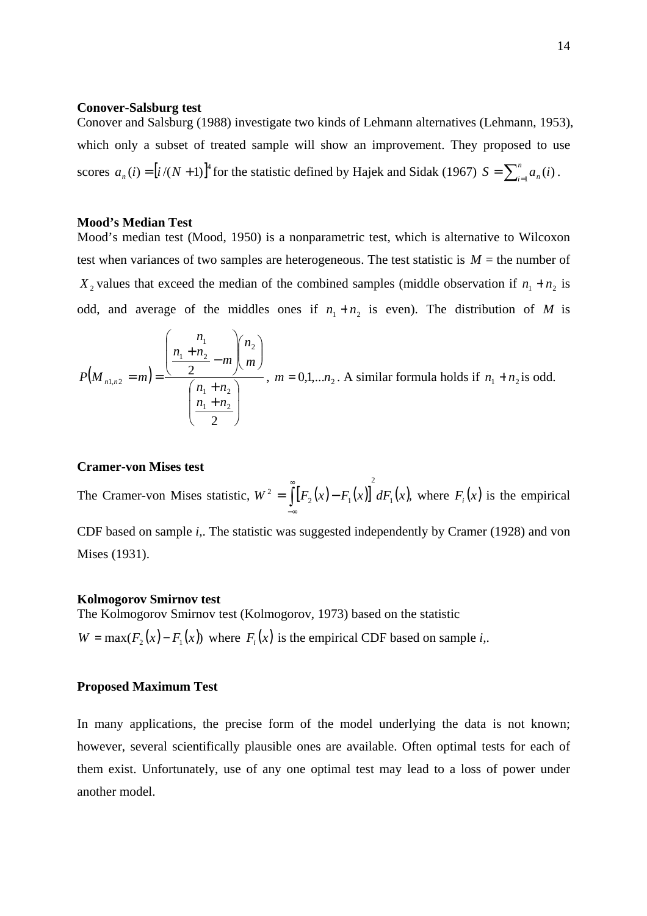**Conover-Salsburg test**

Conover and Salsburg (1988) investigate two kinds of Lehmann alternatives (Lehmann, 1953), which only a subset of treated sample will show an improvement. They proposed to use scores $a_n(i) = [i/(N+1)]^4$ for the statistic defined by Hajek and Sidak (1967) $S = \sum_{i=1}^{n} a_n(i)$ .

**Mood's Median Test**

Mood's median test (Mood, 1950) is a nonparametric test, which is alternative to Wilcoxon test when variances of two samples are heterogeneous. The test statistic is $M$ = the number of $X_2$ values that exceed the median of the combined samples (middle observation if $n_1 + n_2$ is odd, and average of the middles ones if $n_1 + n_2$ is even). The distribution of $M$ is

$$P(M_{n1,n2} = m) = \frac{\binom{n_1}{\frac{n_1+n_2}{2} - m}\binom{n_2}{m}}{\binom{n_1+n_2}{\frac{n_1+n_2}{2}}}$$

, $m = 0,1,...n_2$. A similar formula holds if $n_1 + n_2$ is odd.

**Cramer-von Mises test**

The Cramer-von Mises statistic, $W^2 = \int_{-\infty}^{\infty} [F_2(x) - F_1(x)]^2 \, dF_1(x)$, where $F_i(x)$ is the empirical CDF based on sample *i*,. The statistic was suggested independently by Cramer (1928) and von Mises (1931).

**Kolmogorov Smirnov test**

The Kolmogorov Smirnov test (Kolmogorov, 1973) based on the statistic

$W = \max(F_2(x) - F_1(x))$ where $F_i(x)$ is the empirical CDF based on sample *i*,.

**Proposed Maximum Test**

In many applications, the precise form of the model underlying the data is not known; however, several scientifically plausible ones are available. Often optimal tests for each of them exist. Unfortunately, use of any one optimal test may lead to a loss of power under another model.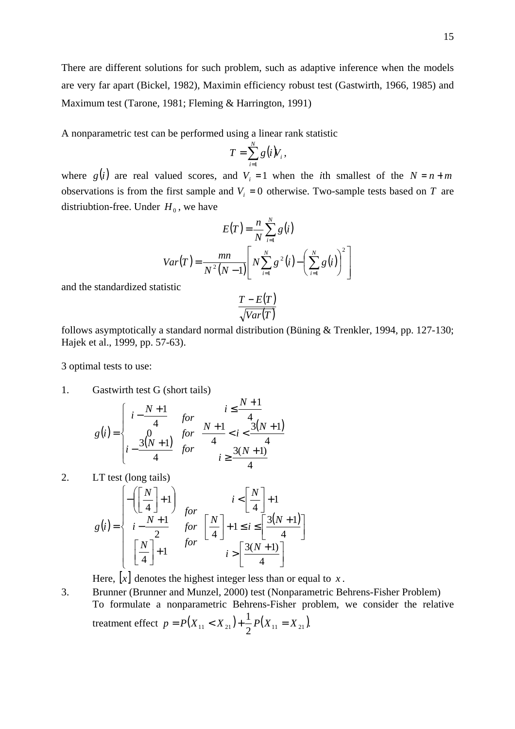There are different solutions for such problem, such as adaptive inference when the models are very far apart (Bickel, 1982), Maximin efficiency robust test (Gastwirth, 1966, 1985) and Maximum test (Tarone, 1981; Fleming & Harrington, 1991)

A nonparametric test can be performed using a linear rank statistic

$$T = \sum_{i=1}^{N} g(i) V_i ,$$

where $g(i)$ are real valued scores, and $V_i = 1$ when the *i*th smallest of the $N = n + m$ observations is from the first sample and $V_i = 0$ otherwise. Two-sample tests based on $T$ are distriubtion-free. Under $H_0$, we have

$$E(T) = \frac{n}{N} \sum_{i=1}^{N} g(i)$$

$$Var(T) = \frac{mn}{N^2 (N-1)} \left[ N \sum_{i=1}^{N} g^2(i) - \left( \sum_{i=1}^{N} g(i) \right)^2 \right]$$

and the standardized statistic

$$\frac{T - E(T)}{\sqrt{Var(T)}}$$

follows asymptotically a standard normal distribution (Büning & Trenkler, 1994, pp. 127-130; Hajek et al., 1999, pp. 57-63).

3 optimal tests to use:

1. Gastwirth test G (short tails)

$$g(i) = \begin{cases} i - \dfrac{N+1}{4} & for \quad i \le \dfrac{N+1}{4} \\ 0 & for \quad \dfrac{N+1}{4} < i < \dfrac{3(N+1)}{4} \\ i - \dfrac{3(N+1)}{4} & for \quad i \ge \dfrac{3(N+1)}{4} \end{cases}$$

2. LT test (long tails)

$$g(i) = \begin{cases} -\left( \left[ \dfrac{N}{4} \right] + 1 \right) & for \quad i < \left[ \dfrac{N}{4} \right] + 1 \\ i - \dfrac{N+1}{2} & for \quad \left[ \dfrac{N}{4} \right] + 1 \le i \le \left[ \dfrac{3(N+1)}{4} \right] \\ \left[ \dfrac{N}{4} \right] + 1 & for \quad i > \left[ \dfrac{3(N+1)}{4} \right] \end{cases}$$

Here, $[x]$ denotes the highest integer less than or equal to $x$.

3. Brunner (Brunner and Munzel, 2000) test (Nonparametric Behrens-Fisher Problem)
   To formulate a nonparametric Behrens-Fisher problem, we consider the relative treatment effect $p = P(X_{11} < X_{21}) + \frac{1}{2} P(X_{11} = X_{21})$.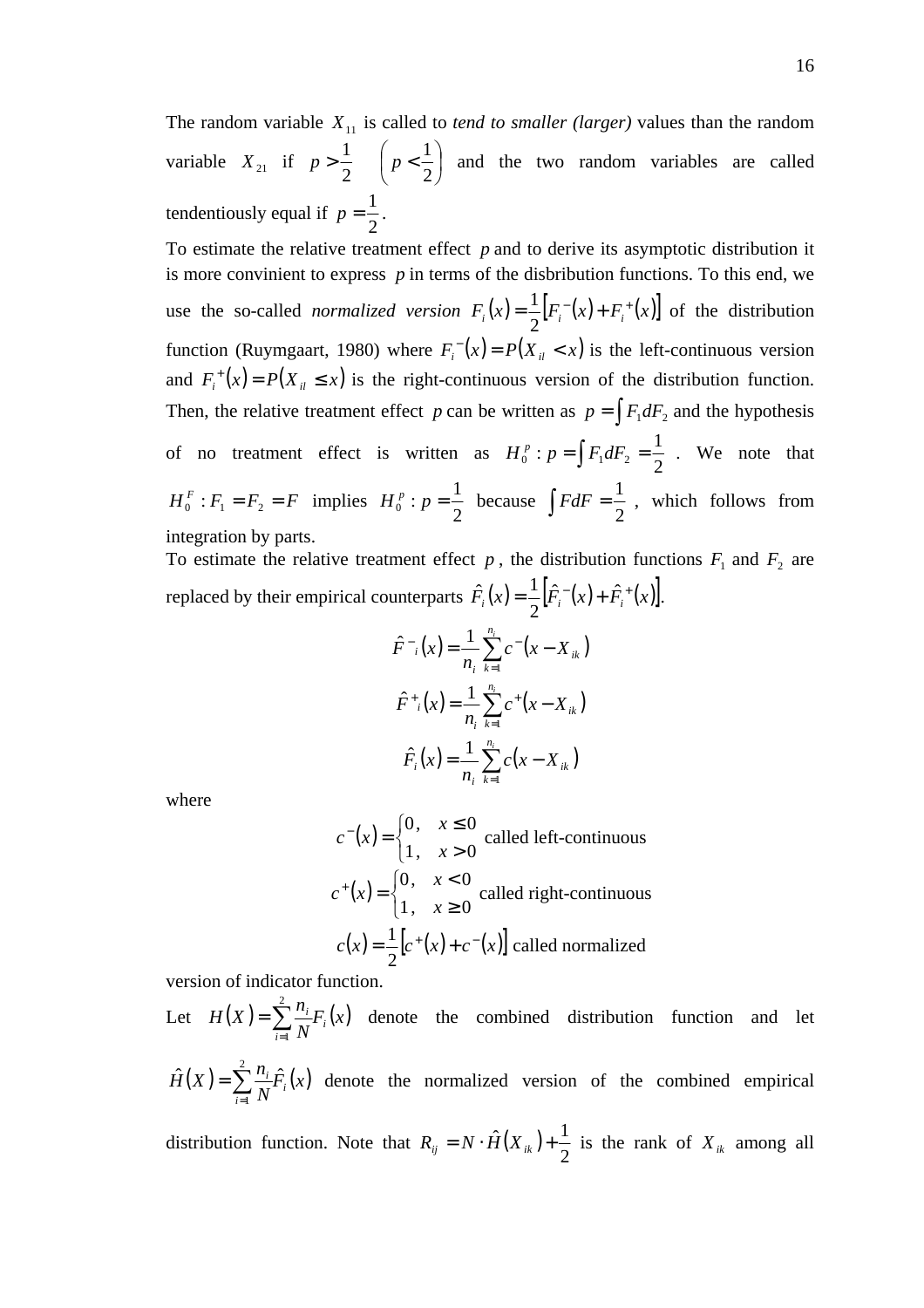The random variable $X_{11}$ is called to *tend to smaller (larger)* values than the random variable $X_{21}$ if $p > \frac{1}{2}$ $\left( p < \frac{1}{2} \right)$ and the two random variables are called tendentiously equal if $p = \frac{1}{2}$.

To estimate the relative treatment effect $p$ and to derive its asymptotic distribution it is more convinient to express $p$ in terms of the disbribution functions. To this end, we use the so-called *normalized version* $F_i(x) = \frac{1}{2}\left[F_i^-(x) + F_i^+(x)\right]$ of the distribution function (Ruymgaart, 1980) where $F_i^-(x) = P(X_{il} < x)$ is the left-continuous version and $F_i^+(x) = P(X_{il} \le x)$ is the right-continuous version of the distribution function. Then, the relative treatment effect $p$ can be written as $p = \int F_1 dF_2$ and the hypothesis of no treatment effect is written as $H_0^p : p = \int F_1 dF_2 = \frac{1}{2}$. We note that $H_0^F : F_1 = F_2 = F$ implies $H_0^p : p = \frac{1}{2}$ because $\int F dF = \frac{1}{2}$, which follows from integration by parts.

To estimate the relative treatment effect $p$, the distribution functions $F_1$ and $F_2$ are replaced by their empirical counterparts $\hat{F}_i(x) = \frac{1}{2}\left[\hat{F}_i^-(x) + \hat{F}_i^+(x)\right]$.

$$\hat{F}^-{}_i(x) = \frac{1}{n_i}\sum_{k=1}^{n_i} c^-(x - X_{ik})$$

$$\hat{F}^+{}_i(x) = \frac{1}{n_i}\sum_{k=1}^{n_i} c^+(x - X_{ik})$$

$$\hat{F}_i(x) = \frac{1}{n_i}\sum_{k=1}^{n_i} c(x - X_{ik})$$

where

$$c^-(x) = \begin{cases} 0, & x \le 0 \\ 1, & x > 0 \end{cases} \text{ called left-continuous}$$

$$c^+(x) = \begin{cases} 0, & x < 0 \\ 1, & x \ge 0 \end{cases} \text{ called right-continuous}$$

$$c(x) = \frac{1}{2}\left[c^+(x) + c^-(x)\right] \text{ called normalized}$$

version of indicator function.

Let $H(X) = \sum_{i=1}^{2} \frac{n_i}{N} F_i(x)$ denote the combined distribution function and let $\hat{H}(X) = \sum_{i=1}^{2} \frac{n_i}{N} \hat{F}_i(x)$ denote the normalized version of the combined empirical distribution function. Note that $R_{ij} = N \cdot \hat{H}(X_{ik}) + \frac{1}{2}$ is the rank of $X_{ik}$ among all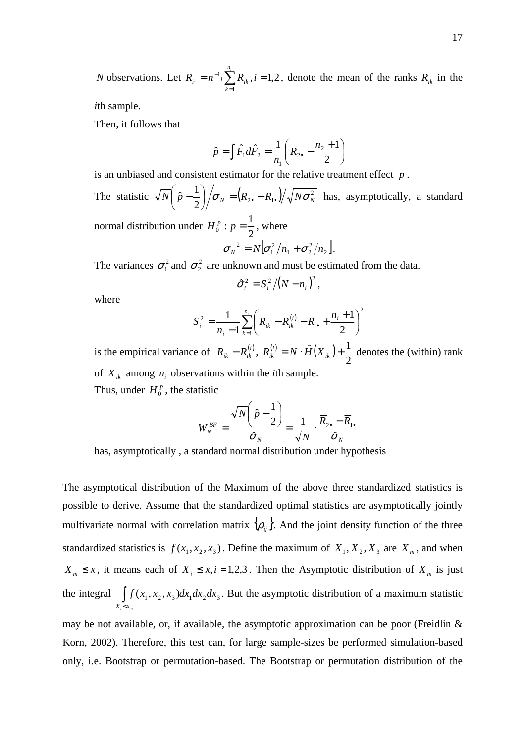$N$ observations. Let $\overline{R}_{i\cdot} = n^{-1}{}_i \sum_{k=1}^{n_i} R_{ik}, i = 1,2$, denote the mean of the ranks $R_{ik}$ in the $i$th sample.

Then, it follows that

$$\hat{p} = \int \hat{F}_1 d\hat{F}_2 = \frac{1}{n_1}\left(\overline{R}_{2\bullet} - \frac{n_2+1}{2}\right)$$

is an unbiased and consistent estimator for the relative treatment effect $p$.

The statistic $\sqrt{N}\left(\hat{p} - \frac{1}{2}\right)\Big/\sigma_N = \left(\overline{R}_{2\bullet} - \overline{R}_{1\bullet}\right)\Big/\sqrt{N\sigma_N^2}$ has, asymptotically, a standard normal distribution under $H_0^p : p = \frac{1}{2}$, where

$${\sigma_N}^2 = N\left[\sigma_1^2/n_1 + \sigma_2^2/n_2\right].$$

The variances $\sigma_1^2$ and $\sigma_2^2$ are unknown and must be estimated from the data.

$$\hat{\sigma}_i^2 = S_i^2 \big/ \left(N - n_i\right)^2,$$

where

$$S_i^2 = \frac{1}{n_i - 1}\sum_{k=1}^{n_i}\left(R_{ik} - R_{ik}^{(i)} - \overline{R}_{i\bullet} + \frac{n_i+1}{2}\right)^2$$

is the empirical variance of $R_{ik} - R_{ik}^{(i)}$, $R_{ik}^{(i)} = N \cdot \hat{H}\left(X_{ik}\right) + \frac{1}{2}$ denotes the (within) rank of $X_{ik}$ among $n_i$ observations within the $i$th sample.

Thus, under $H_0^p$, the statistic

$$W_N^{BF} = \frac{\sqrt{N}\left(\hat{p} - \frac{1}{2}\right)}{\hat{\sigma}_N} = \frac{1}{\sqrt{N}} \cdot \frac{\overline{R}_{2\bullet} - \overline{R}_{1\bullet}}{\hat{\sigma}_N}$$

has, asymptotically , a standard normal distribution under hypothesis

The asymptotical distribution of the Maximum of the above three standardized statistics is possible to derive. Assume that the standardized optimal statistics are asymptotically jointly multivariate normal with correlation matrix $\{\rho_{ij}\}$. And the joint density function of the three standardized statistics is $f(x_1, x_2, x_3)$. Define the maximum of $X_1, X_2, X_3$ are $X_m$, and when $X_m \leq x$, it means each of $X_i \leq x, i = 1,2,3$. Then the Asymptotic distribution of $X_m$ is just the integral $\int_{X_i < x_m} f(x_1, x_2, x_3)dx_1dx_2dx_3$. But the asymptotic distribution of a maximum statistic may be not available, or, if available, the asymptotic approximation can be poor (Freidlin & Korn, 2002). Therefore, this test can, for large sample-sizes be performed simulation-based only, i.e. Bootstrap or permutation-based. The Bootstrap or permutation distribution of the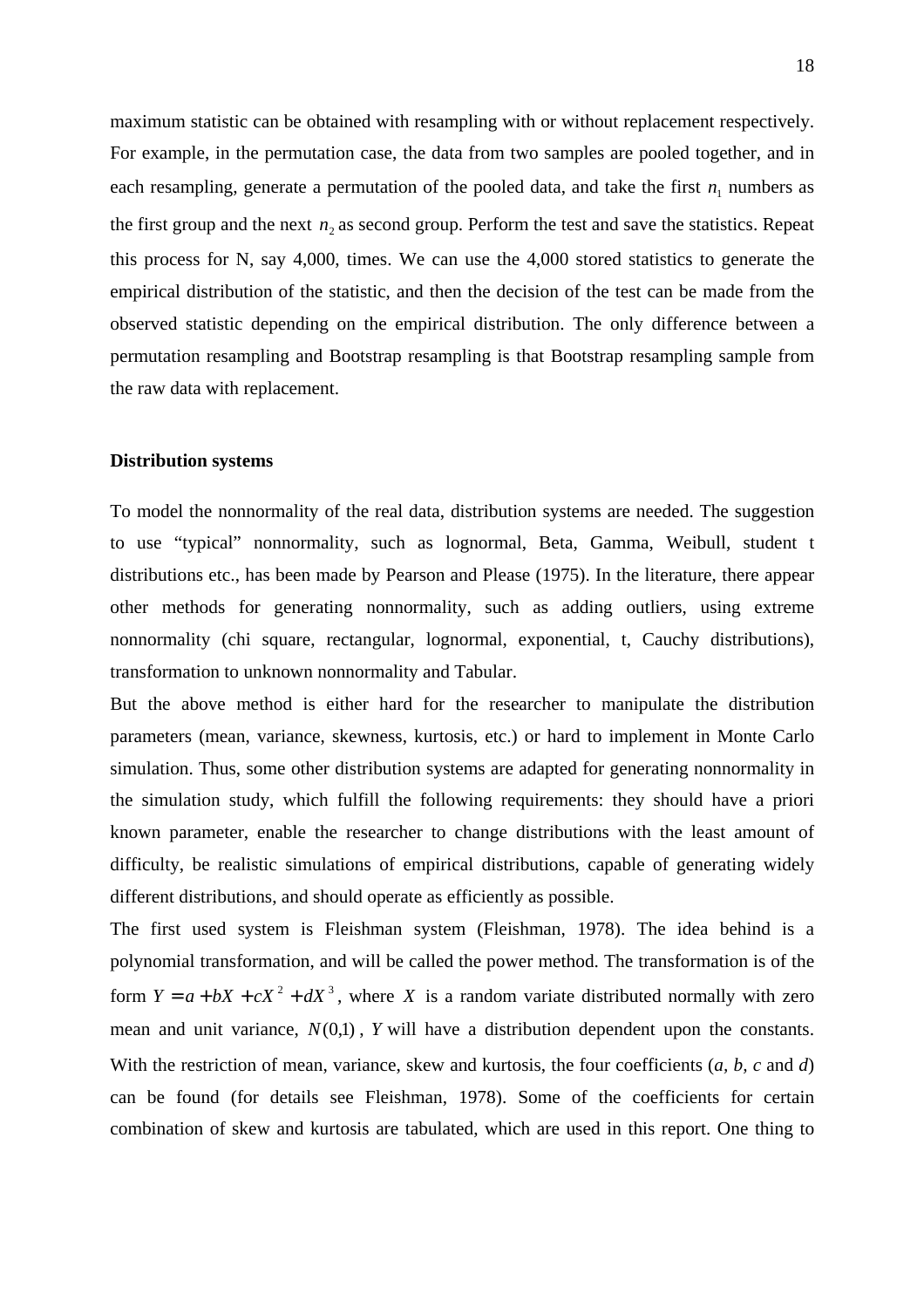maximum statistic can be obtained with resampling with or without replacement respectively. For example, in the permutation case, the data from two samples are pooled together, and in each resampling, generate a permutation of the pooled data, and take the first $n_1$ numbers as the first group and the next $n_2$ as second group. Perform the test and save the statistics. Repeat this process for N, say 4,000, times. We can use the 4,000 stored statistics to generate the empirical distribution of the statistic, and then the decision of the test can be made from the observed statistic depending on the empirical distribution. The only difference between a permutation resampling and Bootstrap resampling is that Bootstrap resampling sample from the raw data with replacement.

**Distribution systems**

To model the nonnormality of the real data, distribution systems are needed. The suggestion to use "typical" nonnormality, such as lognormal, Beta, Gamma, Weibull, student t distributions etc., has been made by Pearson and Please (1975). In the literature, there appear other methods for generating nonnormality, such as adding outliers, using extreme nonnormality (chi square, rectangular, lognormal, exponential, t, Cauchy distributions), transformation to unknown nonnormality and Tabular.

But the above method is either hard for the researcher to manipulate the distribution parameters (mean, variance, skewness, kurtosis, etc.) or hard to implement in Monte Carlo simulation. Thus, some other distribution systems are adapted for generating nonnormality in the simulation study, which fulfill the following requirements: they should have a priori known parameter, enable the researcher to change distributions with the least amount of difficulty, be realistic simulations of empirical distributions, capable of generating widely different distributions, and should operate as efficiently as possible.

The first used system is Fleishman system (Fleishman, 1978). The idea behind is a polynomial transformation, and will be called the power method. The transformation is of the form $Y = a + bX + cX^2 + dX^3$, where $X$ is a random variate distributed normally with zero mean and unit variance, $N(0,1)$, $Y$ will have a distribution dependent upon the constants. With the restriction of mean, variance, skew and kurtosis, the four coefficients (*a*, *b*, *c* and *d*) can be found (for details see Fleishman, 1978). Some of the coefficients for certain combination of skew and kurtosis are tabulated, which are used in this report. One thing to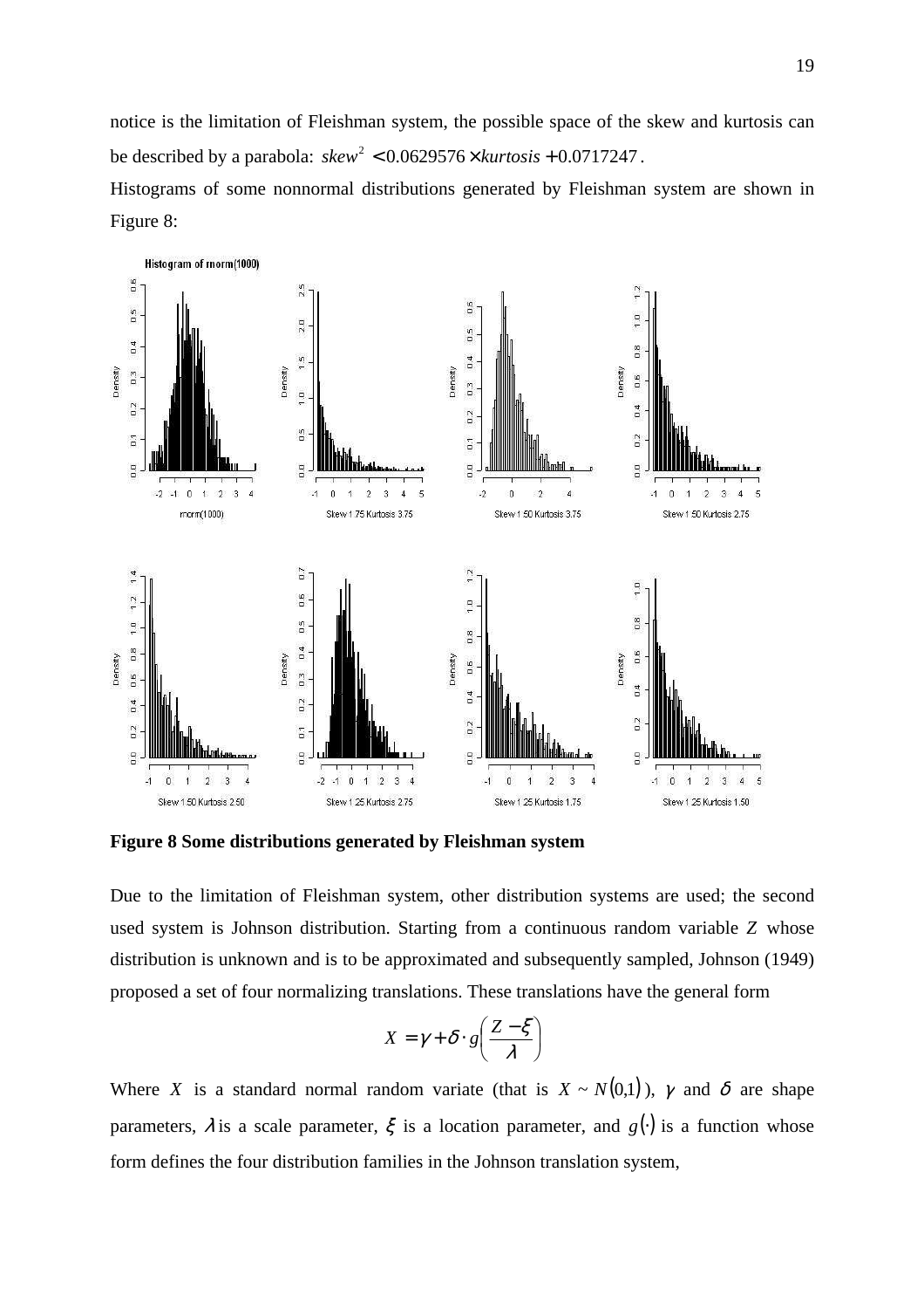notice is the limitation of Fleishman system, the possible space of the skew and kurtosis can be described by a parabola: $skew^2 < 0.0629576 \times kurtosis + 0.0717247$.

Histograms of some nonnormal distributions generated by Fleishman system are shown in Figure 8:

**Figure 8 Some distributions generated by Fleishman system**

Due to the limitation of Fleishman system, other distribution systems are used; the second used system is Johnson distribution. Starting from a continuous random variable $Z$ whose distribution is unknown and is to be approximated and subsequently sampled, Johnson (1949) proposed a set of four normalizing translations. These translations have the general form

$$X = \gamma + \delta \cdot g\left(\frac{Z - \xi}{\lambda}\right)$$

Where $X$ is a standard normal random variate (that is $X \sim N(0,1)$), $\gamma$ and $\delta$ are shape parameters, $\lambda$ is a scale parameter, $\xi$ is a location parameter, and $g(\cdot)$ is a function whose form defines the four distribution families in the Johnson translation system,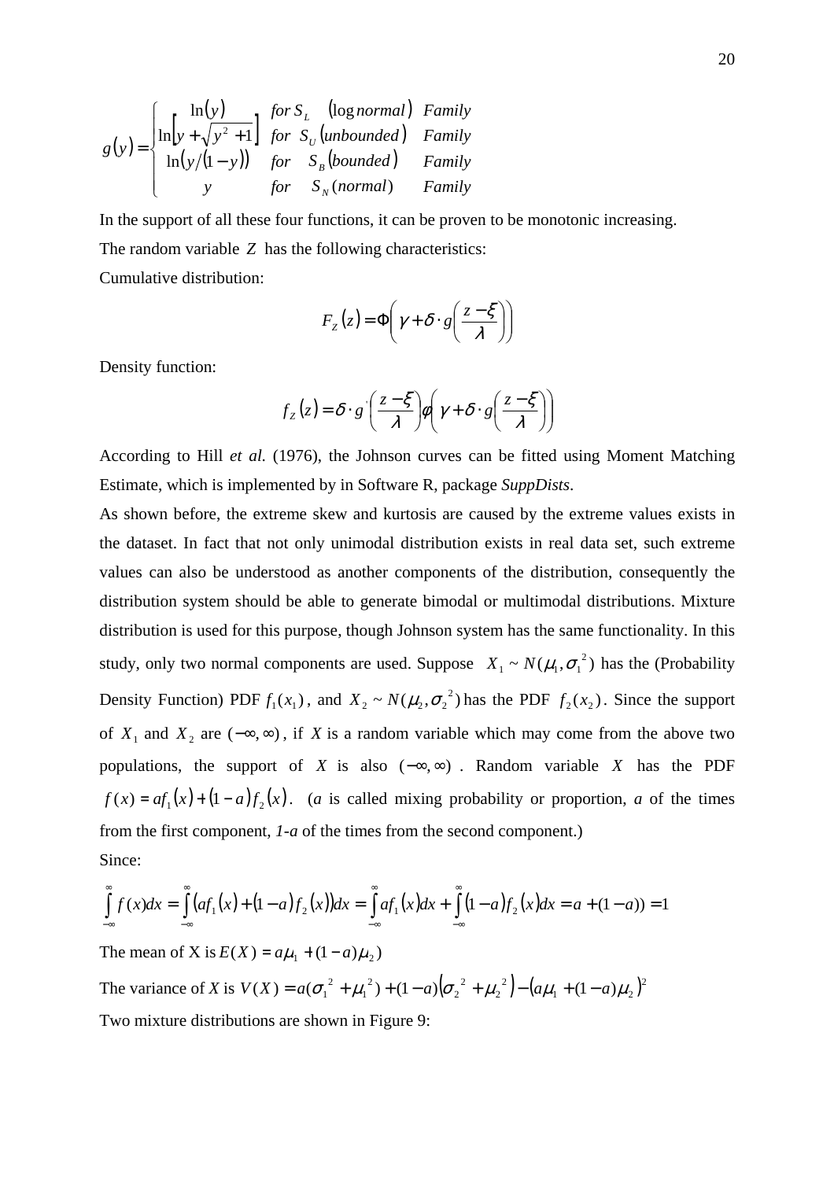$$g(y) = \begin{cases} \ln(y) & for\ S_L \quad (\log normal) \quad Family \\ \ln\left[y + \sqrt{y^2 + 1}\right] & for\ \ S_U\ (unbounded) \quad Family \\ \ln(y/(1-y)) & for \quad S_B\ (bounded) \quad Family \\ y & for \quad S_N\ (normal) \quad Family \end{cases}$$

In the support of all these four functions, it can be proven to be monotonic increasing.

The random variable $Z$ has the following characteristics:

Cumulative distribution:

$$F_Z(z) = \Phi\left(\gamma + \delta \cdot g\left(\frac{z - \xi}{\lambda}\right)\right)$$

Density function:

$$f_Z(z) = \delta \cdot g'\left(\frac{z - \xi}{\lambda}\right)\phi\left(\gamma + \delta \cdot g\left(\frac{z - \xi}{\lambda}\right)\right)$$

According to Hill *et al.* (1976), the Johnson curves can be fitted using Moment Matching Estimate, which is implemented by in Software R, package *SuppDists*.

As shown before, the extreme skew and kurtosis are caused by the extreme values exists in the dataset. In fact that not only unimodal distribution exists in real data set, such extreme values can also be understood as another components of the distribution, consequently the distribution system should be able to generate bimodal or multimodal distributions. Mixture distribution is used for this purpose, though Johnson system has the same functionality. In this study, only two normal components are used. Suppose $X_1 \sim N(\mu_1, \sigma_1^{\ 2})$ has the (Probability Density Function) PDF $f_1(x_1)$, and $X_2 \sim N(\mu_2, \sigma_2^{\ 2})$ has the PDF $f_2(x_2)$. Since the support of $X_1$ and $X_2$ are $(-\infty, \infty)$, if $X$ is a random variable which may come from the above two populations, the support of $X$ is also $(-\infty, \infty)$. Random variable $X$ has the PDF $f(x) = af_1(x) + (1-a)f_2(x)$. ($a$ is called mixing probability or proportion, $a$ of the times from the first component, *1-a* of the times from the second component.)

Since:

$$\int_{-\infty}^{\infty} f(x)dx = \int_{-\infty}^{\infty} (af_1(x) + (1-a)f_2(x))dx = \int_{-\infty}^{\infty} af_1(x)dx + \int_{-\infty}^{\infty} (1-a)f_2(x)dx = a + (1-a)) = 1$$

The mean of X is $E(X) = a\mu_1 + (1-a)\mu_2)$

The variance of $X$ is $V(X) = a(\sigma_1^{\ 2} + \mu_1^{\ 2}) + (1-a)\left(\sigma_2^{\ 2} + \mu_2^{\ 2}\right) - \left(a\mu_1 + (1-a)\mu_2\right)^2$

Two mixture distributions are shown in Figure 9: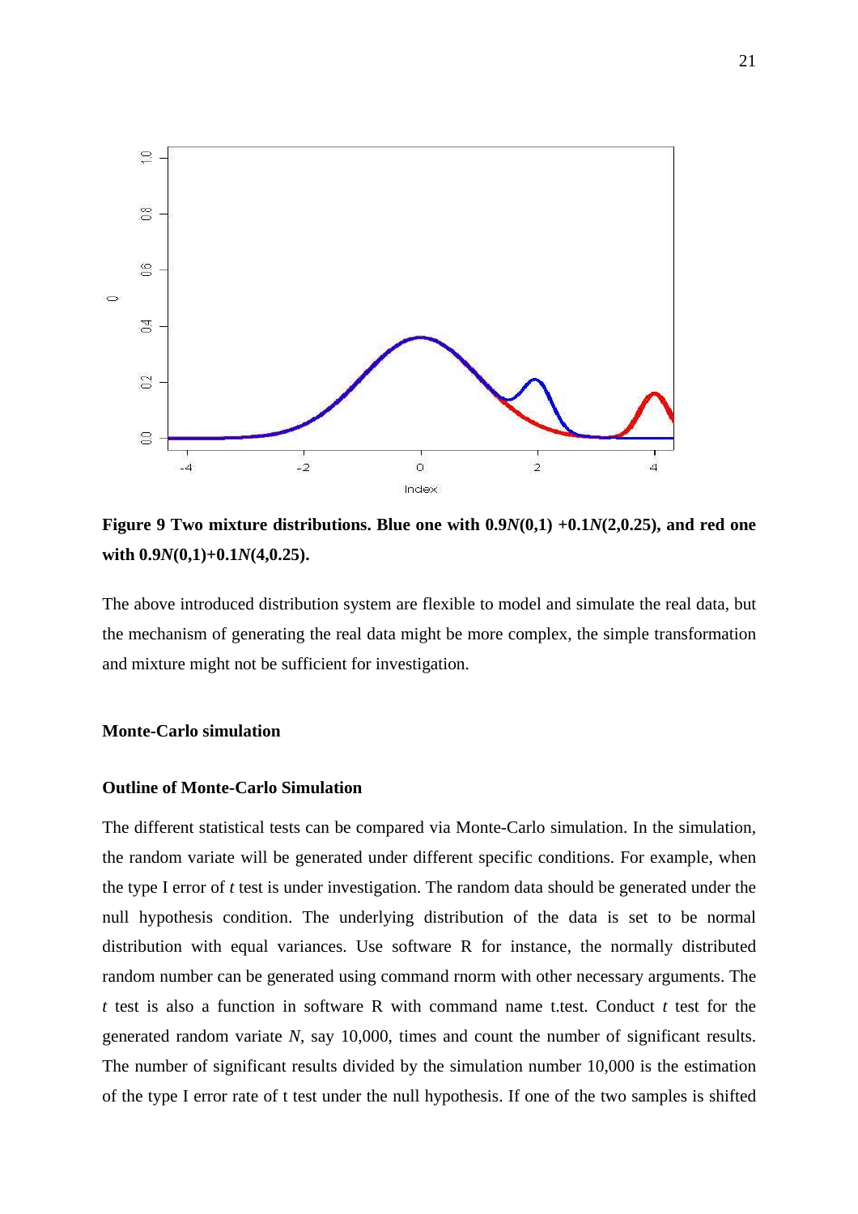**Figure 9 Two mixture distributions. Blue one with 0.9*N*(0,1) +0.1*N*(2,0.25), and red one with 0.9*N*(0,1)+0.1*N*(4,0.25).**

The above introduced distribution system are flexible to model and simulate the real data, but the mechanism of generating the real data might be more complex, the simple transformation and mixture might not be sufficient for investigation.

## Monte-Carlo simulation

### Outline of Monte-Carlo Simulation

The different statistical tests can be compared via Monte-Carlo simulation. In the simulation, the random variate will be generated under different specific conditions. For example, when the type I error of *t* test is under investigation. The random data should be generated under the null hypothesis condition. The underlying distribution of the data is set to be normal distribution with equal variances. Use software R for instance, the normally distributed random number can be generated using command rnorm with other necessary arguments. The *t* test is also a function in software R with command name t.test. Conduct *t* test for the generated random variate *N*, say 10,000, times and count the number of significant results. The number of significant results divided by the simulation number 10,000 is the estimation of the type I error rate of t test under the null hypothesis. If one of the two samples is shifted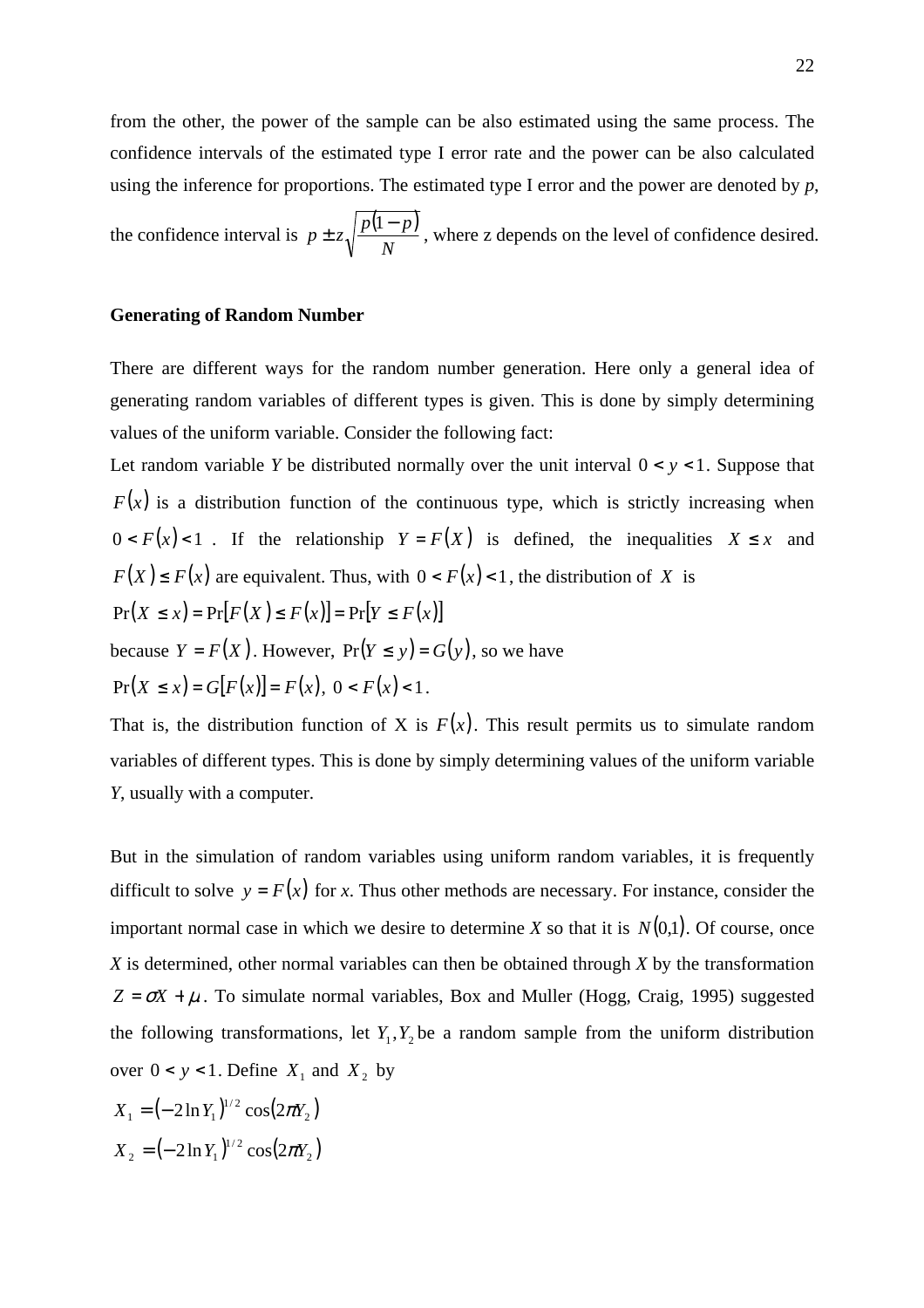from the other, the power of the sample can be also estimated using the same process. The confidence intervals of the estimated type I error rate and the power can be also calculated using the inference for proportions. The estimated type I error and the power are denoted by *p*, the confidence interval is $p \pm z\sqrt{\frac{p(1-p)}{N}}$, where z depends on the level of confidence desired.

**Generating of Random Number**

There are different ways for the random number generation. Here only a general idea of generating random variables of different types is given. This is done by simply determining values of the uniform variable. Consider the following fact:

Let random variable *Y* be distributed normally over the unit interval $0 < y < 1$. Suppose that $F(x)$ is a distribution function of the continuous type, which is strictly increasing when $0 < F(x) < 1$ . If the relationship $Y = F(X)$ is defined, the inequalities $X \le x$ and $F(X) \le F(x)$ are equivalent. Thus, with $0 < F(x) < 1$, the distribution of $X$ is

$$\Pr(X \le x) = \Pr[F(X) \le F(x)] = \Pr[Y \le F(x)]$$

because $Y = F(X)$. However, $\Pr(Y \le y) = G(y)$, so we have

$$\Pr(X \le x) = G[F(x)] = F(x),\ 0 < F(x) < 1.$$

That is, the distribution function of X is $F(x)$. This result permits us to simulate random variables of different types. This is done by simply determining values of the uniform variable *Y*, usually with a computer.

But in the simulation of random variables using uniform random variables, it is frequently difficult to solve $y = F(x)$ for *x*. Thus other methods are necessary. For instance, consider the important normal case in which we desire to determine *X* so that it is $N(0,1)$. Of course, once *X* is determined, other normal variables can then be obtained through *X* by the transformation $Z = \sigma X + \mu$. To simulate normal variables, Box and Muller (Hogg, Craig, 1995) suggested the following transformations, let $Y_1, Y_2$ be a random sample from the uniform distribution over $0 < y < 1$. Define $X_1$ and $X_2$ by

$$X_1 = (-2\ln Y_1)^{1/2}\cos(2\pi Y_2)$$

$$X_2 = (-2\ln Y_1)^{1/2}\cos(2\pi Y_2)$$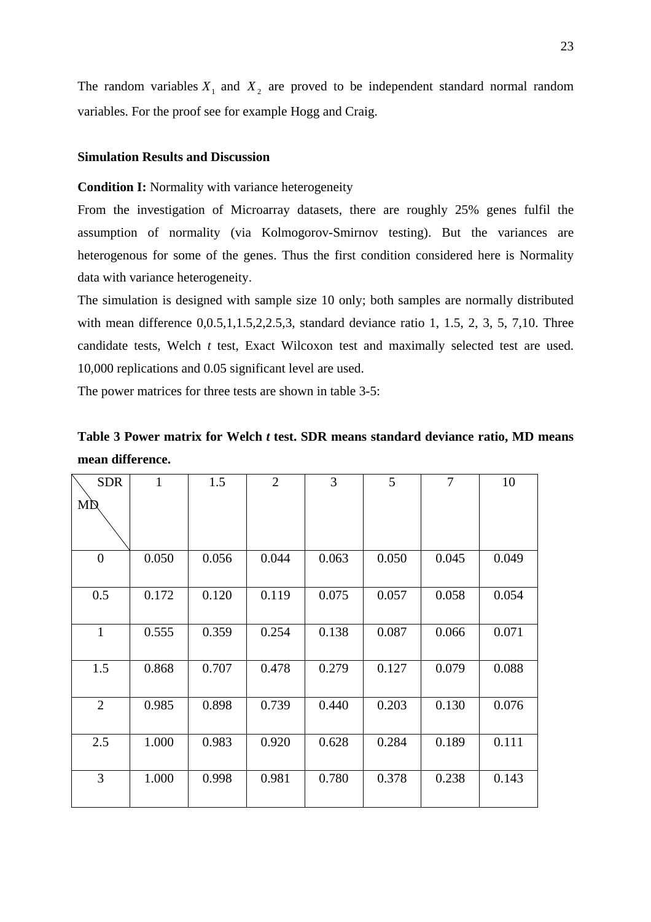The random variables $X_1$ and $X_2$ are proved to be independent standard normal random variables. For the proof see for example Hogg and Craig.

**Simulation Results and Discussion**

**Condition I:** Normality with variance heterogeneity

From the investigation of Microarray datasets, there are roughly 25% genes fulfil the assumption of normality (via Kolmogorov-Smirnov testing). But the variances are heterogenous for some of the genes. Thus the first condition considered here is Normality data with variance heterogeneity.

The simulation is designed with sample size 10 only; both samples are normally distributed with mean difference 0,0.5,1,1.5,2,2.5,3, standard deviance ratio 1, 1.5, 2, 3, 5, 7,10. Three candidate tests, Welch *t* test, Exact Wilcoxon test and maximally selected test are used. 10,000 replications and 0.05 significant level are used.

The power matrices for three tests are shown in table 3-5:

**Table 3 Power matrix for Welch *t* test. SDR means standard deviance ratio, MD means mean difference.**

| MD \ SDR | 1 | 1.5 | 2 | 3 | 5 | 7 | 10 |
|---|---|---|---|---|---|---|---|
| 0 | 0.050 | 0.056 | 0.044 | 0.063 | 0.050 | 0.045 | 0.049 |
| 0.5 | 0.172 | 0.120 | 0.119 | 0.075 | 0.057 | 0.058 | 0.054 |
| 1 | 0.555 | 0.359 | 0.254 | 0.138 | 0.087 | 0.066 | 0.071 |
| 1.5 | 0.868 | 0.707 | 0.478 | 0.279 | 0.127 | 0.079 | 0.088 |
| 2 | 0.985 | 0.898 | 0.739 | 0.440 | 0.203 | 0.130 | 0.076 |
| 2.5 | 1.000 | 0.983 | 0.920 | 0.628 | 0.284 | 0.189 | 0.111 |
| 3 | 1.000 | 0.998 | 0.981 | 0.780 | 0.378 | 0.238 | 0.143 |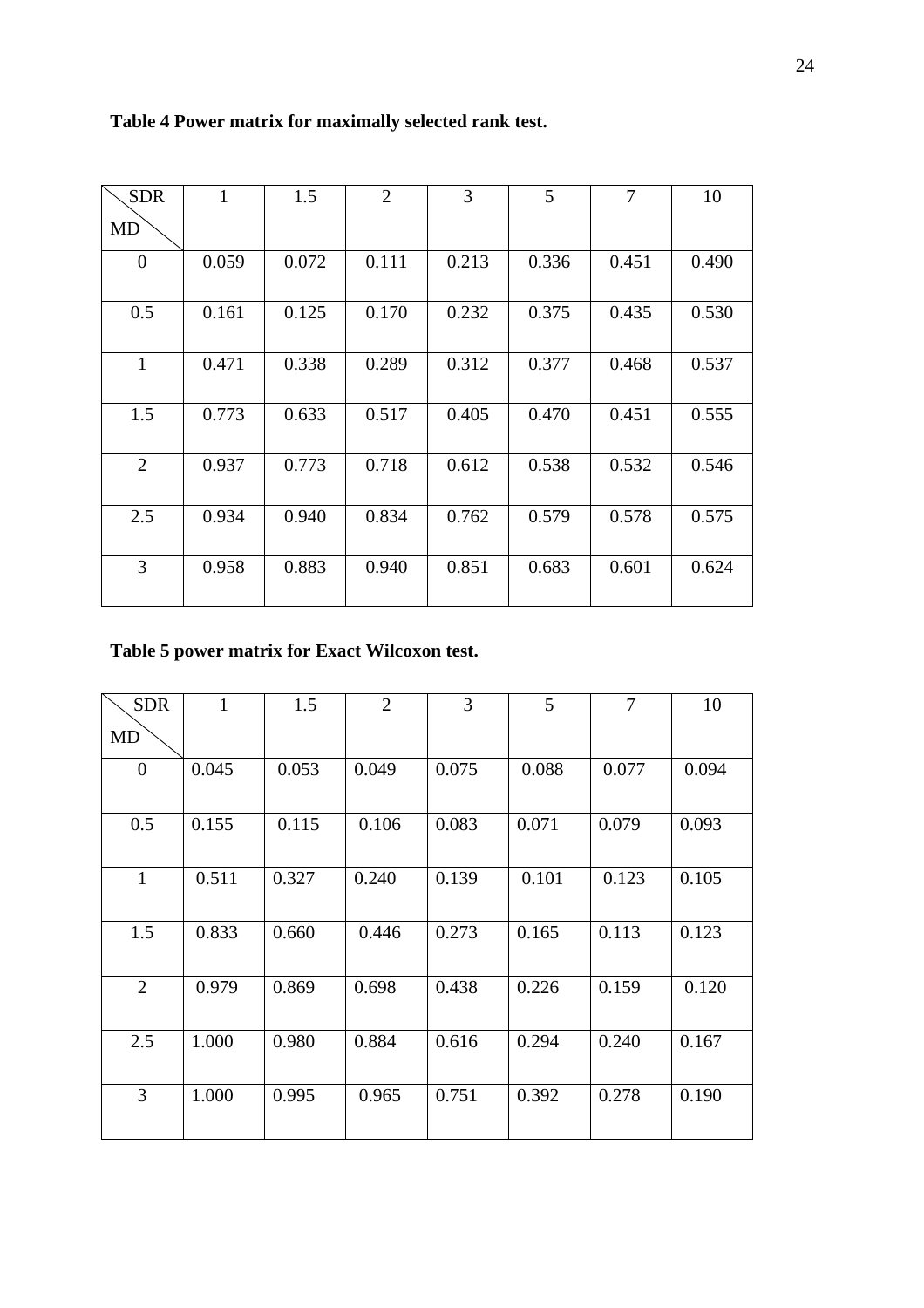**Table 4 Power matrix for maximally selected rank test.**

| SDR / MD | 1 | 1.5 | 2 | 3 | 5 | 7 | 10 |
|---|---|---|---|---|---|---|---|
| 0 | 0.059 | 0.072 | 0.111 | 0.213 | 0.336 | 0.451 | 0.490 |
| 0.5 | 0.161 | 0.125 | 0.170 | 0.232 | 0.375 | 0.435 | 0.530 |
| 1 | 0.471 | 0.338 | 0.289 | 0.312 | 0.377 | 0.468 | 0.537 |
| 1.5 | 0.773 | 0.633 | 0.517 | 0.405 | 0.470 | 0.451 | 0.555 |
| 2 | 0.937 | 0.773 | 0.718 | 0.612 | 0.538 | 0.532 | 0.546 |
| 2.5 | 0.934 | 0.940 | 0.834 | 0.762 | 0.579 | 0.578 | 0.575 |
| 3 | 0.958 | 0.883 | 0.940 | 0.851 | 0.683 | 0.601 | 0.624 |

**Table 5 power matrix for Exact Wilcoxon test.**

| SDR / MD | 1 | 1.5 | 2 | 3 | 5 | 7 | 10 |
|---|---|---|---|---|---|---|---|
| 0 | 0.045 | 0.053 | 0.049 | 0.075 | 0.088 | 0.077 | 0.094 |
| 0.5 | 0.155 | 0.115 | 0.106 | 0.083 | 0.071 | 0.079 | 0.093 |
| 1 | 0.511 | 0.327 | 0.240 | 0.139 | 0.101 | 0.123 | 0.105 |
| 1.5 | 0.833 | 0.660 | 0.446 | 0.273 | 0.165 | 0.113 | 0.123 |
| 2 | 0.979 | 0.869 | 0.698 | 0.438 | 0.226 | 0.159 | 0.120 |
| 2.5 | 1.000 | 0.980 | 0.884 | 0.616 | 0.294 | 0.240 | 0.167 |
| 3 | 1.000 | 0.995 | 0.965 | 0.751 | 0.392 | 0.278 | 0.190 |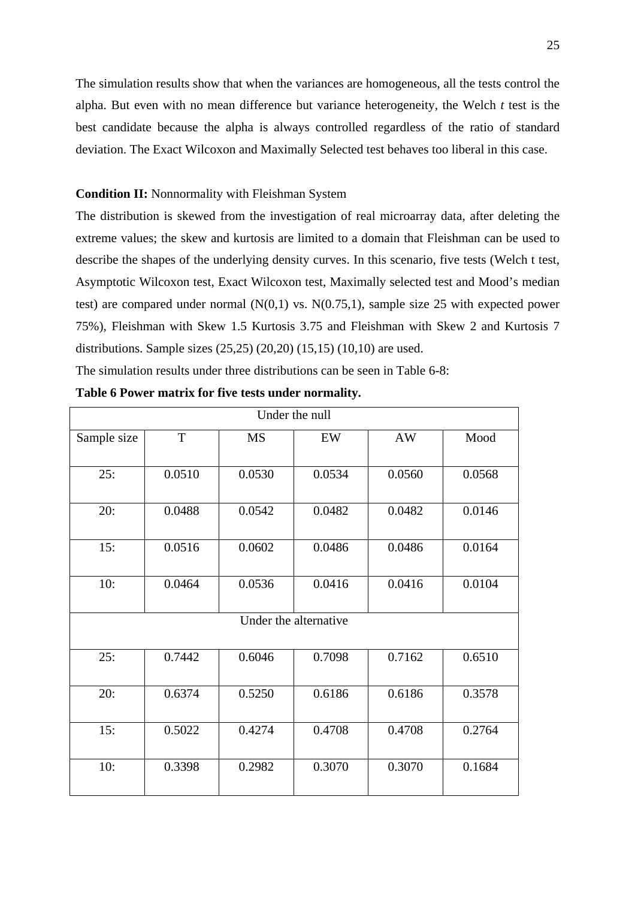The simulation results show that when the variances are homogeneous, all the tests control the alpha. But even with no mean difference but variance heterogeneity, the Welch *t* test is the best candidate because the alpha is always controlled regardless of the ratio of standard deviation. The Exact Wilcoxon and Maximally Selected test behaves too liberal in this case.

**Condition II:** Nonnormality with Fleishman System

The distribution is skewed from the investigation of real microarray data, after deleting the extreme values; the skew and kurtosis are limited to a domain that Fleishman can be used to describe the shapes of the underlying density curves. In this scenario, five tests (Welch t test, Asymptotic Wilcoxon test, Exact Wilcoxon test, Maximally selected test and Mood's median test) are compared under normal (N(0,1) vs. N(0.75,1), sample size 25 with expected power 75%), Fleishman with Skew 1.5 Kurtosis 3.75 and Fleishman with Skew 2 and Kurtosis 7 distributions. Sample sizes (25,25) (20,20) (15,15) (10,10) are used.

The simulation results under three distributions can be seen in Table 6-8:

**Table 6 Power matrix for five tests under normality.**

| Under the null | | | | | |
|---|---|---|---|---|---|
| Sample size | T | MS | EW | AW | Mood |
| 25: | 0.0510 | 0.0530 | 0.0534 | 0.0560 | 0.0568 |
| 20: | 0.0488 | 0.0542 | 0.0482 | 0.0482 | 0.0146 |
| 15: | 0.0516 | 0.0602 | 0.0486 | 0.0486 | 0.0164 |
| 10: | 0.0464 | 0.0536 | 0.0416 | 0.0416 | 0.0104 |
| Under the alternative | | | | | |
| 25: | 0.7442 | 0.6046 | 0.7098 | 0.7162 | 0.6510 |
| 20: | 0.6374 | 0.5250 | 0.6186 | 0.6186 | 0.3578 |
| 15: | 0.5022 | 0.4274 | 0.4708 | 0.4708 | 0.2764 |
| 10: | 0.3398 | 0.2982 | 0.3070 | 0.3070 | 0.1684 |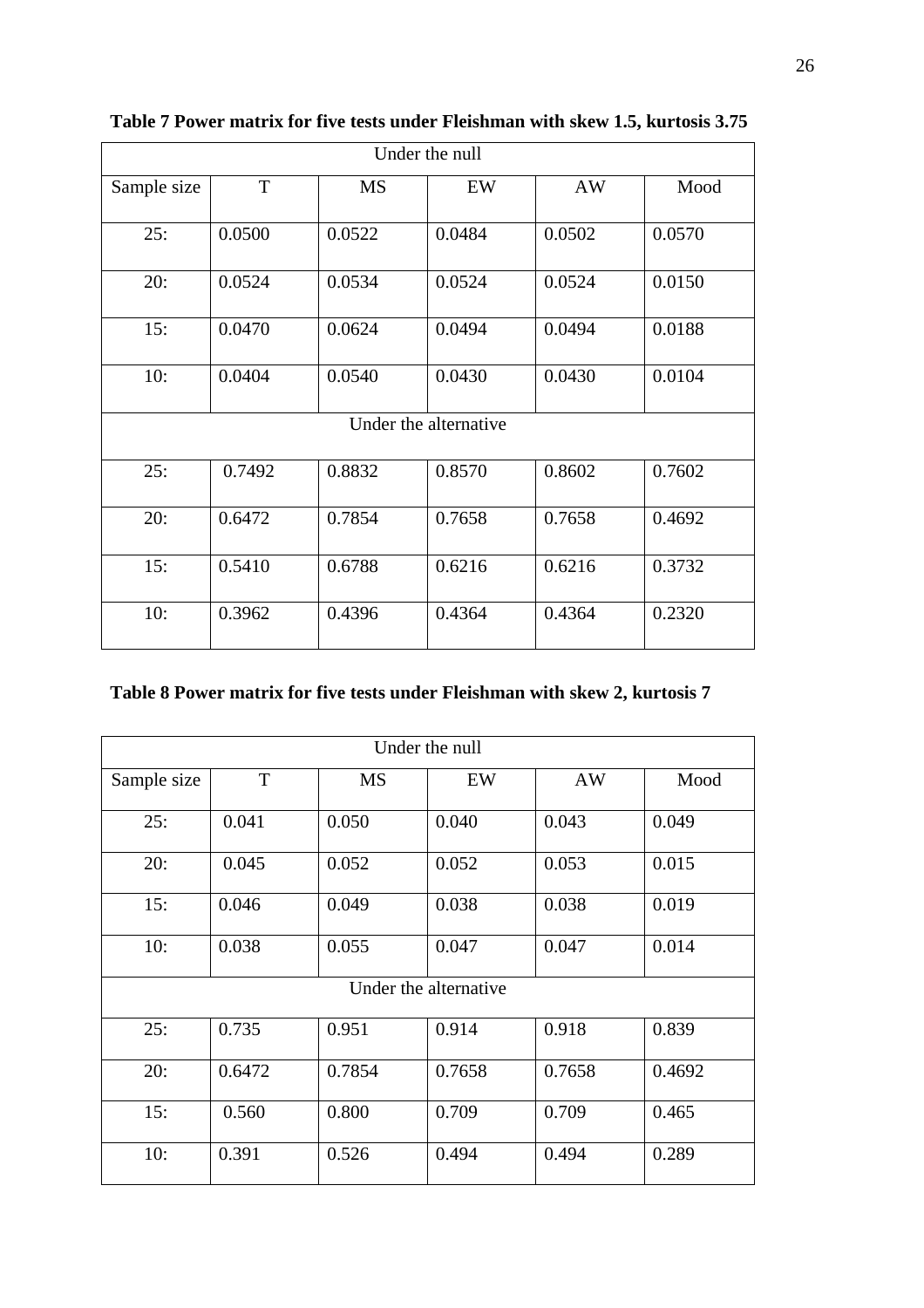**Table 7 Power matrix for five tests under Fleishman with skew 1.5, kurtosis 3.75**

| Under the null | | | | | |
|---|---|---|---|---|---|
| Sample size | T | MS | EW | AW | Mood |
| 25: | 0.0500 | 0.0522 | 0.0484 | 0.0502 | 0.0570 |
| 20: | 0.0524 | 0.0534 | 0.0524 | 0.0524 | 0.0150 |
| 15: | 0.0470 | 0.0624 | 0.0494 | 0.0494 | 0.0188 |
| 10: | 0.0404 | 0.0540 | 0.0430 | 0.0430 | 0.0104 |
| Under the alternative | | | | | |
| 25: | 0.7492 | 0.8832 | 0.8570 | 0.8602 | 0.7602 |
| 20: | 0.6472 | 0.7854 | 0.7658 | 0.7658 | 0.4692 |
| 15: | 0.5410 | 0.6788 | 0.6216 | 0.6216 | 0.3732 |
| 10: | 0.3962 | 0.4396 | 0.4364 | 0.4364 | 0.2320 |

**Table 8 Power matrix for five tests under Fleishman with skew 2, kurtosis 7**

| Under the null | | | | | |
|---|---|---|---|---|---|
| Sample size | T | MS | EW | AW | Mood |
| 25: | 0.041 | 0.050 | 0.040 | 0.043 | 0.049 |
| 20: | 0.045 | 0.052 | 0.052 | 0.053 | 0.015 |
| 15: | 0.046 | 0.049 | 0.038 | 0.038 | 0.019 |
| 10: | 0.038 | 0.055 | 0.047 | 0.047 | 0.014 |
| Under the alternative | | | | | |
| 25: | 0.735 | 0.951 | 0.914 | 0.918 | 0.839 |
| 20: | 0.6472 | 0.7854 | 0.7658 | 0.7658 | 0.4692 |
| 15: | 0.560 | 0.800 | 0.709 | 0.709 | 0.465 |
| 10: | 0.391 | 0.526 | 0.494 | 0.494 | 0.289 |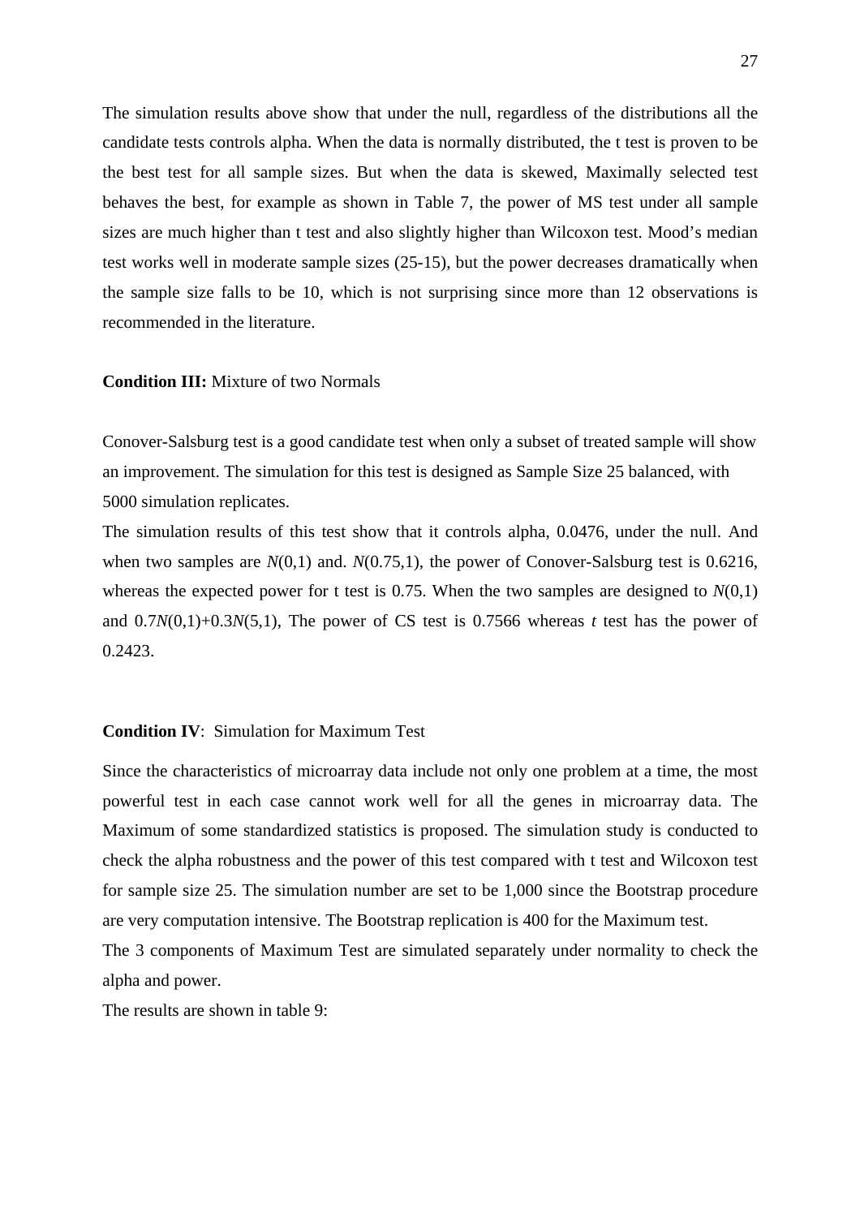The simulation results above show that under the null, regardless of the distributions all the candidate tests controls alpha. When the data is normally distributed, the t test is proven to be the best test for all sample sizes. But when the data is skewed, Maximally selected test behaves the best, for example as shown in Table 7, the power of MS test under all sample sizes are much higher than t test and also slightly higher than Wilcoxon test. Mood's median test works well in moderate sample sizes (25-15), but the power decreases dramatically when the sample size falls to be 10, which is not surprising since more than 12 observations is recommended in the literature.

**Condition III:** Mixture of two Normals

Conover-Salsburg test is a good candidate test when only a subset of treated sample will show an improvement. The simulation for this test is designed as Sample Size 25 balanced, with 5000 simulation replicates.

The simulation results of this test show that it controls alpha, 0.0476, under the null. And when two samples are $N(0,1)$ and. $N(0.75,1)$, the power of Conover-Salsburg test is 0.6216, whereas the expected power for t test is 0.75. When the two samples are designed to $N(0,1)$ and $0.7N(0,1)+0.3N(5,1)$, The power of CS test is 0.7566 whereas *t* test has the power of 0.2423.

**Condition IV**: Simulation for Maximum Test

Since the characteristics of microarray data include not only one problem at a time, the most powerful test in each case cannot work well for all the genes in microarray data. The Maximum of some standardized statistics is proposed. The simulation study is conducted to check the alpha robustness and the power of this test compared with t test and Wilcoxon test for sample size 25. The simulation number are set to be 1,000 since the Bootstrap procedure are very computation intensive. The Bootstrap replication is 400 for the Maximum test.

The 3 components of Maximum Test are simulated separately under normality to check the alpha and power.

The results are shown in table 9: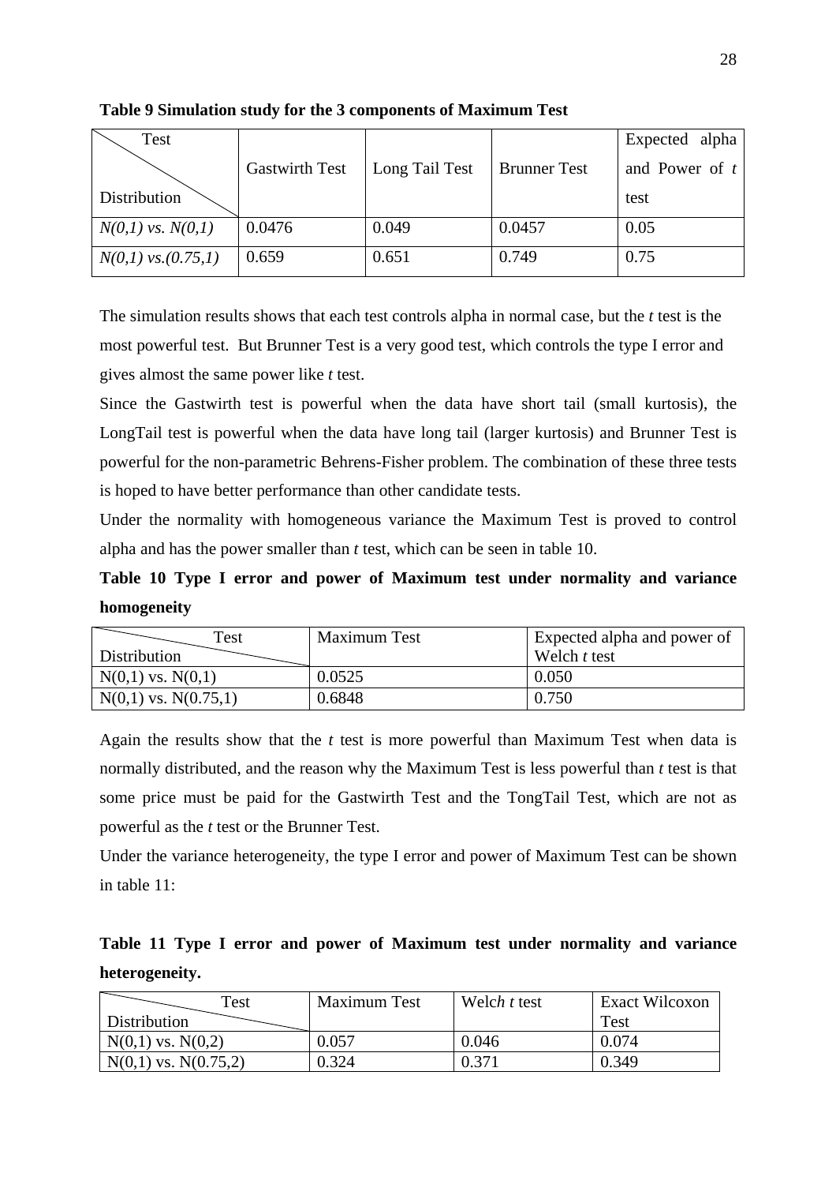**Table 9 Simulation study for the 3 components of Maximum Test**

| Test / Distribution | Gastwirth Test | Long Tail Test | Brunner Test | Expected alpha and Power of *t* test |
|---|---|---|---|---|
| *N(0,1) vs. N(0,1)* | 0.0476 | 0.049 | 0.0457 | 0.05 |
| *N(0,1) vs.(0.75,1)* | 0.659 | 0.651 | 0.749 | 0.75 |

The simulation results shows that each test controls alpha in normal case, but the *t* test is the most powerful test. But Brunner Test is a very good test, which controls the type I error and gives almost the same power like *t* test.

Since the Gastwirth test is powerful when the data have short tail (small kurtosis), the LongTail test is powerful when the data have long tail (larger kurtosis) and Brunner Test is powerful for the non-parametric Behrens-Fisher problem. The combination of these three tests is hoped to have better performance than other candidate tests.

Under the normality with homogeneous variance the Maximum Test is proved to control alpha and has the power smaller than *t* test, which can be seen in table 10.

**Table 10 Type I error and power of Maximum test under normality and variance homogeneity**

| Test / Distribution | Maximum Test | Expected alpha and power of Welch *t* test |
|---|---|---|
| N(0,1) vs. N(0,1) | 0.0525 | 0.050 |
| N(0,1) vs. N(0.75,1) | 0.6848 | 0.750 |

Again the results show that the *t* test is more powerful than Maximum Test when data is normally distributed, and the reason why the Maximum Test is less powerful than *t* test is that some price must be paid for the Gastwirth Test and the TongTail Test, which are not as powerful as the *t* test or the Brunner Test.

Under the variance heterogeneity, the type I error and power of Maximum Test can be shown in table 11:

**Table 11 Type I error and power of Maximum test under normality and variance heterogeneity.**

| Test / Distribution | Maximum Test | Welch *t* test | Exact Wilcoxon Test |
|---|---|---|---|
| N(0,1) vs. N(0,2) | 0.057 | 0.046 | 0.074 |
| N(0,1) vs. N(0.75,2) | 0.324 | 0.371 | 0.349 |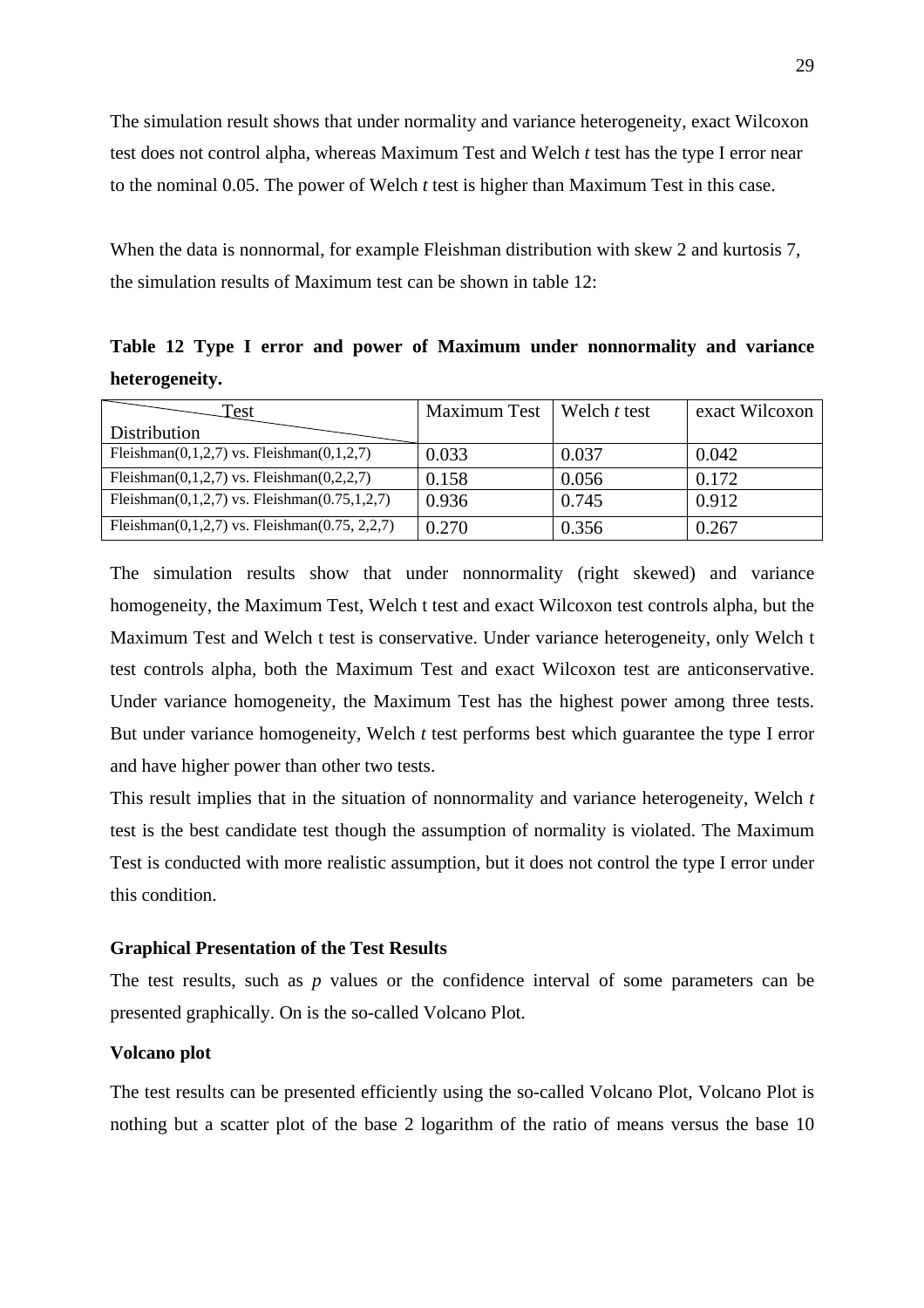The simulation result shows that under normality and variance heterogeneity, exact Wilcoxon test does not control alpha, whereas Maximum Test and Welch *t* test has the type I error near to the nominal 0.05. The power of Welch *t* test is higher than Maximum Test in this case.

When the data is nonnormal, for example Fleishman distribution with skew 2 and kurtosis 7, the simulation results of Maximum test can be shown in table 12:

**Table 12 Type I error and power of Maximum under nonnormality and variance heterogeneity.**

| Test / Distribution | Maximum Test | Welch *t* test | exact Wilcoxon |
|---|---|---|---|
| Fleishman(0,1,2,7) vs. Fleishman(0,1,2,7) | 0.033 | 0.037 | 0.042 |
| Fleishman(0,1,2,7) vs. Fleishman(0,2,2,7) | 0.158 | 0.056 | 0.172 |
| Fleishman(0,1,2,7) vs. Fleishman(0.75,1,2,7) | 0.936 | 0.745 | 0.912 |
| Fleishman(0,1,2,7) vs. Fleishman(0.75, 2,2,7) | 0.270 | 0.356 | 0.267 |

The simulation results show that under nonnormality (right skewed) and variance homogeneity, the Maximum Test, Welch t test and exact Wilcoxon test controls alpha, but the Maximum Test and Welch t test is conservative. Under variance heterogeneity, only Welch t test controls alpha, both the Maximum Test and exact Wilcoxon test are anticonservative. Under variance homogeneity, the Maximum Test has the highest power among three tests. But under variance homogeneity, Welch *t* test performs best which guarantee the type I error and have higher power than other two tests.

This result implies that in the situation of nonnormality and variance heterogeneity, Welch *t* test is the best candidate test though the assumption of normality is violated. The Maximum Test is conducted with more realistic assumption, but it does not control the type I error under this condition.

### Graphical Presentation of the Test Results

The test results, such as *p* values or the confidence interval of some parameters can be presented graphically. On is the so-called Volcano Plot.

### Volcano plot

The test results can be presented efficiently using the so-called Volcano Plot, Volcano Plot is nothing but a scatter plot of the base 2 logarithm of the ratio of means versus the base 10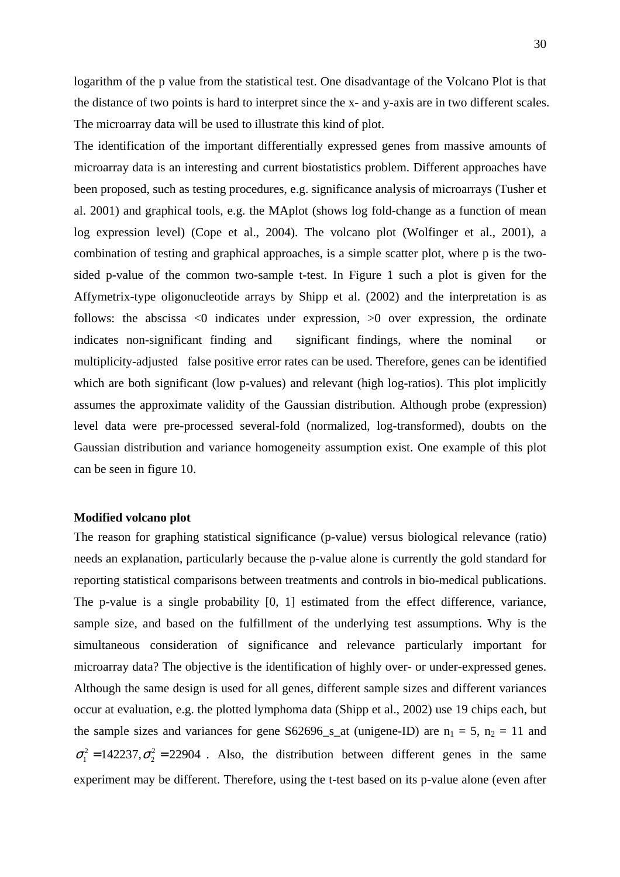logarithm of the p value from the statistical test. One disadvantage of the Volcano Plot is that the distance of two points is hard to interpret since the x- and y-axis are in two different scales. The microarray data will be used to illustrate this kind of plot.

The identification of the important differentially expressed genes from massive amounts of microarray data is an interesting and current biostatistics problem. Different approaches have been proposed, such as testing procedures, e.g. significance analysis of microarrays (Tusher et al. 2001) and graphical tools, e.g. the MAplot (shows log fold-change as a function of mean log expression level) (Cope et al., 2004). The volcano plot (Wolfinger et al., 2001), a combination of testing and graphical approaches, is a simple scatter plot, where p is the two-sided p-value of the common two-sample t-test. In Figure 1 such a plot is given for the Affymetrix-type oligonucleotide arrays by Shipp et al. (2002) and the interpretation is as follows: the abscissa <0 indicates under expression, >0 over expression, the ordinate indicates non-significant finding and significant findings, where the nominal or multiplicity-adjusted false positive error rates can be used. Therefore, genes can be identified which are both significant (low p-values) and relevant (high log-ratios). This plot implicitly assumes the approximate validity of the Gaussian distribution. Although probe (expression) level data were pre-processed several-fold (normalized, log-transformed), doubts on the Gaussian distribution and variance homogeneity assumption exist. One example of this plot can be seen in figure 10.

**Modified volcano plot**

The reason for graphing statistical significance (p-value) versus biological relevance (ratio) needs an explanation, particularly because the p-value alone is currently the gold standard for reporting statistical comparisons between treatments and controls in bio-medical publications. The p-value is a single probability [0, 1] estimated from the effect difference, variance, sample size, and based on the fulfillment of the underlying test assumptions. Why is the simultaneous consideration of significance and relevance particularly important for microarray data? The objective is the identification of highly over- or under-expressed genes. Although the same design is used for all genes, different sample sizes and different variances occur at evaluation, e.g. the plotted lymphoma data (Shipp et al., 2002) use 19 chips each, but the sample sizes and variances for gene S62696_s_at (unigene-ID) are $n_1 = 5$, $n_2 = 11$ and $\sigma_1^2 = 142237, \sigma_2^2 = 22904$ . Also, the distribution between different genes in the same experiment may be different. Therefore, using the t-test based on its p-value alone (even after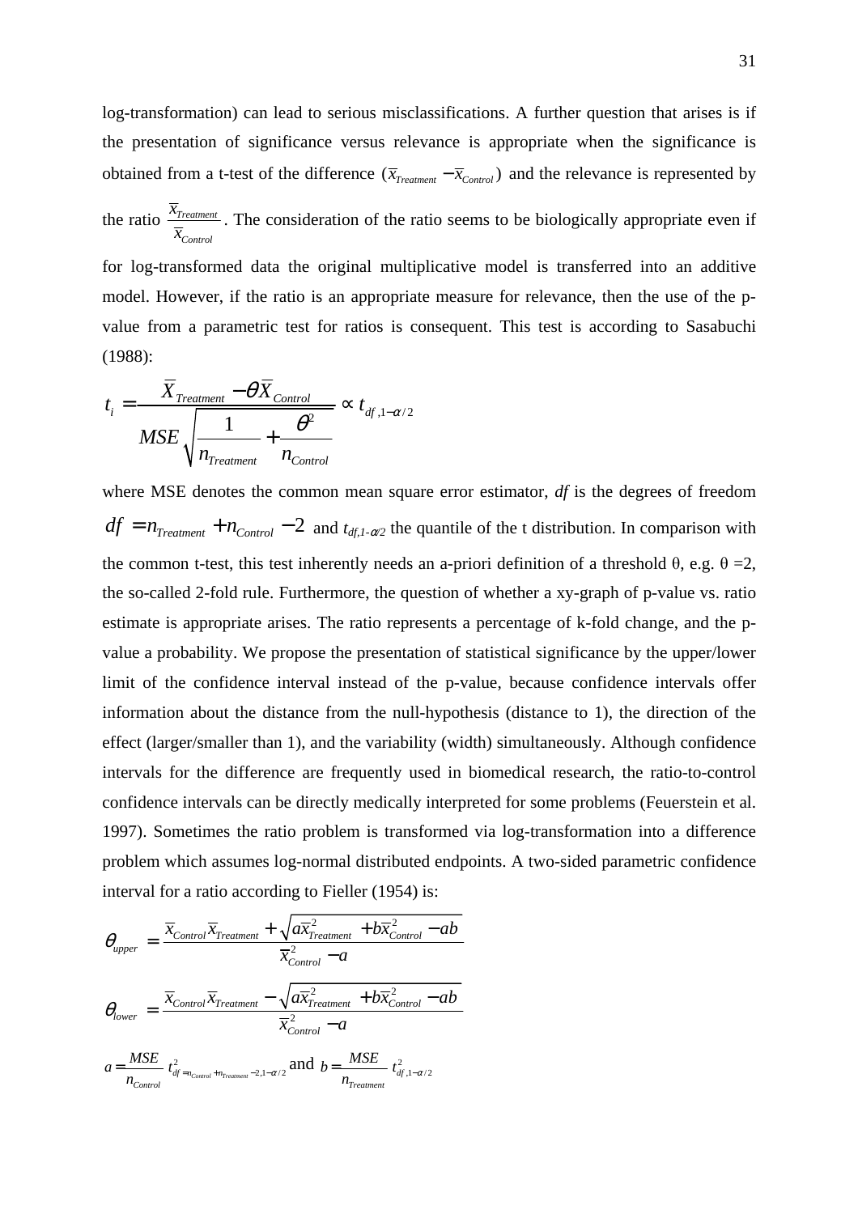log-transformation) can lead to serious misclassifications. A further question that arises is if the presentation of significance versus relevance is appropriate when the significance is obtained from a t-test of the difference ($\bar{x}_{Treatment} - \bar{x}_{Control}$) and the relevance is represented by the ratio $\frac{\bar{x}_{Treatment}}{\bar{x}_{Control}}$. The consideration of the ratio seems to be biologically appropriate even if for log-transformed data the original multiplicative model is transferred into an additive model. However, if the ratio is an appropriate measure for relevance, then the use of the p-value from a parametric test for ratios is consequent. This test is according to Sasabuchi (1988):

$$t_i = \frac{\bar{X}_{Treatment} - \theta \bar{X}_{Control}}{MSE\sqrt{\frac{1}{n_{Treatment}} + \frac{\theta^2}{n_{Control}}}} \propto t_{df,1-\alpha/2}$$

where MSE denotes the common mean square error estimator, *df* is the degrees of freedom $df = n_{Treatment} + n_{Control} - 2$ and $t_{df,1-\alpha/2}$ the quantile of the t distribution. In comparison with the common t-test, this test inherently needs an a-priori definition of a threshold θ, e.g. θ =2, the so-called 2-fold rule. Furthermore, the question of whether a xy-graph of p-value vs. ratio estimate is appropriate arises. The ratio represents a percentage of k-fold change, and the p-value a probability. We propose the presentation of statistical significance by the upper/lower limit of the confidence interval instead of the p-value, because confidence intervals offer information about the distance from the null-hypothesis (distance to 1), the direction of the effect (larger/smaller than 1), and the variability (width) simultaneously. Although confidence intervals for the difference are frequently used in biomedical research, the ratio-to-control confidence intervals can be directly medically interpreted for some problems (Feuerstein et al. 1997). Sometimes the ratio problem is transformed via log-transformation into a difference problem which assumes log-normal distributed endpoints. A two-sided parametric confidence interval for a ratio according to Fieller (1954) is:

$$\theta_{upper} = \frac{\bar{x}_{Control}\bar{x}_{Treatment} + \sqrt{a\bar{x}_{Treatment}^2 + b\bar{x}_{Control}^2 - ab}}{\bar{x}_{Control}^2 - a}$$

$$\theta_{lower} = \frac{\bar{x}_{Control}\bar{x}_{Treatment} - \sqrt{a\bar{x}_{Treatment}^2 + b\bar{x}_{Control}^2 - ab}}{\bar{x}_{Control}^2 - a}$$

$a = \frac{MSE}{n_{Control}} t^2_{df=n_{Control}+n_{Treatment}-2,1-\alpha/2}$ and $b = \frac{MSE}{n_{Treatment}} t^2_{df,1-\alpha/2}$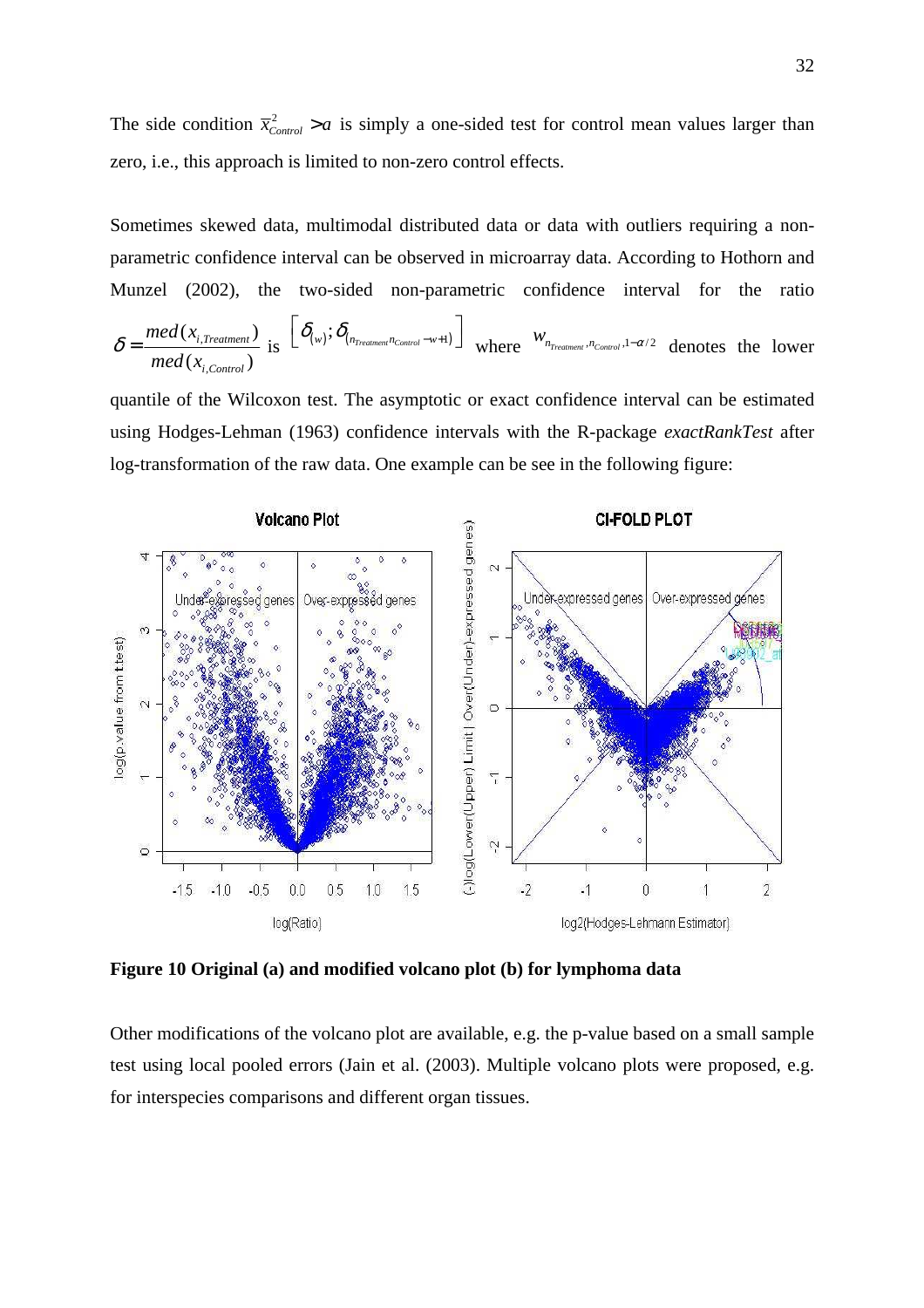The side condition $\bar{x}^2_{Control} > a$ is simply a one-sided test for control mean values larger than zero, i.e., this approach is limited to non-zero control effects.

Sometimes skewed data, multimodal distributed data or data with outliers requiring a non-parametric confidence interval can be observed in microarray data. According to Hothorn and Munzel (2002), the two-sided non-parametric confidence interval for the ratio $\delta = \frac{med(x_{i,Treatment})}{med(x_{i,Control})}$ is $\left[\delta_{(w)}; \delta_{(n_{Treatment}n_{Control}-w+1)}\right]$ where $w_{n_{Treatment},n_{Control},1-\alpha/2}$ denotes the lower quantile of the Wilcoxon test. The asymptotic or exact confidence interval can be estimated using Hodges-Lehman (1963) confidence intervals with the R-package *exactRankTest* after log-transformation of the raw data. One example can be see in the following figure:

**Figure 10 Original (a) and modified volcano plot (b) for lymphoma data**

Other modifications of the volcano plot are available, e.g. the p-value based on a small sample test using local pooled errors (Jain et al. (2003). Multiple volcano plots were proposed, e.g. for interspecies comparisons and different organ tissues.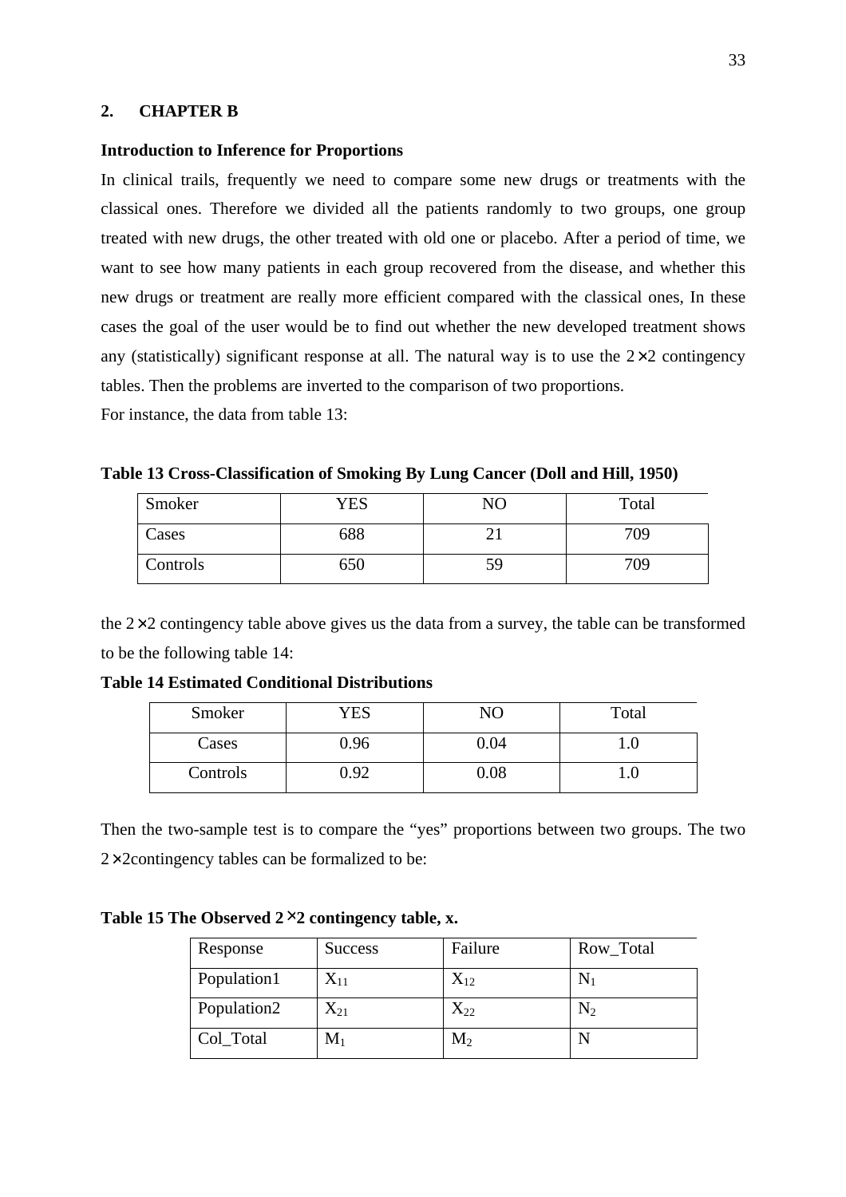## 2. CHAPTER B

**Introduction to Inference for Proportions**

In clinical trails, frequently we need to compare some new drugs or treatments with the classical ones. Therefore we divided all the patients randomly to two groups, one group treated with new drugs, the other treated with old one or placebo. After a period of time, we want to see how many patients in each group recovered from the disease, and whether this new drugs or treatment are really more efficient compared with the classical ones, In these cases the goal of the user would be to find out whether the new developed treatment shows any (statistically) significant response at all. The natural way is to use the $2 \times 2$ contingency tables. Then the problems are inverted to the comparison of two proportions.

For instance, the data from table 13:

**Table 13 Cross-Classification of Smoking By Lung Cancer (Doll and Hill, 1950)**

| Smoker | YES | NO | Total |
|---|---|---|---|
| Cases | 688 | 21 | 709 |
| Controls | 650 | 59 | 709 |

the $2 \times 2$ contingency table above gives us the data from a survey, the table can be transformed to be the following table 14:

**Table 14 Estimated Conditional Distributions**

| Smoker | YES | NO | Total |
|---|---|---|---|
| Cases | 0.96 | 0.04 | 1.0 |
| Controls | 0.92 | 0.08 | 1.0 |

Then the two-sample test is to compare the "yes" proportions between two groups. The two $2 \times 2$contingency tables can be formalized to be:

**Table 15 The Observed $2 \times 2$ contingency table, x.**

| Response | Success | Failure | Row_Total |
|---|---|---|---|
| Population1 | $X_{11}$ | $X_{12}$ | $N_1$ |
| Population2 | $X_{21}$ | $X_{22}$ | $N_2$ |
| Col_Total | $M_1$ | $M_2$ | N |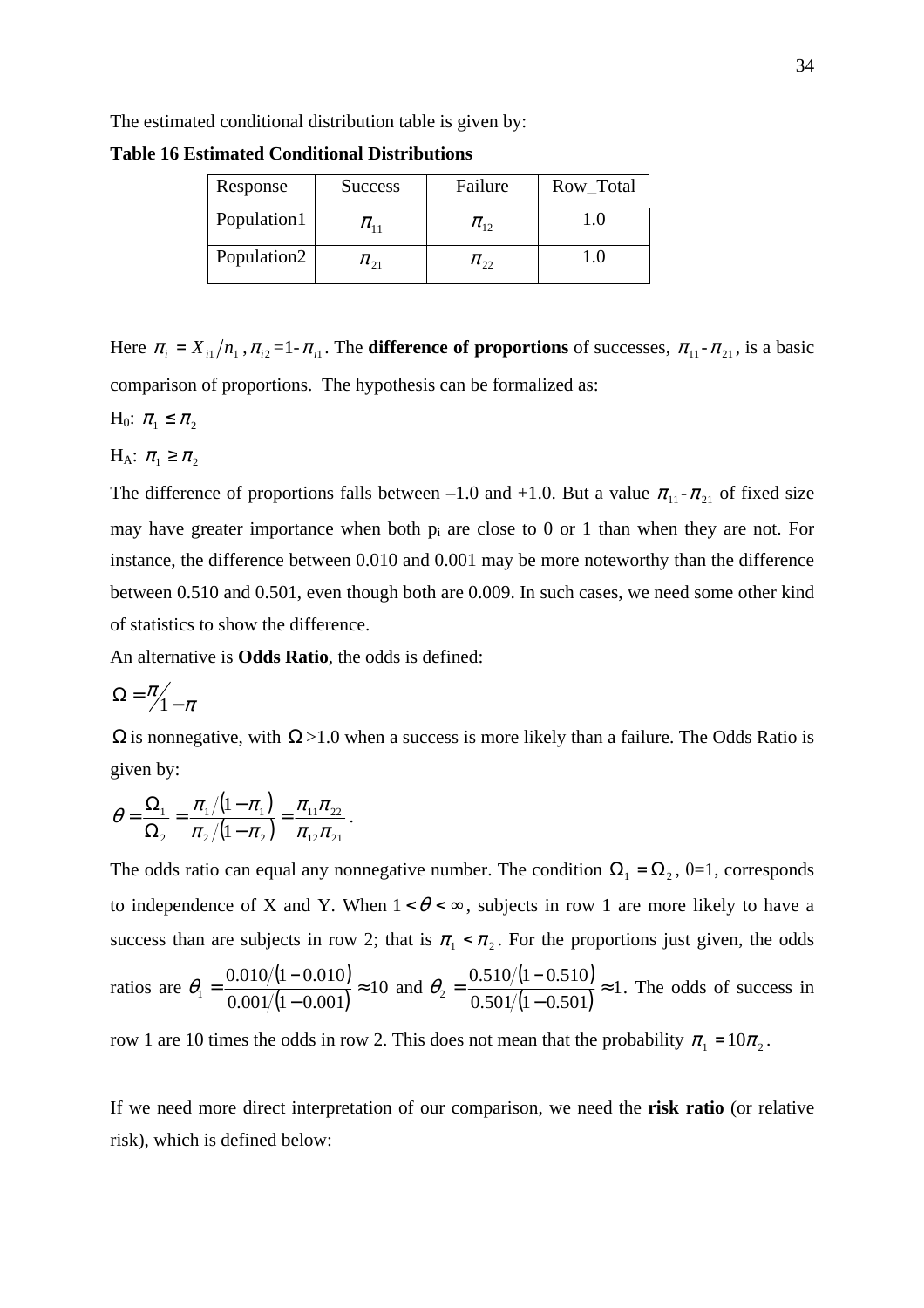The estimated conditional distribution table is given by:

**Table 16 Estimated Conditional Distributions**

| Response | Success | Failure | Row_Total |
|---|---|---|---|
| Population1 | $\pi_{11}$ | $\pi_{12}$ | 1.0 |
| Population2 | $\pi_{21}$ | $\pi_{22}$ | 1.0 |

Here $\pi_i = X_{i1}/n_1$, $\pi_{i2}$=1-$\pi_{i1}$. The **difference of proportions** of successes, $\pi_{11}$-$\pi_{21}$, is a basic comparison of proportions. The hypothesis can be formalized as:

H0: $\pi_1 \le \pi_2$

HA: $\pi_1 \ge \pi_2$

The difference of proportions falls between –1.0 and +1.0. But a value $\pi_{11}$-$\pi_{21}$ of fixed size may have greater importance when both $p_i$ are close to 0 or 1 than when they are not. For instance, the difference between 0.010 and 0.001 may be more noteworthy than the difference between 0.510 and 0.501, even though both are 0.009. In such cases, we need some other kind of statistics to show the difference.

An alternative is **Odds Ratio**, the odds is defined:

$$\Omega = \pi / 1-\pi$$

$\Omega$ is nonnegative, with $\Omega$>1.0 when a success is more likely than a failure. The Odds Ratio is given by:

$$\theta = \frac{\Omega_1}{\Omega_2} = \frac{\pi_1/(1-\pi_1)}{\pi_2/(1-\pi_2)} = \frac{\pi_{11}\pi_{22}}{\pi_{12}\pi_{21}}.$$

The odds ratio can equal any nonnegative number. The condition $\Omega_1 = \Omega_2$, θ=1, corresponds to independence of X and Y. When $1 < \theta < \infty$, subjects in row 1 are more likely to have a success than are subjects in row 2; that is $\pi_1 < \pi_2$. For the proportions just given, the odds ratios are $\theta_1 = \frac{0.010/(1-0.010)}{0.001/(1-0.001)} \approx 10$ and $\theta_2 = \frac{0.510/(1-0.510)}{0.501/(1-0.501)} \approx 1$. The odds of success in row 1 are 10 times the odds in row 2. This does not mean that the probability $\pi_1 = 10\pi_2$.

If we need more direct interpretation of our comparison, we need the **risk ratio** (or relative risk), which is defined below: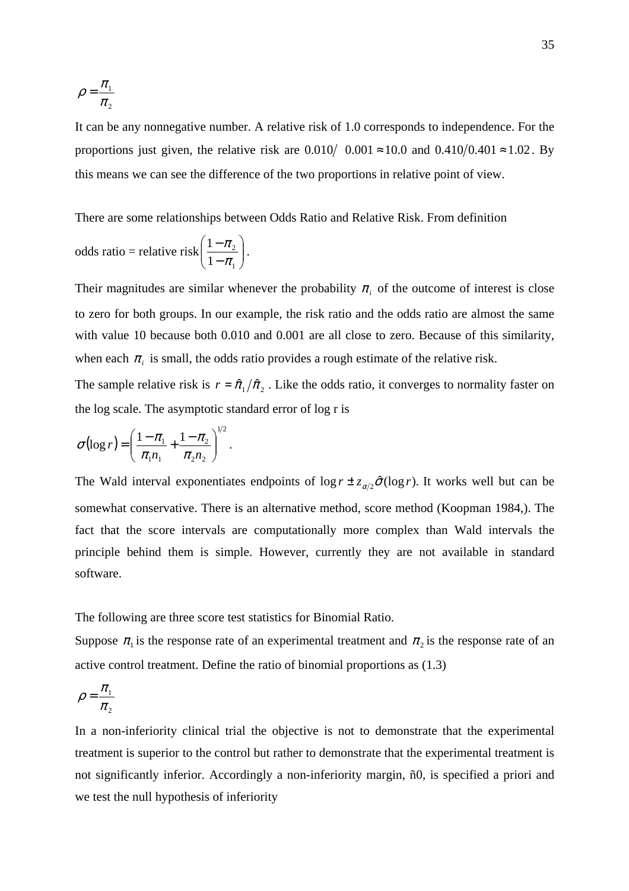$$\rho = \frac{\pi_1}{\pi_2}$$

It can be any nonnegative number. A relative risk of 1.0 corresponds to independence. For the proportions just given, the relative risk are $0.010/\ 0.001 \approx 10.0$ and $0.410/0.401 \approx 1.02$. By this means we can see the difference of the two proportions in relative point of view.

There are some relationships between Odds Ratio and Relative Risk. From definition

odds ratio = relative risk $\left(\frac{1-\pi_2}{1-\pi_1}\right)$.

Their magnitudes are similar whenever the probability $\pi_i$ of the outcome of interest is close to zero for both groups. In our example, the risk ratio and the odds ratio are almost the same with value 10 because both 0.010 and 0.001 are all close to zero. Because of this similarity, when each $\pi_i$ is small, the odds ratio provides a rough estimate of the relative risk.

The sample relative risk is $r = \hat{\pi}_1 / \hat{\pi}_2$ . Like the odds ratio, it converges to normality faster on the log scale. The asymptotic standard error of log r is

$$\sigma(\log r) = \left(\frac{1-\pi_1}{\pi_1 n_1} + \frac{1-\pi_2}{\pi_2 n_2}\right)^{1/2}.$$

The Wald interval exponentiates endpoints of $\log r \pm z_{\alpha/2}\hat{\sigma}(\log r)$. It works well but can be somewhat conservative. There is an alternative method, score method (Koopman 1984,). The fact that the score intervals are computationally more complex than Wald intervals the principle behind them is simple. However, currently they are not available in standard software.

The following are three score test statistics for Binomial Ratio.

Suppose $\pi_1$ is the response rate of an experimental treatment and $\pi_2$ is the response rate of an active control treatment. Define the ratio of binomial proportions as (1.3)

$$\rho = \frac{\pi_1}{\pi_2}$$

In a non-inferiority clinical trial the objective is not to demonstrate that the experimental treatment is superior to the control but rather to demonstrate that the experimental treatment is not significantly inferior. Accordingly a non-inferiority margin, ñ0, is specified a priori and we test the null hypothesis of inferiority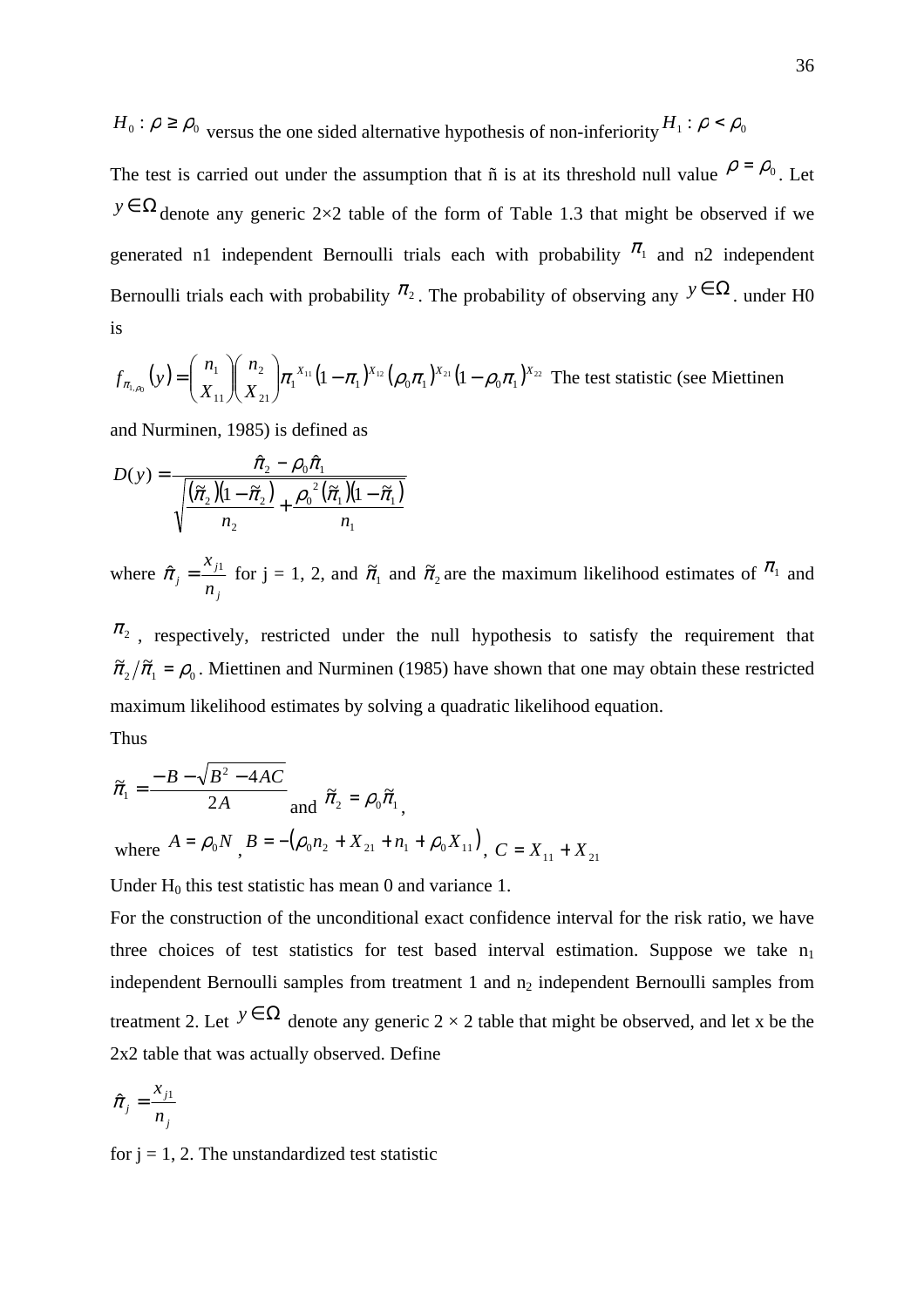$H_0 : \rho \geq \rho_0$ versus the one sided alternative hypothesis of non-inferiority $H_1 : \rho < \rho_0$

The test is carried out under the assumption that ñ is at its threshold null value $\rho = \rho_0$. Let $y \in \Omega$ denote any generic 2×2 table of the form of Table 1.3 that might be observed if we generated n1 independent Bernoulli trials each with probability $\pi_1$ and n2 independent Bernoulli trials each with probability $\pi_2$. The probability of observing any $y \in \Omega$. under H0 is

$$f_{\pi_1,\rho_0}(y) = \binom{n_1}{X_{11}}\binom{n_2}{X_{21}}\pi_1^{X_{11}}(1-\pi_1)^{X_{12}}(\rho_0\pi_1)^{X_{21}}(1-\rho_0\pi_1)^{X_{22}}$$

The test statistic (see Miettinen and Nurminen, 1985) is defined as

$$D(y) = \frac{\hat{\pi}_2 - \rho_0\hat{\pi}_1}{\sqrt{\dfrac{(\tilde{\pi}_2)(1-\tilde{\pi}_2)}{n_2} + \dfrac{\rho_0^{\,2}(\tilde{\pi}_1)(1-\tilde{\pi}_1)}{n_1}}}$$

where $\hat{\pi}_j = \dfrac{x_{j1}}{n_j}$ for j = 1, 2, and $\tilde{\pi}_1$ and $\tilde{\pi}_2$ are the maximum likelihood estimates of $\pi_1$ and $\pi_2$, respectively, restricted under the null hypothesis to satisfy the requirement that $\tilde{\pi}_2 / \tilde{\pi}_1 = \rho_0$. Miettinen and Nurminen (1985) have shown that one may obtain these restricted maximum likelihood estimates by solving a quadratic likelihood equation.

Thus

$$\tilde{\pi}_1 = \frac{-B - \sqrt{B^2 - 4AC}}{2A} \text{ and } \tilde{\pi}_2 = \rho_0\tilde{\pi}_1,$$

where $A = \rho_0 N$, $B = -(\rho_0 n_2 + X_{21} + n_1 + \rho_0 X_{11})$, $C = X_{11} + X_{21}$

Under $H_0$ this test statistic has mean 0 and variance 1.

For the construction of the unconditional exact confidence interval for the risk ratio, we have three choices of test statistics for test based interval estimation. Suppose we take $n_1$ independent Bernoulli samples from treatment 1 and $n_2$ independent Bernoulli samples from treatment 2. Let $y \in \Omega$ denote any generic 2 × 2 table that might be observed, and let x be the 2x2 table that was actually observed. Define

$$\hat{\pi}_j = \frac{x_{j1}}{n_j}$$

for j = 1, 2. The unstandardized test statistic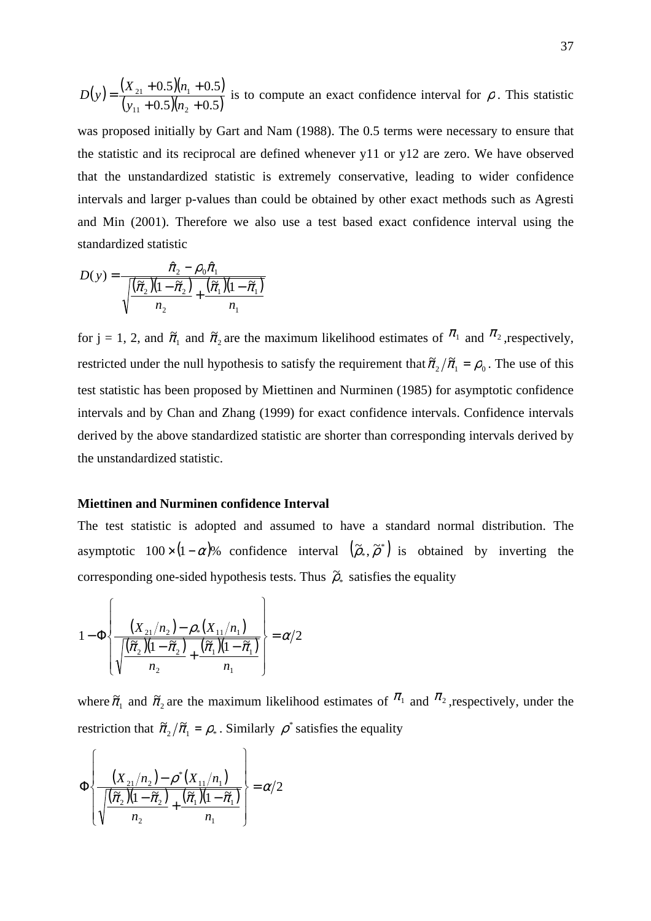$D(y) = \dfrac{(X_{21} + 0.5)(n_1 + 0.5)}{(y_{11} + 0.5)(n_2 + 0.5)}$ is to compute an exact confidence interval for $\rho$. This statistic was proposed initially by Gart and Nam (1988). The 0.5 terms were necessary to ensure that the statistic and its reciprocal are defined whenever y11 or y12 are zero. We have observed that the unstandardized statistic is extremely conservative, leading to wider confidence intervals and larger p-values than could be obtained by other exact methods such as Agresti and Min (2001). Therefore we also use a test based exact confidence interval using the standardized statistic

$$D(y) = \frac{\hat{\pi}_2 - \rho_0 \hat{\pi}_1}{\sqrt{\dfrac{(\tilde{\pi}_2)(1-\tilde{\pi}_2)}{n_2} + \dfrac{(\tilde{\pi}_1)(1-\tilde{\pi}_1)}{n_1}}}$$

for j = 1, 2, and $\tilde{\pi}_1$ and $\tilde{\pi}_2$ are the maximum likelihood estimates of $\pi_1$ and $\pi_2$, respectively, restricted under the null hypothesis to satisfy the requirement that $\tilde{\pi}_2 / \tilde{\pi}_1 = \rho_0$. The use of this test statistic has been proposed by Miettinen and Nurminen (1985) for asymptotic confidence intervals and by Chan and Zhang (1999) for exact confidence intervals. Confidence intervals derived by the above standardized statistic are shorter than corresponding intervals derived by the unstandardized statistic.

**Miettinen and Nurminen confidence Interval**

The test statistic is adopted and assumed to have a standard normal distribution. The asymptotic $100 \times (1-\alpha)\%$ confidence interval $(\tilde{\rho}_*, \tilde{\rho}^*)$ is obtained by inverting the corresponding one-sided hypothesis tests. Thus $\tilde{\rho}_*$ satisfies the equality

$$1 - \Phi\left\{ \frac{(X_{21}/n_2) - \rho_* (X_{11}/n_1)}{\sqrt{\dfrac{(\tilde{\pi}_2)(1-\tilde{\pi}_2)}{n_2} + \dfrac{(\tilde{\pi}_1)(1-\tilde{\pi}_1)}{n_1}}} \right\} = \alpha/2$$

where $\tilde{\pi}_1$ and $\tilde{\pi}_2$ are the maximum likelihood estimates of $\pi_1$ and $\pi_2$, respectively, under the restriction that $\tilde{\pi}_2 / \tilde{\pi}_1 = \rho_*$. Similarly $\rho^*$ satisfies the equality

$$\Phi\left\{ \frac{(X_{21}/n_2) - \rho^* (X_{11}/n_1)}{\sqrt{\dfrac{(\tilde{\pi}_2)(1-\tilde{\pi}_2)}{n_2} + \dfrac{(\tilde{\pi}_1)(1-\tilde{\pi}_1)}{n_1}}} \right\} = \alpha/2$$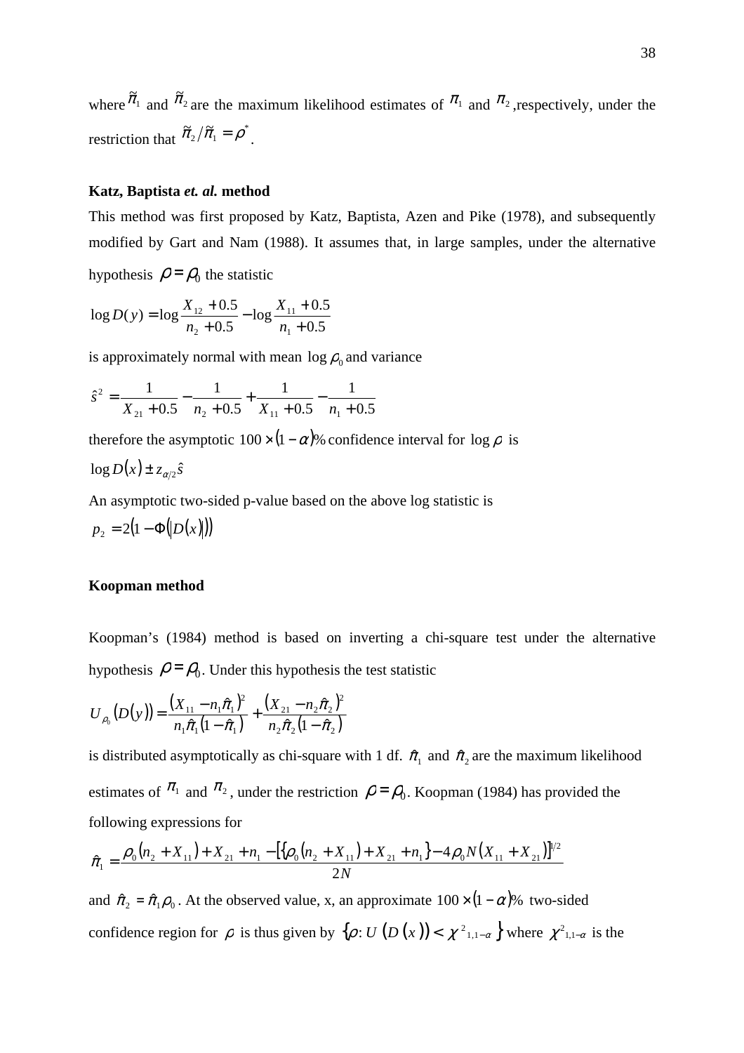where $\tilde{\pi}_1$ and $\tilde{\pi}_2$ are the maximum likelihood estimates of $\pi_1$ and $\pi_2$ ,respectively, under the restriction that $\tilde{\pi}_2/\tilde{\pi}_1 = \rho^*$.

**Katz, Baptista *et. al.* method**

This method was first proposed by Katz, Baptista, Azen and Pike (1978), and subsequently modified by Gart and Nam (1988). It assumes that, in large samples, under the alternative hypothesis $\rho = \rho_0$ the statistic

$$\log D(y) = \log\frac{X_{12} + 0.5}{n_2 + 0.5} - \log\frac{X_{11} + 0.5}{n_1 + 0.5}$$

is approximately normal with mean $\log \rho_0$ and variance

$$\hat{s}^2 = \frac{1}{X_{21} + 0.5} - \frac{1}{n_2 + 0.5} + \frac{1}{X_{11} + 0.5} - \frac{1}{n_1 + 0.5}$$

therefore the asymptotic $100 \times (1 - \alpha)\%$ confidence interval for $\log \rho$ is

$$\log D(x) \pm z_{\alpha/2}\hat{s}$$

An asymptotic two-sided p-value based on the above log statistic is

$$p_2 = 2(1 - \Phi(|D(x)|))$$

**Koopman method**

Koopman's (1984) method is based on inverting a chi-square test under the alternative hypothesis $\rho = \rho_0$. Under this hypothesis the test statistic

$$U_{\rho_0}(D(y)) = \frac{(X_{11} - n_1\hat{\pi}_1)^2}{n_1\hat{\pi}_1(1 - \hat{\pi}_1)} + \frac{(X_{21} - n_2\hat{\pi}_2)^2}{n_2\hat{\pi}_2(1 - \hat{\pi}_2)}$$

is distributed asymptotically as chi-square with 1 df. $\hat{\pi}_1$ and $\hat{\pi}_2$ are the maximum likelihood estimates of $\pi_1$ and $\pi_2$, under the restriction $\rho = \rho_0$. Koopman (1984) has provided the following expressions for

$$\hat{\pi}_1 = \frac{\rho_0(n_2 + X_{11}) + X_{21} + n_1 - [\{\rho_0(n_2 + X_{11}) + X_{21} + n_1\} - 4\rho_0 N(X_{11} + X_{21})]^{1/2}}{2N}$$

and $\hat{\pi}_2 = \hat{\pi}_1\rho_0$. At the observed value, x, an approximate $100 \times (1 - \alpha)\%$ two-sided confidence region for $\rho$ is thus given by $\{\rho : U(D(x)) < \chi^2_{1,1-\alpha}\}$ where $\chi^2_{1,1-\alpha}$ is the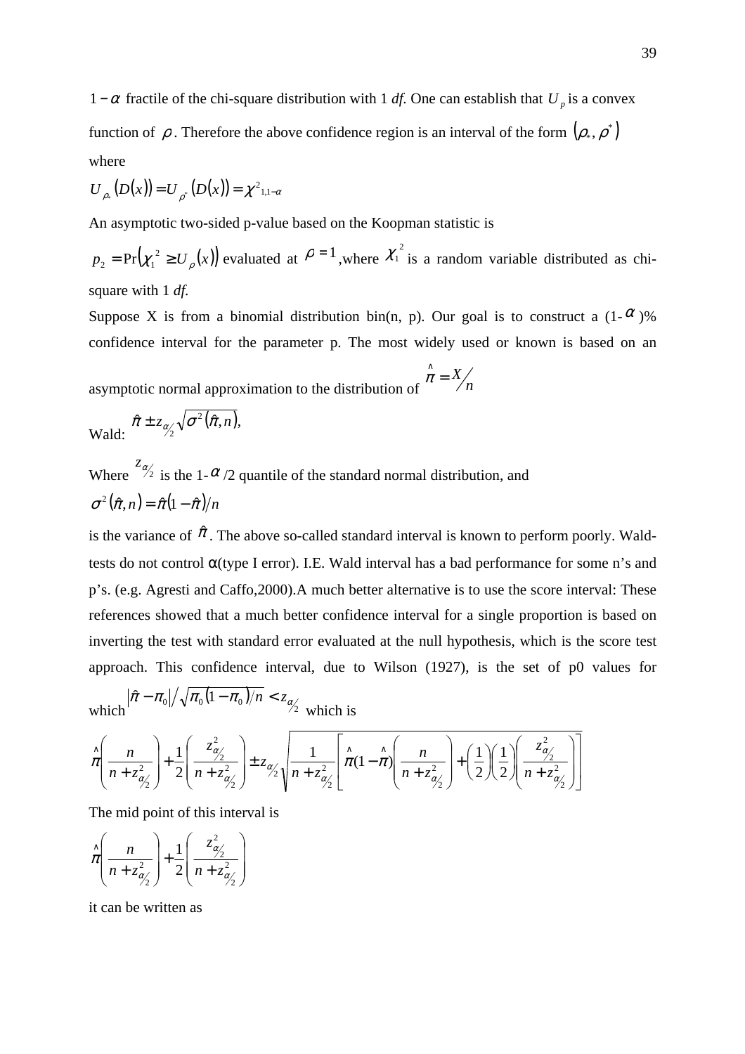$1-\alpha$ fractile of the chi-square distribution with 1 *df*. One can establish that $U_p$ is a convex function of $\rho$. Therefore the above confidence region is an interval of the form $(\rho_*, \rho^*)$ where

$$U_{\rho_*}(D(x)) = U_{\rho^*}(D(x)) = \chi^2_{1,1-\alpha}$$

An asymptotic two-sided p-value based on the Koopman statistic is

$p_2 = \Pr(\chi_1^2 \geq U_\rho(x))$ evaluated at $\rho = 1$, where $\chi_1^2$ is a random variable distributed as chi-square with 1 *df*.

Suppose X is from a binomial distribution bin(n, p). Our goal is to construct a (1-$\alpha$)% confidence interval for the parameter p. The most widely used or known is based on an asymptotic normal approximation to the distribution of $\hat{\pi} = X/n$

Wald: $\hat{\pi} \pm z_{\alpha/2}\sqrt{\sigma^2(\hat{\pi}, n)}$,

Where $z_{\alpha/2}$ is the 1-$\alpha$/2 quantile of the standard normal distribution, and

$$\sigma^2(\hat{\pi}, n) = \hat{\pi}(1-\hat{\pi})/n$$

is the variance of $\hat{\pi}$. The above so-called standard interval is known to perform poorly. Wald-tests do not control α(type I error). I.E. Wald interval has a bad performance for some n's and p's. (e.g. Agresti and Caffo,2000).A much better alternative is to use the score interval: These references showed that a much better confidence interval for a single proportion is based on inverting the test with standard error evaluated at the null hypothesis, which is the score test approach. This confidence interval, due to Wilson (1927), is the set of p0 values for which $|\hat{\pi} - \pi_0| / \sqrt{\pi_0(1-\pi_0)/n} < z_{\alpha/2}$ which is

$$\hat{\pi}\left(\frac{n}{n+z^2_{\alpha/2}}\right) + \frac{1}{2}\left(\frac{z^2_{\alpha/2}}{n+z^2_{\alpha/2}}\right) \pm z_{\alpha/2}\sqrt{\frac{1}{n+z^2_{\alpha/2}}\left[\hat{\pi}(1-\hat{\pi})\left(\frac{n}{n+z^2_{\alpha/2}}\right) + \left(\frac{1}{2}\right)\left(\frac{1}{2}\right)\left(\frac{z^2_{\alpha/2}}{n+z^2_{\alpha/2}}\right)\right]}$$

The mid point of this interval is

$$\hat{\pi}\left(\frac{n}{n+z^2_{\alpha/2}}\right) + \frac{1}{2}\left(\frac{z^2_{\alpha/2}}{n+z^2_{\alpha/2}}\right)$$

it can be written as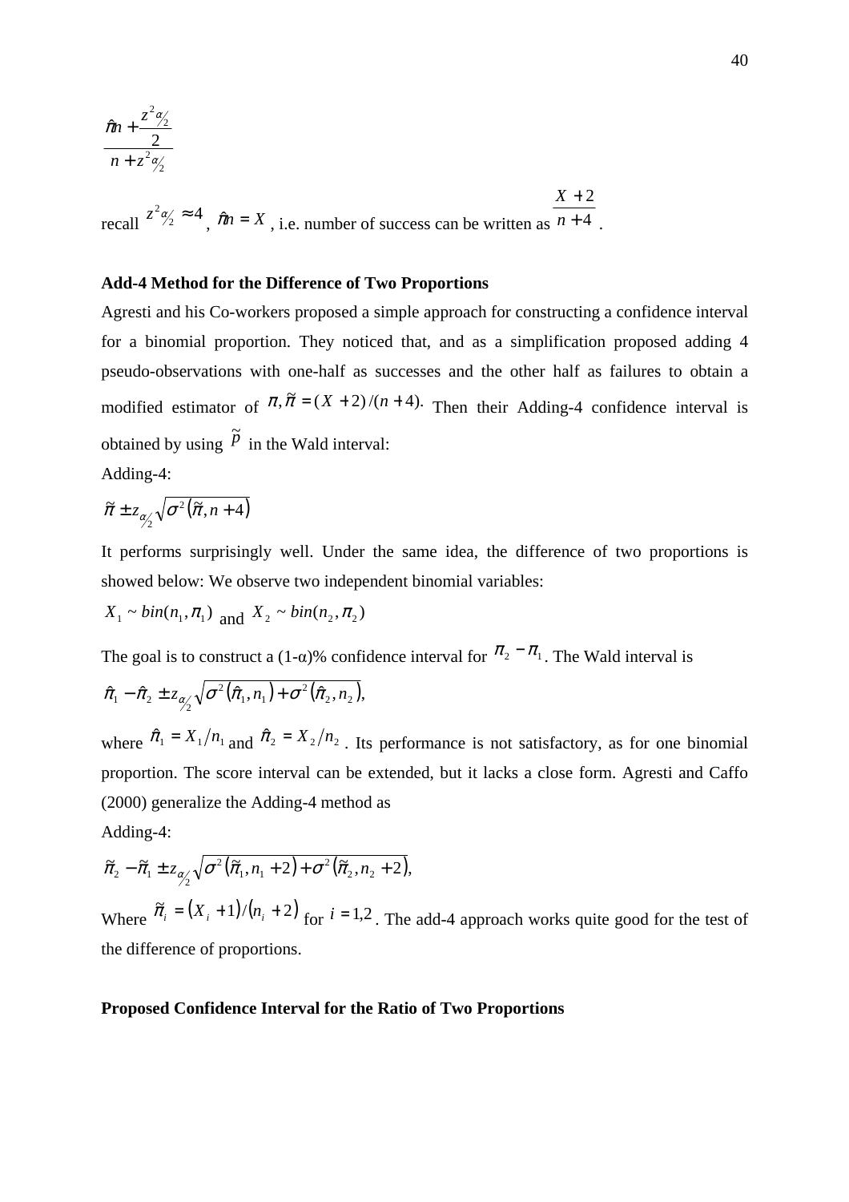$$\frac{\hat{\pi}n + \frac{z^2_{\alpha/2}}{2}}{n + z^2_{\alpha/2}}$$

recall $z^2_{\alpha/2} \approx 4$, $\hat{\pi}n = X$, i.e. number of success can be written as $\frac{X+2}{n+4}$.

**Add-4 Method for the Difference of Two Proportions**

Agresti and his Co-workers proposed a simple approach for constructing a confidence interval for a binomial proportion. They noticed that, and as a simplification proposed adding 4 pseudo-observations with one-half as successes and the other half as failures to obtain a modified estimator of $\pi, \tilde{\pi} = (X+2)/(n+4).$ Then their Adding-4 confidence interval is obtained by using $\tilde{p}$ in the Wald interval:

Adding-4:

$$\tilde{\pi} \pm z_{\alpha/2}\sqrt{\sigma^2(\tilde{\pi}, n+4)}$$

It performs surprisingly well. Under the same idea, the difference of two proportions is showed below: We observe two independent binomial variables:

$X_1 \sim bin(n_1, \pi_1)$ and $X_2 \sim bin(n_2, \pi_2)$

The goal is to construct a (1-α)% confidence interval for $\pi_2 - \pi_1$. The Wald interval is

$$\hat{\pi}_1 - \hat{\pi}_2 \pm z_{\alpha/2}\sqrt{\sigma^2(\hat{\pi}_1, n_1) + \sigma^2(\hat{\pi}_2, n_2)},$$

where $\hat{\pi}_1 = X_1/n_1$ and $\hat{\pi}_2 = X_2/n_2$. Its performance is not satisfactory, as for one binomial proportion. The score interval can be extended, but it lacks a close form. Agresti and Caffo (2000) generalize the Adding-4 method as

Adding-4:

$$\tilde{\pi}_2 - \tilde{\pi}_1 \pm z_{\alpha/2}\sqrt{\sigma^2(\tilde{\pi}_1, n_1+2) + \sigma^2(\tilde{\pi}_2, n_2+2)},$$

Where $\tilde{\pi}_i = (X_i + 1)/(n_i + 2)$ for $i = 1,2$. The add-4 approach works quite good for the test of the difference of proportions.

**Proposed Confidence Interval for the Ratio of Two Proportions**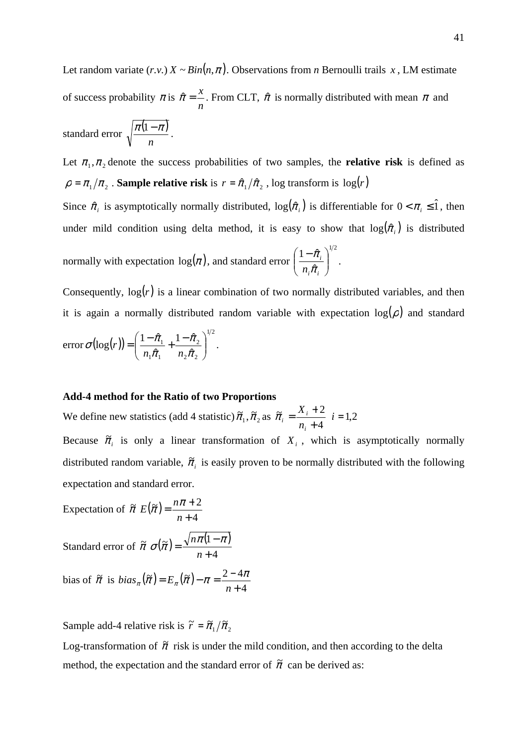Let random variate (*r.v.*) $X \sim Bin(n, \pi)$. Observations from *n* Bernoulli trails $x$, LM estimate of success probability $\pi$ is $\hat{\pi} = \frac{x}{n}$. From CLT, $\hat{\pi}$ is normally distributed with mean $\pi$ and standard error $\sqrt{\frac{\pi(1-\pi)}{n}}$.

Let $\pi_1, \pi_2$ denote the success probabilities of two samples, the **relative risk** is defined as $\rho = \pi_1 / \pi_2$. **Sample relative risk** is $r = \hat{\pi}_1 / \hat{\pi}_2$, log transform is $\log(r)$

Since $\hat{\pi}_i$ is asymptotically normally distributed, $\log(\hat{\pi}_i)$ is differentiable for $0 < \pi_i \leq \hat{1}$, then under mild condition using delta method, it is easy to show that $\log(\hat{\pi}_i)$ is distributed normally with expectation $\log(\pi)$, and standard error $\left(\frac{1-\hat{\pi}_i}{n_i \hat{\pi}_i}\right)^{1/2}$.

Consequently, $\log(r)$ is a linear combination of two normally distributed variables, and then it is again a normally distributed random variable with expectation $\log(\rho)$ and standard error $\sigma(\log(r)) = \left(\frac{1-\hat{\pi}_1}{n_1 \hat{\pi}_1} + \frac{1-\hat{\pi}_2}{n_2 \hat{\pi}_2}\right)^{1/2}$.

**Add-4 method for the Ratio of two Proportions**

We define new statistics (add 4 statistic) $\tilde{\pi}_1, \tilde{\pi}_2$ as $\tilde{\pi}_i = \frac{X_i + 2}{n_i + 4}$ $i = 1,2$

Because $\tilde{\pi}_i$ is only a linear transformation of $X_i$, which is asymptotically normally distributed random variable, $\tilde{\pi}_i$ is easily proven to be normally distributed with the following expectation and standard error.

Expectation of $\tilde{\pi}$ $E(\tilde{\pi}) = \frac{n\pi + 2}{n + 4}$

Standard error of $\tilde{\pi}$ $\sigma(\tilde{\pi}) = \frac{\sqrt{n\pi(1-\pi)}}{n + 4}$

bias of $\tilde{\pi}$ is $bias_{\pi}(\tilde{\pi}) = E_{\pi}(\tilde{\pi}) - \pi = \frac{2 - 4\pi}{n + 4}$

Sample add-4 relative risk is $\tilde{r} = \tilde{\pi}_1 / \tilde{\pi}_2$

Log-transformation of $\tilde{\pi}$ risk is under the mild condition, and then according to the delta method, the expectation and the standard error of $\tilde{\pi}$ can be derived as: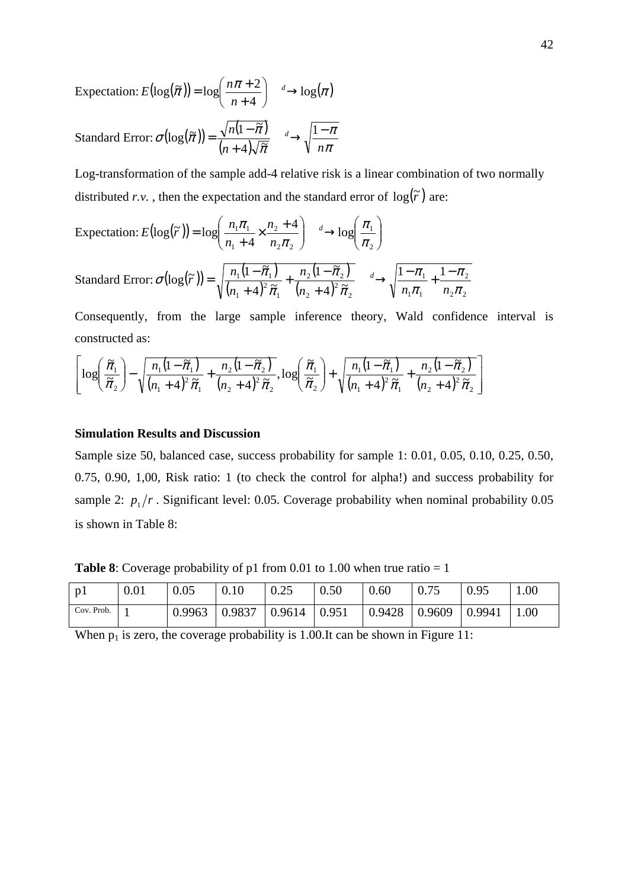Expectation: $E(\log(\tilde{\pi})) = \log\left(\frac{n\pi + 2}{n+4}\right) \xrightarrow{d} \log(\pi)$

Standard Error: $\sigma(\log(\tilde{\pi})) = \frac{\sqrt{n(1-\tilde{\pi})}}{(n+4)\sqrt{\tilde{\pi}}} \xrightarrow{d} \sqrt{\frac{1-\pi}{n\pi}}$

Log-transformation of the sample add-4 relative risk is a linear combination of two normally distributed *r.v.* , then the expectation and the standard error of $\log(\tilde{r})$ are:

Expectation: $E(\log(\tilde{r})) = \log\left(\frac{n_1\pi_1}{n_1+4} \times \frac{n_2+4}{n_2\pi_2}\right) \xrightarrow{d} \log\left(\frac{\pi_1}{\pi_2}\right)$

Standard Error: $\sigma(\log(\tilde{r})) = \sqrt{\frac{n_1(1-\tilde{\pi}_1)}{(n_1+4)^2\tilde{\pi}_1} + \frac{n_2(1-\tilde{\pi}_2)}{(n_2+4)^2\tilde{\pi}_2}} \xrightarrow{d} \sqrt{\frac{1-\pi_1}{n_1\pi_1} + \frac{1-\pi_2}{n_2\pi_2}}$

Consequently, from the large sample inference theory, Wald confidence interval is constructed as:

$$\left[\log\left(\frac{\tilde{\pi}_1}{\tilde{\pi}_2}\right) - \sqrt{\frac{n_1(1-\tilde{\pi}_1)}{(n_1+4)^2\tilde{\pi}_1} + \frac{n_2(1-\tilde{\pi}_2)}{(n_2+4)^2\tilde{\pi}_2}}, \log\left(\frac{\tilde{\pi}_1}{\tilde{\pi}_2}\right) + \sqrt{\frac{n_1(1-\tilde{\pi}_1)}{(n_1+4)^2\tilde{\pi}_1} + \frac{n_2(1-\tilde{\pi}_2)}{(n_2+4)^2\tilde{\pi}_2}}\right]$$

**Simulation Results and Discussion**

Sample size 50, balanced case, success probability for sample 1: 0.01, 0.05, 0.10, 0.25, 0.50, 0.75, 0.90, 1,00, Risk ratio: 1 (to check the control for alpha!) and success probability for sample 2: $p_1/r$ . Significant level: 0.05. Coverage probability when nominal probability 0.05 is shown in Table 8:

**Table 8**: Coverage probability of p1 from 0.01 to 1.00 when true ratio = 1

| p1 | 0.01 | 0.05 | 0.10 | 0.25 | 0.50 | 0.60 | 0.75 | 0.95 | 1.00 |
|---|---|---|---|---|---|---|---|---|---|
| Cov. Prob. | 1 | 0.9963 | 0.9837 | 0.9614 | 0.951 | 0.9428 | 0.9609 | 0.9941 | 1.00 |

When $p_1$ is zero, the coverage probability is 1.00.It can be shown in Figure 11: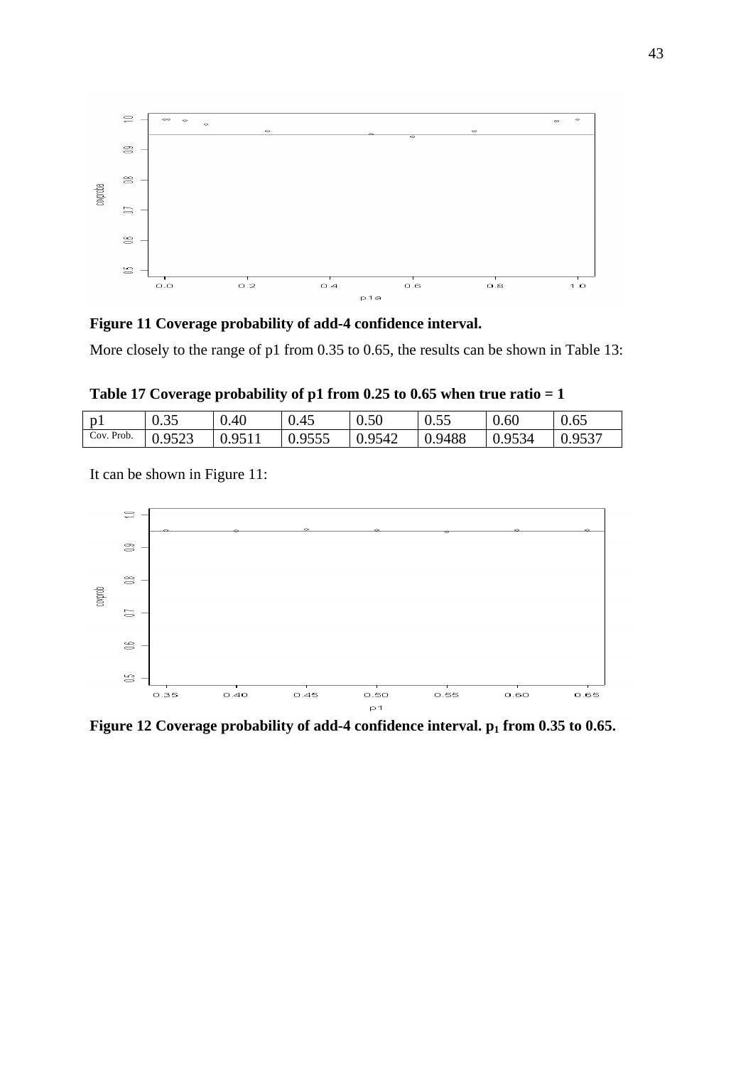**Figure 11 Coverage probability of add-4 confidence interval.**

More closely to the range of p1 from 0.35 to 0.65, the results can be shown in Table 13:

**Table 17 Coverage probability of p1 from 0.25 to 0.65 when true ratio = 1**

| p1 | 0.35 | 0.40 | 0.45 | 0.50 | 0.55 | 0.60 | 0.65 |
|---|---|---|---|---|---|---|---|
| Cov. Prob. | 0.9523 | 0.9511 | 0.9555 | 0.9542 | 0.9488 | 0.9534 | 0.9537 |

It can be shown in Figure 11:

**Figure 12 Coverage probability of add-4 confidence interval. $p_1$ from 0.35 to 0.65.**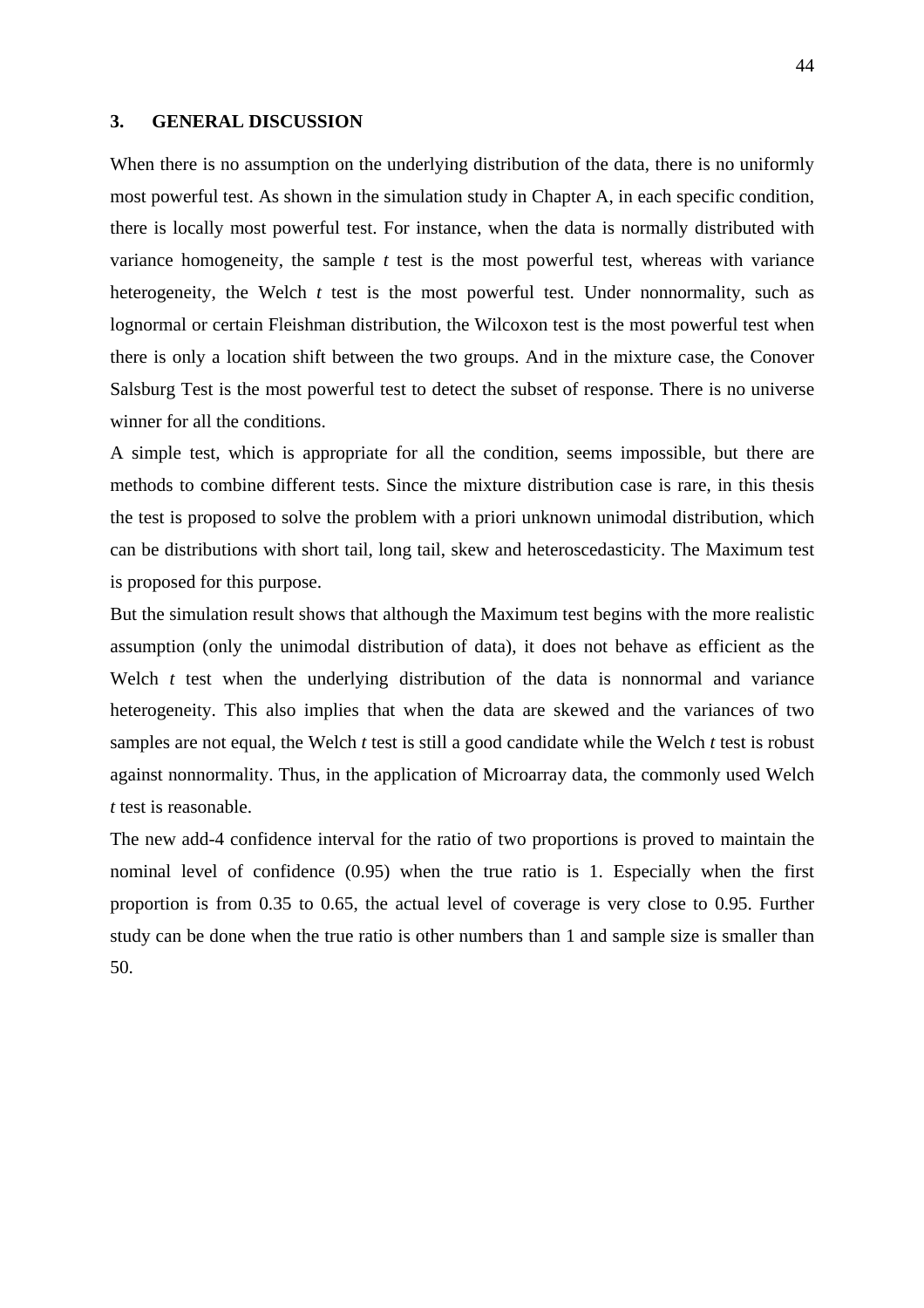## 3. GENERAL DISCUSSION

When there is no assumption on the underlying distribution of the data, there is no uniformly most powerful test. As shown in the simulation study in Chapter A, in each specific condition, there is locally most powerful test. For instance, when the data is normally distributed with variance homogeneity, the sample *t* test is the most powerful test, whereas with variance heterogeneity, the Welch *t* test is the most powerful test. Under nonnormality, such as lognormal or certain Fleishman distribution, the Wilcoxon test is the most powerful test when there is only a location shift between the two groups. And in the mixture case, the Conover Salsburg Test is the most powerful test to detect the subset of response. There is no universe winner for all the conditions.

A simple test, which is appropriate for all the condition, seems impossible, but there are methods to combine different tests. Since the mixture distribution case is rare, in this thesis the test is proposed to solve the problem with a priori unknown unimodal distribution, which can be distributions with short tail, long tail, skew and heteroscedasticity. The Maximum test is proposed for this purpose.

But the simulation result shows that although the Maximum test begins with the more realistic assumption (only the unimodal distribution of data), it does not behave as efficient as the Welch *t* test when the underlying distribution of the data is nonnormal and variance heterogeneity. This also implies that when the data are skewed and the variances of two samples are not equal, the Welch *t* test is still a good candidate while the Welch *t* test is robust against nonnormality. Thus, in the application of Microarray data, the commonly used Welch *t* test is reasonable.

The new add-4 confidence interval for the ratio of two proportions is proved to maintain the nominal level of confidence (0.95) when the true ratio is 1. Especially when the first proportion is from 0.35 to 0.65, the actual level of coverage is very close to 0.95. Further study can be done when the true ratio is other numbers than 1 and sample size is smaller than 50.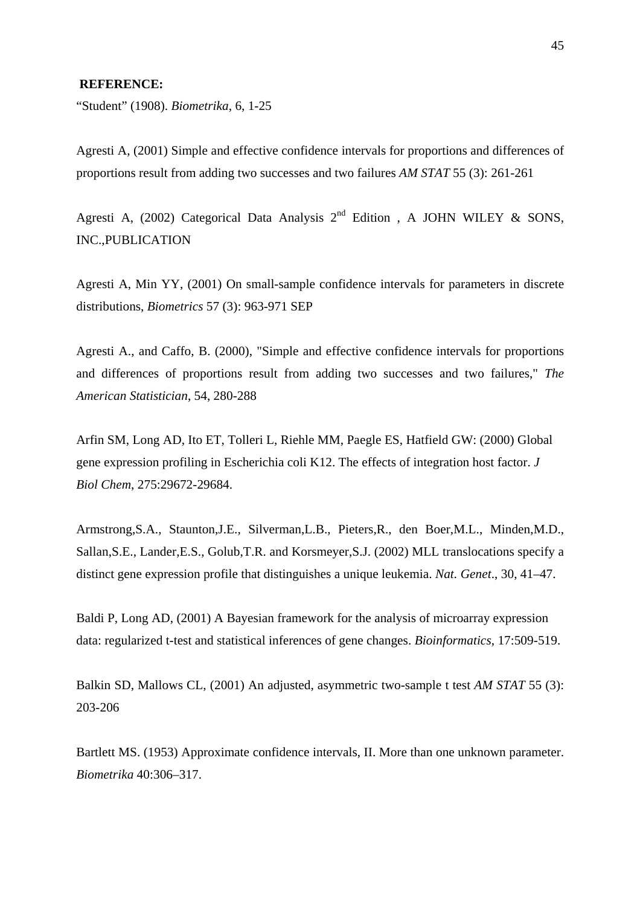**REFERENCE:**

"Student" (1908). *Biometrika*, 6, 1-25

Agresti A, (2001) Simple and effective confidence intervals for proportions and differences of proportions result from adding two successes and two failures *AM STAT* 55 (3): 261-261

Agresti A, (2002) Categorical Data Analysis 2nd Edition , A JOHN WILEY & SONS, INC.,PUBLICATION

Agresti A, Min YY, (2001) On small-sample confidence intervals for parameters in discrete distributions, *Biometrics* 57 (3): 963-971 SEP

Agresti A., and Caffo, B. (2000), "Simple and effective confidence intervals for proportions and differences of proportions result from adding two successes and two failures," *The American Statistician*, 54, 280-288

Arfin SM, Long AD, Ito ET, Tolleri L, Riehle MM, Paegle ES, Hatfield GW: (2000) Global gene expression profiling in Escherichia coli K12. The effects of integration host factor. *J Biol Chem*, 275:29672-29684.

Armstrong,S.A., Staunton,J.E., Silverman,L.B., Pieters,R., den Boer,M.L., Minden,M.D., Sallan,S.E., Lander,E.S., Golub,T.R. and Korsmeyer,S.J. (2002) MLL translocations specify a distinct gene expression profile that distinguishes a unique leukemia. *Nat. Genet*., 30, 41–47.

Baldi P, Long AD, (2001) A Bayesian framework for the analysis of microarray expression data: regularized t-test and statistical inferences of gene changes. *Bioinformatics*, 17:509-519.

Balkin SD, Mallows CL, (2001) An adjusted, asymmetric two-sample t test *AM STAT* 55 (3): 203-206

Bartlett MS. (1953) Approximate confidence intervals, II. More than one unknown parameter. *Biometrika* 40:306–317.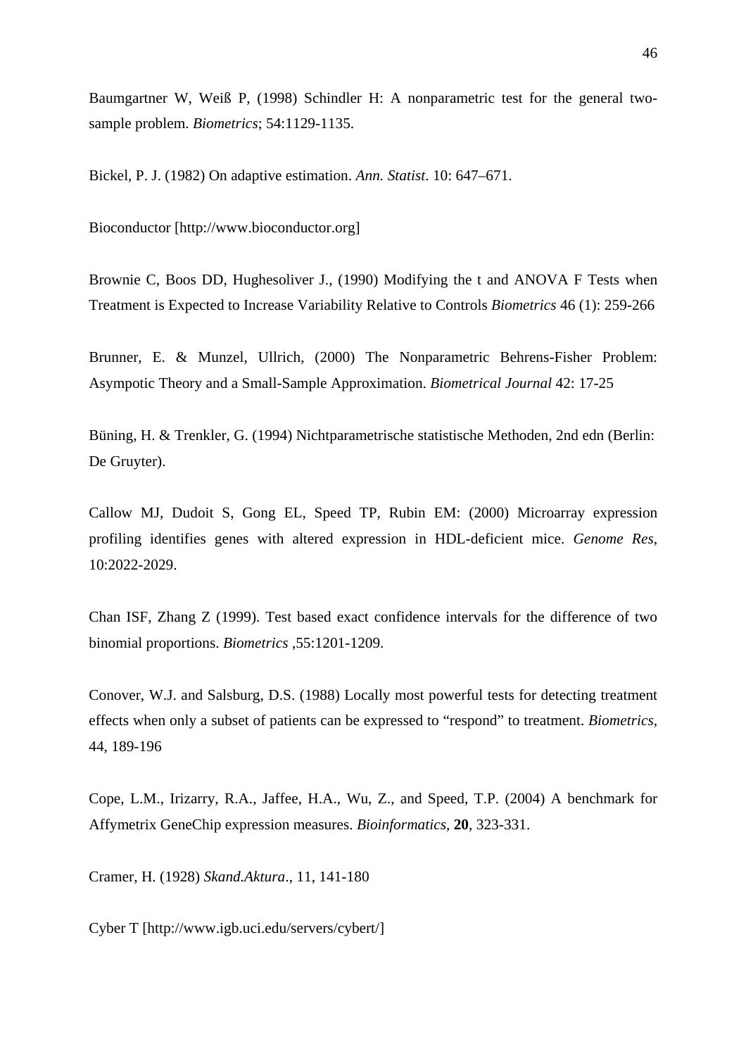Baumgartner W, Weiß P, (1998) Schindler H: A nonparametric test for the general two-sample problem. *Biometrics*; 54:1129-1135.

Bickel, P. J. (1982) On adaptive estimation. *Ann. Statist*. 10: 647–671.

Bioconductor [http://www.bioconductor.org]

Brownie C, Boos DD, Hughesoliver J., (1990) Modifying the t and ANOVA F Tests when Treatment is Expected to Increase Variability Relative to Controls *Biometrics* 46 (1): 259-266

Brunner, E. & Munzel, Ullrich, (2000) The Nonparametric Behrens-Fisher Problem: Asympotic Theory and a Small-Sample Approximation. *Biometrical Journal* 42: 17-25

Büning, H. & Trenkler, G. (1994) Nichtparametrische statistische Methoden, 2nd edn (Berlin: De Gruyter).

Callow MJ, Dudoit S, Gong EL, Speed TP, Rubin EM: (2000) Microarray expression profiling identifies genes with altered expression in HDL-deficient mice. *Genome Res*, 10:2022-2029.

Chan ISF, Zhang Z (1999). Test based exact confidence intervals for the difference of two binomial proportions. *Biometrics* ,55:1201-1209.

Conover, W.J. and Salsburg, D.S. (1988) Locally most powerful tests for detecting treatment effects when only a subset of patients can be expressed to “respond” to treatment. *Biometrics*, 44, 189-196

Cope, L.M., Irizarry, R.A., Jaffee, H.A., Wu, Z., and Speed, T.P. (2004) A benchmark for Affymetrix GeneChip expression measures. *Bioinformatics*, **20**, 323-331.

Cramer, H. (1928) *Skand.Aktura*., 11, 141-180

Cyber T [http://www.igb.uci.edu/servers/cybert/]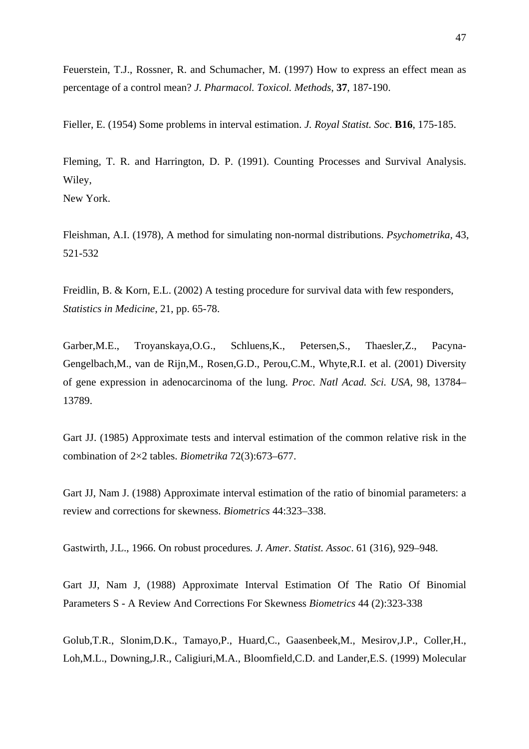Feuerstein, T.J., Rossner, R. and Schumacher, M. (1997) How to express an effect mean as percentage of a control mean? *J. Pharmacol. Toxicol. Methods*, **37**, 187-190.

Fieller, E. (1954) Some problems in interval estimation. *J. Royal Statist. Soc*. **B16**, 175-185.

Fleming, T. R. and Harrington, D. P. (1991). Counting Processes and Survival Analysis. Wiley,
New York.

Fleishman, A.I. (1978), A method for simulating non-normal distributions. *Psychometrika*, 43, 521-532

Freidlin, B. & Korn, E.L. (2002) A testing procedure for survival data with few responders, *Statistics in Medicine*, 21, pp. 65-78.

Garber,M.E., Troyanskaya,O.G., Schluens,K., Petersen,S., Thaesler,Z., Pacyna-Gengelbach,M., van de Rijn,M., Rosen,G.D., Perou,C.M., Whyte,R.I. et al. (2001) Diversity of gene expression in adenocarcinoma of the lung. *Proc. Natl Acad. Sci. USA*, 98, 13784–13789.

Gart JJ. (1985) Approximate tests and interval estimation of the common relative risk in the combination of 2×2 tables. *Biometrika* 72(3):673–677.

Gart JJ, Nam J. (1988) Approximate interval estimation of the ratio of binomial parameters: a review and corrections for skewness. *Biometrics* 44:323–338.

Gastwirth, J.L., 1966. On robust procedures. *J. Amer. Statist. Assoc*. 61 (316), 929–948.

Gart JJ, Nam J, (1988) Approximate Interval Estimation Of The Ratio Of Binomial Parameters S - A Review And Corrections For Skewness *Biometrics* 44 (2):323-338

Golub,T.R., Slonim,D.K., Tamayo,P., Huard,C., Gaasenbeek,M., Mesirov,J.P., Coller,H., Loh,M.L., Downing,J.R., Caligiuri,M.A., Bloomfield,C.D. and Lander,E.S. (1999) Molecular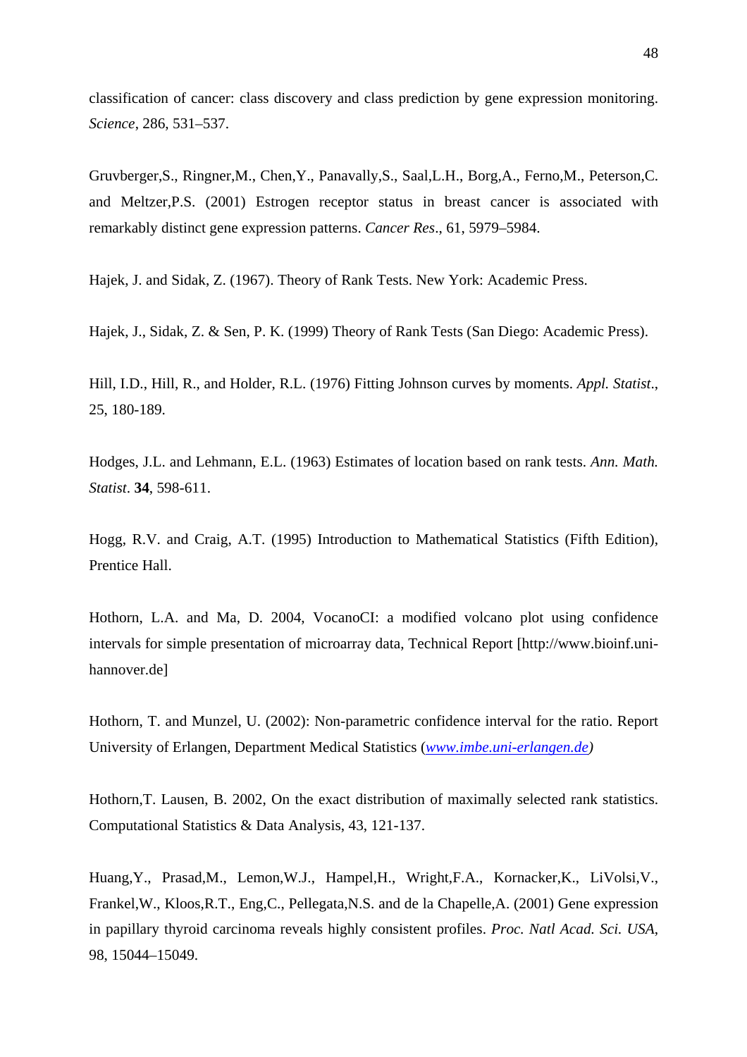classification of cancer: class discovery and class prediction by gene expression monitoring. *Science*, 286, 531–537.

Gruvberger,S., Ringner,M., Chen,Y., Panavally,S., Saal,L.H., Borg,A., Ferno,M., Peterson,C. and Meltzer,P.S. (2001) Estrogen receptor status in breast cancer is associated with remarkably distinct gene expression patterns. *Cancer Res*., 61, 5979–5984.

Hajek, J. and Sidak, Z. (1967). Theory of Rank Tests. New York: Academic Press.

Hajek, J., Sidak, Z. & Sen, P. K. (1999) Theory of Rank Tests (San Diego: Academic Press).

Hill, I.D., Hill, R., and Holder, R.L. (1976) Fitting Johnson curves by moments. *Appl. Statist*., 25, 180-189.

Hodges, J.L. and Lehmann, E.L. (1963) Estimates of location based on rank tests. *Ann. Math. Statist*. **34**, 598-611.

Hogg, R.V. and Craig, A.T. (1995) Introduction to Mathematical Statistics (Fifth Edition), Prentice Hall.

Hothorn, L.A. and Ma, D. 2004, VocanoCI: a modified volcano plot using confidence intervals for simple presentation of microarray data, Technical Report [http://www.bioinf.uni-hannover.de]

Hothorn, T. and Munzel, U. (2002): Non-parametric confidence interval for the ratio. Report University of Erlangen, Department Medical Statistics (*www.imbe.uni-erlangen.de)*

Hothorn,T. Lausen, B. 2002, On the exact distribution of maximally selected rank statistics. Computational Statistics & Data Analysis, 43, 121-137.

Huang,Y., Prasad,M., Lemon,W.J., Hampel,H., Wright,F.A., Kornacker,K., LiVolsi,V., Frankel,W., Kloos,R.T., Eng,C., Pellegata,N.S. and de la Chapelle,A. (2001) Gene expression in papillary thyroid carcinoma reveals highly consistent profiles. *Proc. Natl Acad. Sci. USA*, 98, 15044–15049.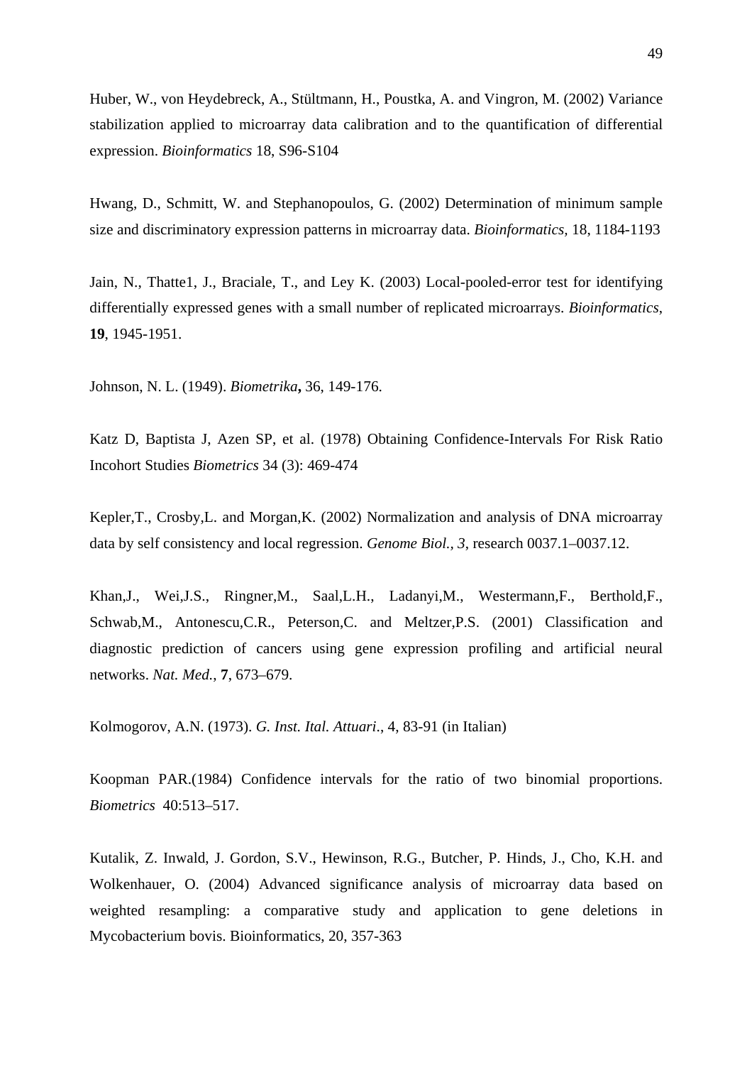Huber, W., von Heydebreck, A., Stültmann, H., Poustka, A. and Vingron, M. (2002) Variance stabilization applied to microarray data calibration and to the quantification of differential expression. *Bioinformatics* 18, S96-S104

Hwang, D., Schmitt, W. and Stephanopoulos, G. (2002) Determination of minimum sample size and discriminatory expression patterns in microarray data. *Bioinformatics*, 18, 1184-1193

Jain, N., Thatte1, J., Braciale, T., and Ley K. (2003) Local-pooled-error test for identifying differentially expressed genes with a small number of replicated microarrays. *Bioinformatics*, **19**, 1945-1951.

Johnson, N. L. (1949). *Biometrika***,** 36, 149-176.

Katz D, Baptista J, Azen SP, et al. (1978) Obtaining Confidence-Intervals For Risk Ratio Incohort Studies *Biometrics* 34 (3): 469-474

Kepler,T., Crosby,L. and Morgan,K. (2002) Normalization and analysis of DNA microarray data by self consistency and local regression. *Genome Biol., 3*, research 0037.1–0037.12.

Khan,J., Wei,J.S., Ringner,M., Saal,L.H., Ladanyi,M., Westermann,F., Berthold,F., Schwab,M., Antonescu,C.R., Peterson,C. and Meltzer,P.S. (2001) Classification and diagnostic prediction of cancers using gene expression profiling and artificial neural networks. *Nat. Med.*, **7**, 673–679.

Kolmogorov, A.N. (1973). *G. Inst. Ital. Attuari*., 4, 83-91 (in Italian)

Koopman PAR.(1984) Confidence intervals for the ratio of two binomial proportions. *Biometrics* 40:513–517.

Kutalik, Z. Inwald, J. Gordon, S.V., Hewinson, R.G., Butcher, P. Hinds, J., Cho, K.H. and Wolkenhauer, O. (2004) Advanced significance analysis of microarray data based on weighted resampling: a comparative study and application to gene deletions in Mycobacterium bovis. Bioinformatics, 20, 357-363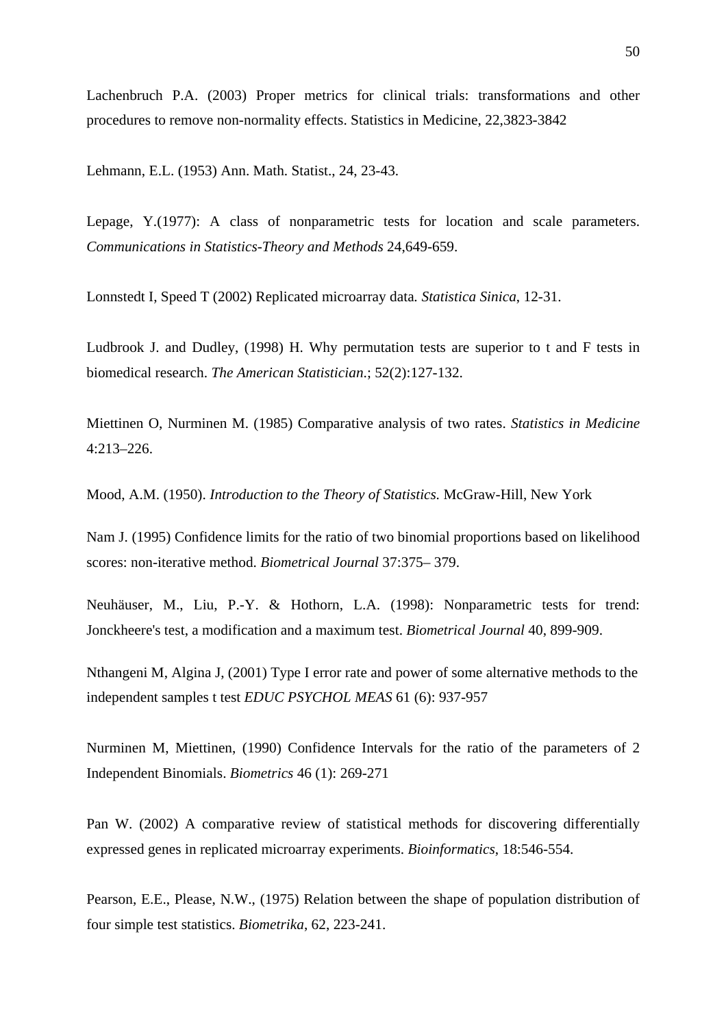Lachenbruch P.A. (2003) Proper metrics for clinical trials: transformations and other procedures to remove non-normality effects. Statistics in Medicine, 22,3823-3842

Lehmann, E.L. (1953) Ann. Math. Statist., 24, 23-43.

Lepage, Y.(1977): A class of nonparametric tests for location and scale parameters. *Communications in Statistics-Theory and Methods* 24,649-659.

Lonnstedt I, Speed T (2002) Replicated microarray data. *Statistica Sinica*, 12-31.

Ludbrook J. and Dudley, (1998) H. Why permutation tests are superior to t and F tests in biomedical research. *The American Statistician*.; 52(2):127-132.

Miettinen O, Nurminen M. (1985) Comparative analysis of two rates. *Statistics in Medicine* 4:213–226.

Mood, A.M. (1950). *Introduction to the Theory of Statistics*. McGraw-Hill, New York

Nam J. (1995) Confidence limits for the ratio of two binomial proportions based on likelihood scores: non-iterative method. *Biometrical Journal* 37:375– 379.

Neuhäuser, M., Liu, P.-Y. & Hothorn, L.A. (1998): Nonparametric tests for trend: Jonckheere's test, a modification and a maximum test. *Biometrical Journal* 40, 899-909.

Nthangeni M, Algina J, (2001) Type I error rate and power of some alternative methods to the independent samples t test *EDUC PSYCHOL MEAS* 61 (6): 937-957

Nurminen M, Miettinen, (1990) Confidence Intervals for the ratio of the parameters of 2 Independent Binomials. *Biometrics* 46 (1): 269-271

Pan W. (2002) A comparative review of statistical methods for discovering differentially expressed genes in replicated microarray experiments. *Bioinformatics*, 18:546-554.

Pearson, E.E., Please, N.W., (1975) Relation between the shape of population distribution of four simple test statistics. *Biometrika*, 62, 223-241.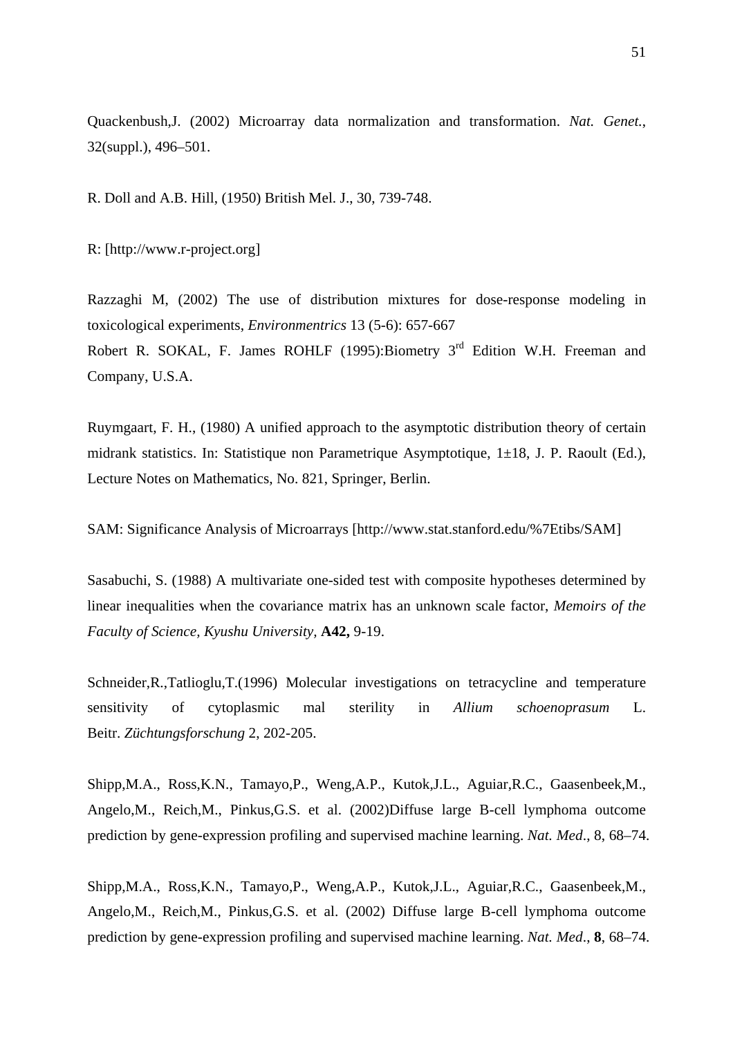Quackenbush,J. (2002) Microarray data normalization and transformation. *Nat. Genet.*, 32(suppl.), 496–501.

R. Doll and A.B. Hill, (1950) British Mel. J., 30, 739-748.

R: [http://www.r-project.org]

Razzaghi M, (2002) The use of distribution mixtures for dose-response modeling in toxicological experiments, *Environmentrics* 13 (5-6): 657-667
Robert R. SOKAL, F. James ROHLF (1995):Biometry 3rd Edition W.H. Freeman and Company, U.S.A.

Ruymgaart, F. H., (1980) A unified approach to the asymptotic distribution theory of certain midrank statistics. In: Statistique non Parametrique Asymptotique, 1±18, J. P. Raoult (Ed.), Lecture Notes on Mathematics, No. 821, Springer, Berlin.

SAM: Significance Analysis of Microarrays [http://www.stat.stanford.edu/%7Etibs/SAM]

Sasabuchi, S. (1988) A multivariate one-sided test with composite hypotheses determined by linear inequalities when the covariance matrix has an unknown scale factor, *Memoirs of the Faculty of Science, Kyushu University,* **A42,** 9-19.

Schneider,R.,Tatlioglu,T.(1996) Molecular investigations on tetracycline and temperature sensitivity of cytoplasmic mal sterility in *Allium schoenoprasum* L. Beitr. *Züchtungsforschung* 2, 202-205.

Shipp,M.A., Ross,K.N., Tamayo,P., Weng,A.P., Kutok,J.L., Aguiar,R.C., Gaasenbeek,M., Angelo,M., Reich,M., Pinkus,G.S. et al. (2002)Diffuse large B-cell lymphoma outcome prediction by gene-expression profiling and supervised machine learning. *Nat. Med.*, 8, 68–74.

Shipp,M.A., Ross,K.N., Tamayo,P., Weng,A.P., Kutok,J.L., Aguiar,R.C., Gaasenbeek,M., Angelo,M., Reich,M., Pinkus,G.S. et al. (2002) Diffuse large B-cell lymphoma outcome prediction by gene-expression profiling and supervised machine learning. *Nat. Med.*, **8**, 68–74.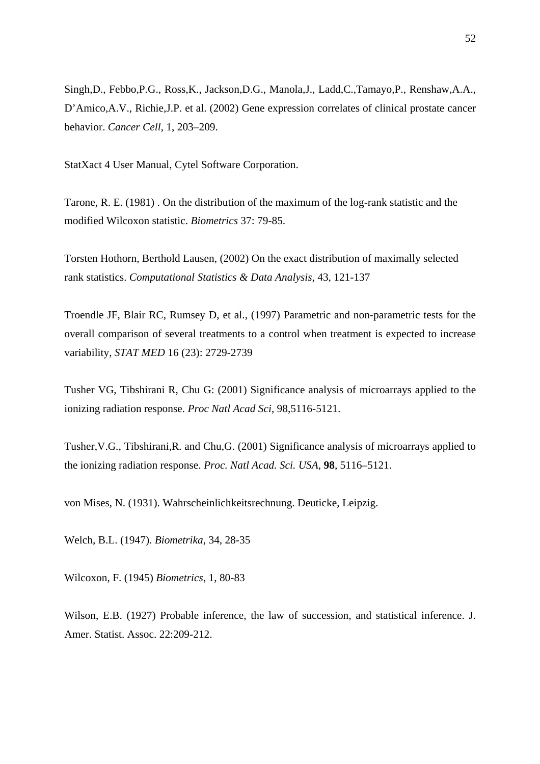Singh,D., Febbo,P.G., Ross,K., Jackson,D.G., Manola,J., Ladd,C.,Tamayo,P., Renshaw,A.A., D'Amico,A.V., Richie,J.P. et al. (2002) Gene expression correlates of clinical prostate cancer behavior. *Cancer Cell*, 1, 203–209.

StatXact 4 User Manual, Cytel Software Corporation.

Tarone, R. E. (1981) . On the distribution of the maximum of the log-rank statistic and the modified Wilcoxon statistic. *Biometrics* 37: 79-85.

Torsten Hothorn, Berthold Lausen, (2002) On the exact distribution of maximally selected rank statistics. *Computational Statistics & Data Analysis*, 43, 121-137

Troendle JF, Blair RC, Rumsey D, et al., (1997) Parametric and non-parametric tests for the overall comparison of several treatments to a control when treatment is expected to increase variability, *STAT MED* 16 (23): 2729-2739

Tusher VG, Tibshirani R, Chu G: (2001) Significance analysis of microarrays applied to the ionizing radiation response. *Proc Natl Acad Sci*, 98,5116-5121.

Tusher,V.G., Tibshirani,R. and Chu,G. (2001) Significance analysis of microarrays applied to the ionizing radiation response. *Proc. Natl Acad. Sci. USA*, **98**, 5116–5121.

von Mises, N. (1931). Wahrscheinlichkeitsrechnung. Deuticke, Leipzig.

Welch, B.L. (1947). *Biometrika*, 34, 28-35

Wilcoxon, F. (1945) *Biometrics*, 1, 80-83

Wilson, E.B. (1927) Probable inference, the law of succession, and statistical inference. J. Amer. Statist. Assoc. 22:209-212.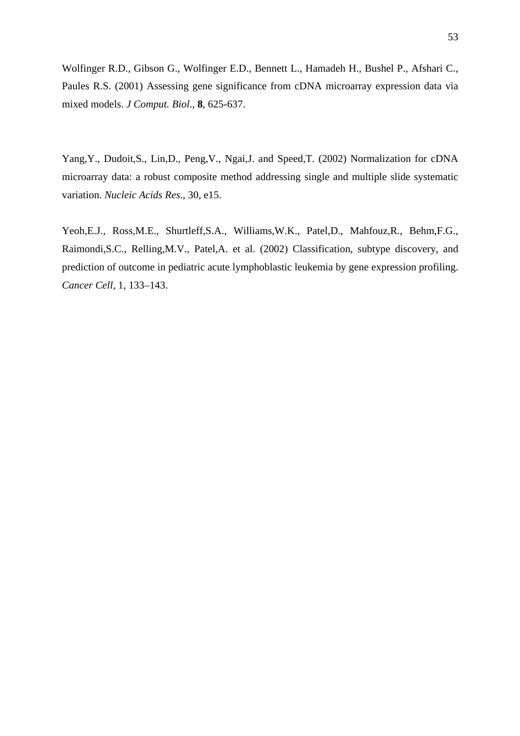Wolfinger R.D., Gibson G., Wolfinger E.D., Bennett L., Hamadeh H., Bushel P., Afshari C., Paules R.S. (2001) Assessing gene significance from cDNA microarray expression data via mixed models. *J Comput. Biol*., **8**, 625-637.

Yang,Y., Dudoit,S., Lin,D., Peng,V., Ngai,J. and Speed,T. (2002) Normalization for cDNA microarray data: a robust composite method addressing single and multiple slide systematic variation. *Nucleic Acids Res*., 30, e15.

Yeoh,E.J., Ross,M.E., Shurtleff,S.A., Williams,W.K., Patel,D., Mahfouz,R., Behm,F.G., Raimondi,S.C., Relling,M.V., Patel,A. et al. (2002) Classification, subtype discovery, and prediction of outcome in pediatric acute lymphoblastic leukemia by gene expression profiling. *Cancer Cell*, 1, 133–143.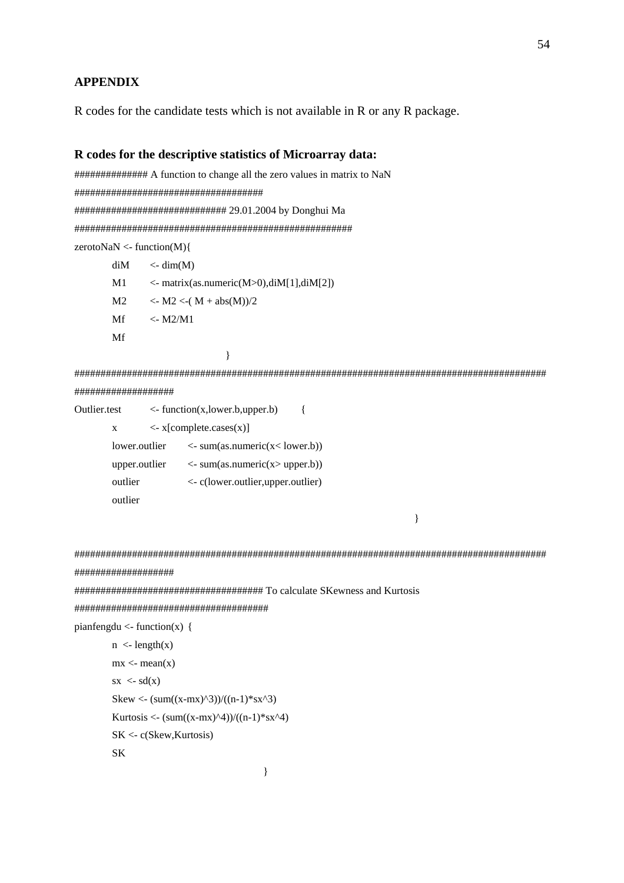**APPENDIX**

R codes for the candidate tests which is not available in R or any R package.

**R codes for the descriptive statistics of Microarray data:**

```
############## A function to change all the zero values in matrix to NaN
#####################################
############################# 29.01.2004 by Donghui Ma
####################################################
zerotoNaN <- function(M){
        diM     <- dim(M)
        M1      <- matrix(as.numeric(M>0),diM[1],diM[2])
        M2      <- M2 <-( M + abs(M))/2
        Mf      <- M2/M1
        Mf
                                }
###########################################################################################
###################
Outlier.test        <- function(x,lower.b,upper.b)      {
        x        <- x[complete.cases(x)]
        lower.outlier     <- sum(as.numeric(x< lower.b))
        upper.outlier     <- sum(as.numeric(x> upper.b))
        outlier           <- c(lower.outlier,upper.outlier)
        outlier
                                                                }

###########################################################################################
###################
##################################### To calculate SKewness and Kurtosis
#####################################
pianfengdu <- function(x) {
        n  <- length(x)
        mx <- mean(x)
        sx  <- sd(x)
        Skew <- (sum((x-mx)^3))/((n-1)*sx^3)
        Kurtosis <- (sum((x-mx)^4))/((n-1)*sx^4)
        SK <- c(Skew,Kurtosis)
        SK
                                        }
```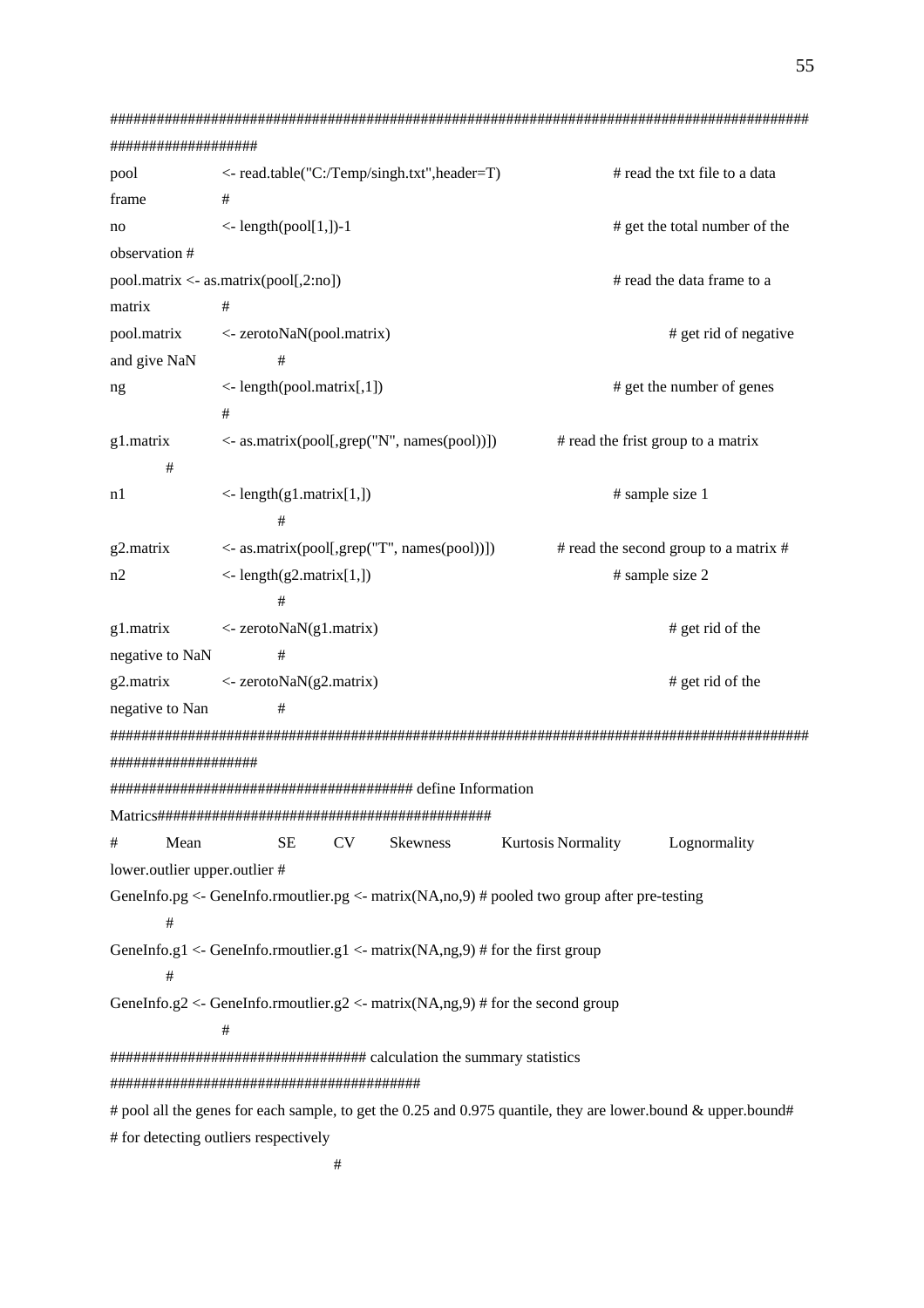```
###########################################################################################
##################
pool            <- read.table("C:/Temp/singh.txt",header=T)                    # read the txt file to a data
frame           #
no              <- length(pool[1,])-1                                          # get the total number of the
observation #
pool.matrix <- as.matrix(pool[,2:no])                                          # read the data frame to a
matrix          #
pool.matrix     <- zerotoNaN(pool.matrix)                                               # get rid of negative
and give NaN            #
ng              <- length(pool.matrix[,1])                                     # get the number of genes
                #
g1.matrix       <- as.matrix(pool[,grep("N", names(pool))])            # read the frist group to a matrix
        #
n1              <- length(g1.matrix[1,])                                       # sample size 1
                        #
g2.matrix       <- as.matrix(pool[,grep("T", names(pool))])            # read the second group to a matrix #
n2              <- length(g2.matrix[1,])                                       # sample size 2
                        #
g1.matrix       <- zerotoNaN(g1.matrix)                                                 # get rid of the
negative to NaN         #
g2.matrix       <- zerotoNaN(g2.matrix)                                                 # get rid of the
negative to Nan         #
###########################################################################################
##################
##################################### define Information
Matrics###########################################
#       Mean            SE      CV      Skewness        Kurtosis Normality      Lognormality
lower.outlier upper.outlier #
GeneInfo.pg <- GeneInfo.rmoutlier.pg <- matrix(NA,no,9) # pooled two group after pre-testing
        #
GeneInfo.g1 <- GeneInfo.rmoutlier.g1 <- matrix(NA,ng,9) # for the first group
        #
GeneInfo.g2 <- GeneInfo.rmoutlier.g2 <- matrix(NA,ng,9) # for the second group
                #
################################ calculation the summary statistics
#######################################
# pool all the genes for each sample, to get the 0.25 and 0.975 quantile, they are lower.bound & upper.bound#
# for detecting outliers respectively
                                #
```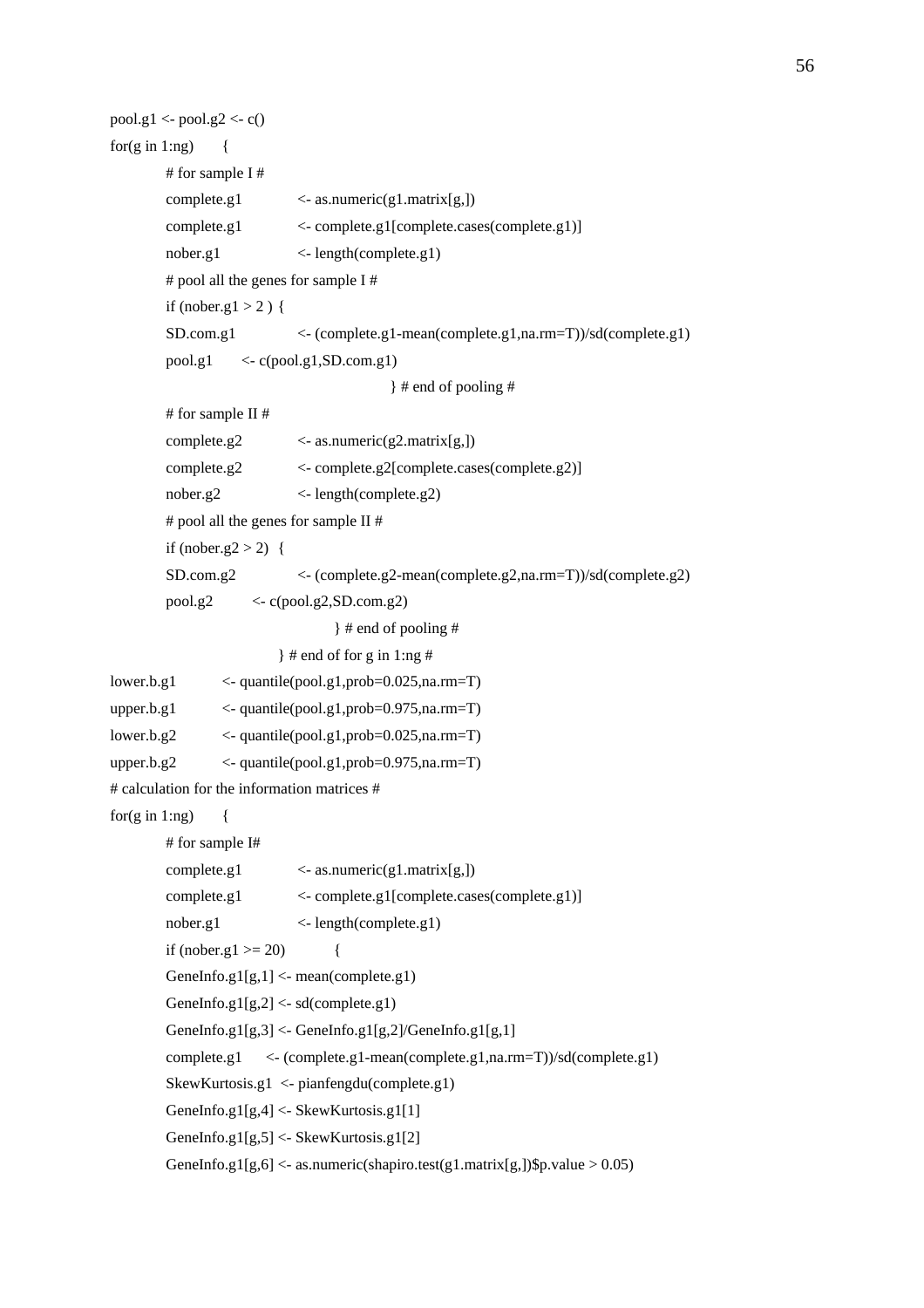```
pool.g1 <- pool.g2 <- c()
for(g in 1:ng)      {
        # for sample I #
        complete.g1         <- as.numeric(g1.matrix[g,])
        complete.g1         <- complete.g1[complete.cases(complete.g1)]
        nober.g1            <- length(complete.g1)
        # pool all the genes for sample I #
        if (nober.g1 > 2 ) {
        SD.com.g1           <- (complete.g1-mean(complete.g1,na.rm=T))/sd(complete.g1)
        pool.g1     <- c(pool.g1,SD.com.g1)
                                        } # end of pooling #
        # for sample II #
        complete.g2         <- as.numeric(g2.matrix[g,])
        complete.g2         <- complete.g2[complete.cases(complete.g2)]
        nober.g2            <- length(complete.g2)
        # pool all the genes for sample II #
        if (nober.g2 > 2)  {
        SD.com.g2           <- (complete.g2-mean(complete.g2,na.rm=T))/sd(complete.g2)
        pool.g2       <- c(pool.g2,SD.com.g2)
                                  } # end of pooling #
                          } # end of for g in 1:ng #
lower.b.g1        <- quantile(pool.g1,prob=0.025,na.rm=T)
upper.b.g1        <- quantile(pool.g1,prob=0.975,na.rm=T)
lower.b.g2        <- quantile(pool.g1,prob=0.025,na.rm=T)
upper.b.g2        <- quantile(pool.g1,prob=0.975,na.rm=T)
# calculation for the information matrices #
for(g in 1:ng)      {
        # for sample I#
        complete.g1         <- as.numeric(g1.matrix[g,])
        complete.g1         <- complete.g1[complete.cases(complete.g1)]
        nober.g1            <- length(complete.g1)
        if (nober.g1 >= 20)         {
        GeneInfo.g1[g,1] <- mean(complete.g1)
        GeneInfo.g1[g,2] <- sd(complete.g1)
        GeneInfo.g1[g,3] <- GeneInfo.g1[g,2]/GeneInfo.g1[g,1]
        complete.g1     <- (complete.g1-mean(complete.g1,na.rm=T))/sd(complete.g1)
        SkewKurtosis.g1  <- pianfengdu(complete.g1)
        GeneInfo.g1[g,4] <- SkewKurtosis.g1[1]
        GeneInfo.g1[g,5] <- SkewKurtosis.g1[2]
        GeneInfo.g1[g,6] <- as.numeric(shapiro.test(g1.matrix[g,])$p.value > 0.05)
```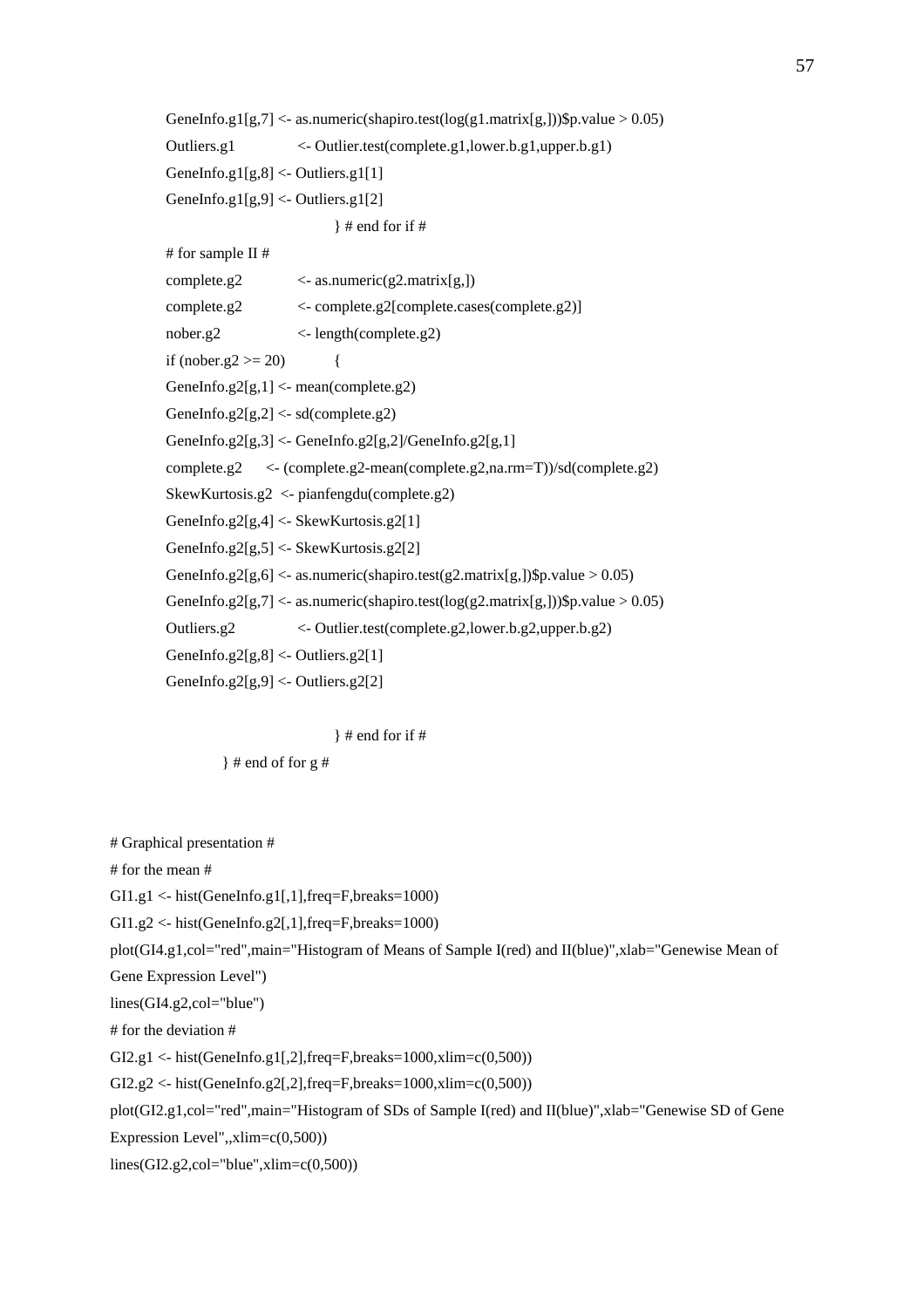```
        GeneInfo.g1[g,7] <- as.numeric(shapiro.test(log(g1.matrix[g,]))$p.value > 0.05)
        Outliers.g1              <- Outlier.test(complete.g1,lower.b.g1,upper.b.g1)
        GeneInfo.g1[g,8] <- Outliers.g1[1]
        GeneInfo.g1[g,9] <- Outliers.g1[2]
                                    } # end for if #
        # for sample II #
        complete.g2              <- as.numeric(g2.matrix[g,])
        complete.g2              <- complete.g2[complete.cases(complete.g2)]
        nober.g2                 <- length(complete.g2)
        if (nober.g2 >= 20)         {
        GeneInfo.g2[g,1] <- mean(complete.g2)
        GeneInfo.g2[g,2] <- sd(complete.g2)
        GeneInfo.g2[g,3] <- GeneInfo.g2[g,2]/GeneInfo.g2[g,1]
        complete.g2      <- (complete.g2-mean(complete.g2,na.rm=T))/sd(complete.g2)
        SkewKurtosis.g2  <- pianfengdu(complete.g2)
        GeneInfo.g2[g,4] <- SkewKurtosis.g2[1]
        GeneInfo.g2[g,5] <- SkewKurtosis.g2[2]
        GeneInfo.g2[g,6] <- as.numeric(shapiro.test(g2.matrix[g,])$p.value > 0.05)
        GeneInfo.g2[g,7] <- as.numeric(shapiro.test(log(g2.matrix[g,]))$p.value > 0.05)
        Outliers.g2              <- Outlier.test(complete.g2,lower.b.g2,upper.b.g2)
        GeneInfo.g2[g,8] <- Outliers.g2[1]
        GeneInfo.g2[g,9] <- Outliers.g2[2]

                                    } # end for if #
                } # end of for g #



# Graphical presentation #
# for the mean #
GI1.g1 <- hist(GeneInfo.g1[,1],freq=F,breaks=1000)
GI1.g2 <- hist(GeneInfo.g2[,1],freq=F,breaks=1000)
plot(GI4.g1,col="red",main="Histogram of Means of Sample I(red) and II(blue)",xlab="Genewise Mean of
Gene Expression Level")
lines(GI4.g2,col="blue")
# for the deviation #
GI2.g1 <- hist(GeneInfo.g1[,2],freq=F,breaks=1000,xlim=c(0,500))
GI2.g2 <- hist(GeneInfo.g2[,2],freq=F,breaks=1000,xlim=c(0,500))
plot(GI2.g1,col="red",main="Histogram of SDs of Sample I(red) and II(blue)",xlab="Genewise SD of Gene
Expression Level",,xlim=c(0,500))
lines(GI2.g2,col="blue",xlim=c(0,500))
```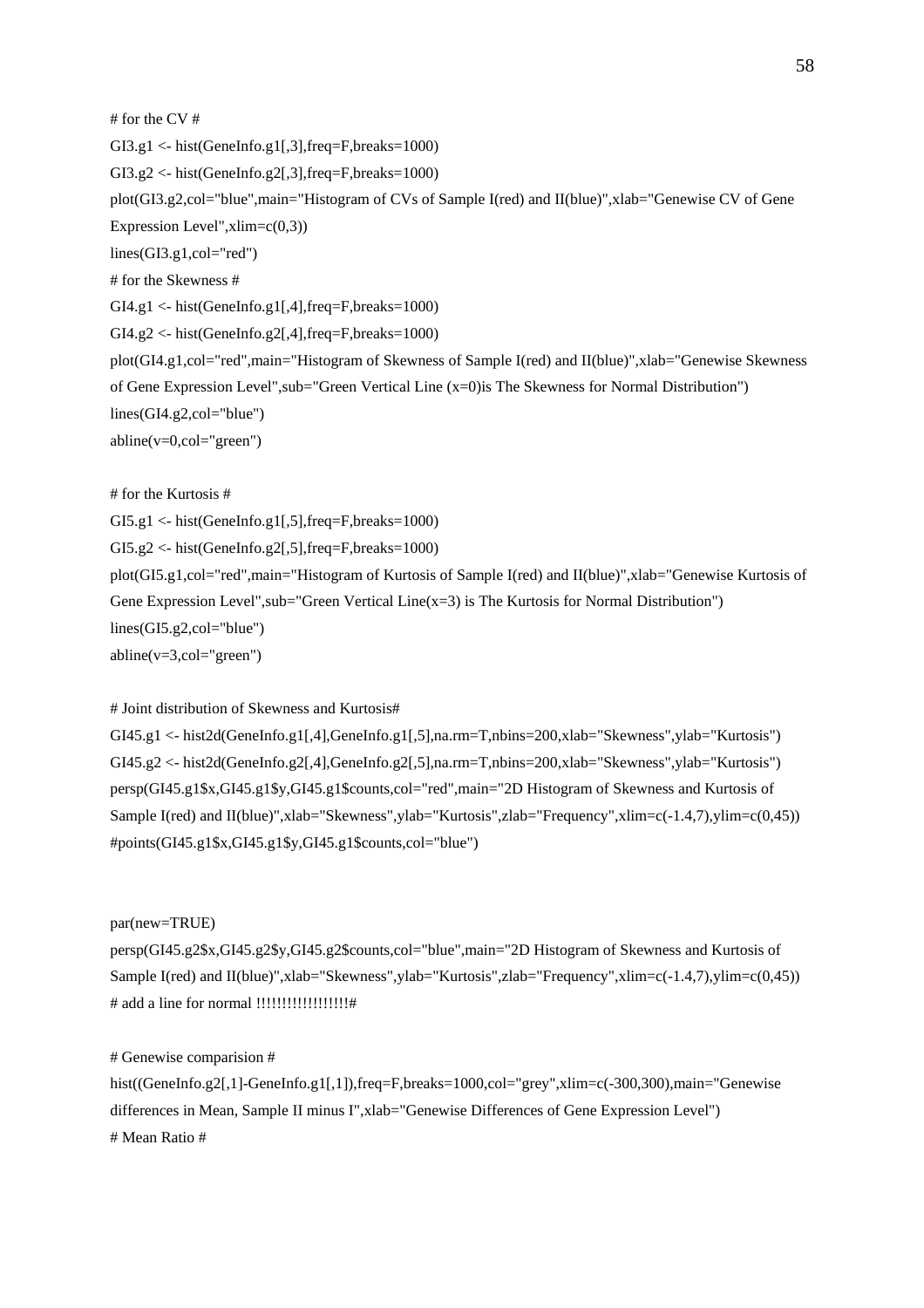```
# for the CV #
GI3.g1 <- hist(GeneInfo.g1[,3],freq=F,breaks=1000)
GI3.g2 <- hist(GeneInfo.g2[,3],freq=F,breaks=1000)
plot(GI3.g2,col="blue",main="Histogram of CVs of Sample I(red) and II(blue)",xlab="Genewise CV of Gene Expression Level",xlim=c(0,3))
lines(GI3.g1,col="red")
# for the Skewness #
GI4.g1 <- hist(GeneInfo.g1[,4],freq=F,breaks=1000)
GI4.g2 <- hist(GeneInfo.g2[,4],freq=F,breaks=1000)
plot(GI4.g1,col="red",main="Histogram of Skewness of Sample I(red) and II(blue)",xlab="Genewise Skewness of Gene Expression Level",sub="Green Vertical Line (x=0)is The Skewness for Normal Distribution")
lines(GI4.g2,col="blue")
abline(v=0,col="green")

# for the Kurtosis #
GI5.g1 <- hist(GeneInfo.g1[,5],freq=F,breaks=1000)
GI5.g2 <- hist(GeneInfo.g2[,5],freq=F,breaks=1000)
plot(GI5.g1,col="red",main="Histogram of Kurtosis of Sample I(red) and II(blue)",xlab="Genewise Kurtosis of Gene Expression Level",sub="Green Vertical Line(x=3) is The Kurtosis for Normal Distribution")
lines(GI5.g2,col="blue")
abline(v=3,col="green")

# Joint distribution of Skewness and Kurtosis#
GI45.g1 <- hist2d(GeneInfo.g1[,4],GeneInfo.g1[,5],na.rm=T,nbins=200,xlab="Skewness",ylab="Kurtosis")
GI45.g2 <- hist2d(GeneInfo.g2[,4],GeneInfo.g2[,5],na.rm=T,nbins=200,xlab="Skewness",ylab="Kurtosis")
persp(GI45.g1$x,GI45.g1$y,GI45.g1$counts,col="red",main="2D Histogram of Skewness and Kurtosis of Sample I(red) and II(blue)",xlab="Skewness",ylab="Kurtosis",zlab="Frequency",xlim=c(-1.4,7),ylim=c(0,45))
#points(GI45.g1$x,GI45.g1$y,GI45.g1$counts,col="blue")


par(new=TRUE)
persp(GI45.g2$x,GI45.g2$y,GI45.g2$counts,col="blue",main="2D Histogram of Skewness and Kurtosis of Sample I(red) and II(blue)",xlab="Skewness",ylab="Kurtosis",zlab="Frequency",xlim=c(-1.4,7),ylim=c(0,45))
# add a line for normal !!!!!!!!!!!!!!!!!#

# Genewise comparision #
hist((GeneInfo.g2[,1]-GeneInfo.g1[,1]),freq=F,breaks=1000,col="grey",xlim=c(-300,300),main="Genewise differences in Mean, Sample II minus I",xlab="Genewise Differences of Gene Expression Level")
# Mean Ratio #
```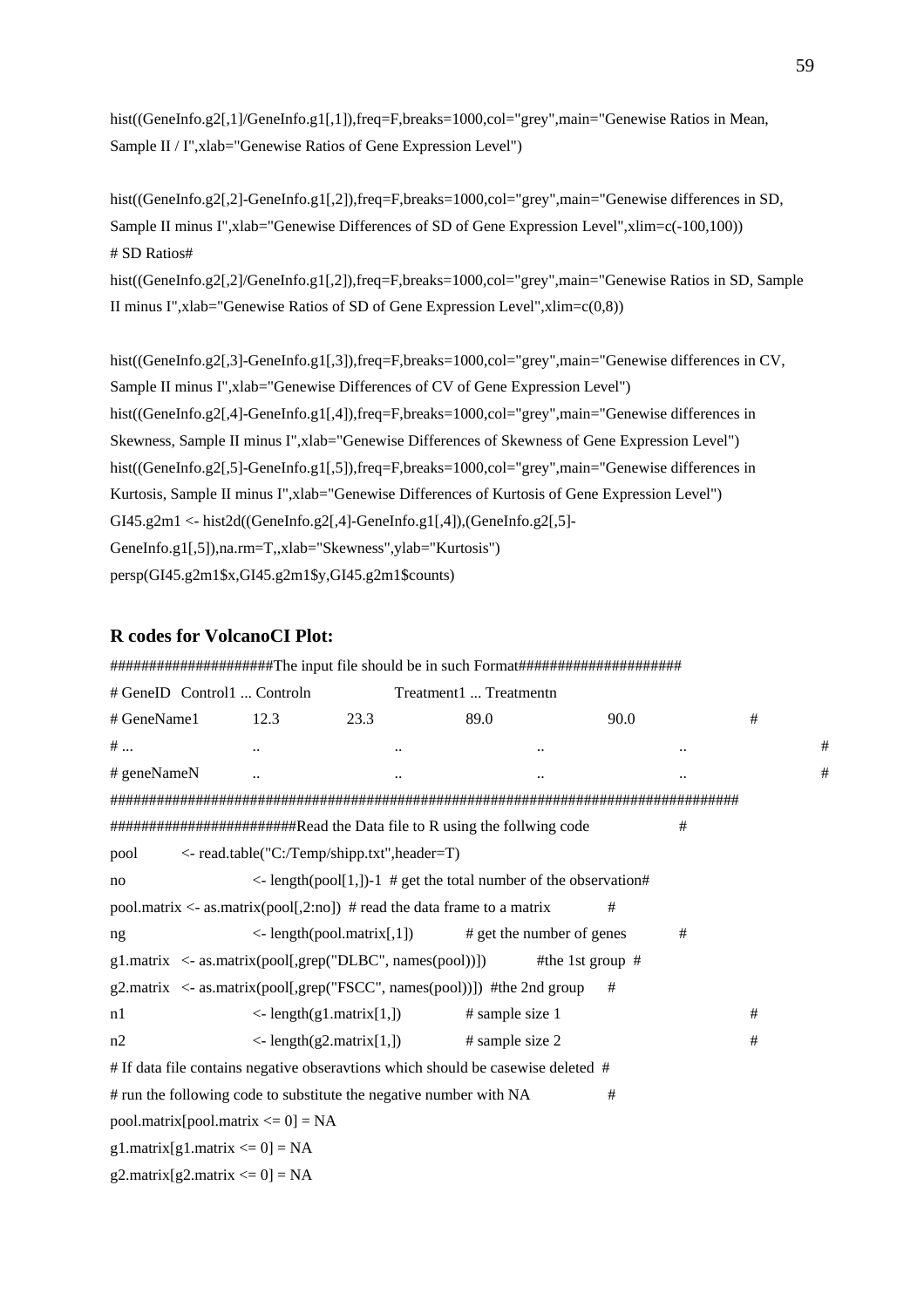```
hist((GeneInfo.g2[,1]/GeneInfo.g1[,1]),freq=F,breaks=1000,col="grey",main="Genewise Ratios in Mean,
Sample II / I",xlab="Genewise Ratios of Gene Expression Level")

hist((GeneInfo.g2[,2]-GeneInfo.g1[,2]),freq=F,breaks=1000,col="grey",main="Genewise differences in SD,
Sample II minus I",xlab="Genewise Differences of SD of Gene Expression Level",xlim=c(-100,100))
# SD Ratios#
hist((GeneInfo.g2[,2]/GeneInfo.g1[,2]),freq=F,breaks=1000,col="grey",main="Genewise Ratios in SD, Sample
II minus I",xlab="Genewise Ratios of SD of Gene Expression Level",xlim=c(0,8))

hist((GeneInfo.g2[,3]-GeneInfo.g1[,3]),freq=F,breaks=1000,col="grey",main="Genewise differences in CV,
Sample II minus I",xlab="Genewise Differences of CV of Gene Expression Level")
hist((GeneInfo.g2[,4]-GeneInfo.g1[,4]),freq=F,breaks=1000,col="grey",main="Genewise differences in
Skewness, Sample II minus I",xlab="Genewise Differences of Skewness of Gene Expression Level")
hist((GeneInfo.g2[,5]-GeneInfo.g1[,5]),freq=F,breaks=1000,col="grey",main="Genewise differences in
Kurtosis, Sample II minus I",xlab="Genewise Differences of Kurtosis of Gene Expression Level")
GI45.g2m1 <- hist2d((GeneInfo.g2[,4]-GeneInfo.g1[,4]),(GeneInfo.g2[,5]-
GeneInfo.g1[,5]),na.rm=T,,xlab="Skewness",ylab="Kurtosis")
persp(GI45.g2m1$x,GI45.g2m1$y,GI45.g2m1$counts)
```

### R codes for VolcanoCI Plot:

```
####################The input file should be in such Format####################
# GeneID   Control1 ... Controln              Treatment1 ... Treatmentn
# GeneName1        12.3          23.3                  89.0                  90.0             #
# ...              ..            ..                    ..                    ..               #
# geneNameN        ..            ..                    ..                    ..               #
##################################################################################
#######################Read the Data file to R using the follwing code            #
pool        <- read.table("C:/Temp/shipp.txt",header=T)
no                  <- length(pool[1,])-1  # get the total number of the observation#
pool.matrix <- as.matrix(pool[,2:no])  # read the data frame to a matrix           #
ng                  <- length(pool.matrix[,1])        # get the number of genes           #
g1.matrix  <- as.matrix(pool[,grep("DLBC", names(pool))])        #the 1st group  #
g2.matrix  <- as.matrix(pool[,grep("FSCC", names(pool))])  #the 2nd group        #
n1                  <- length(g1.matrix[1,])          # sample size 1                     #
n2                  <- length(g2.matrix[1,])          # sample size 2                     #
# If data file contains negative obseravtions which should be casewise deleted  #
# run the following code to substitute the negative number with NA              #
pool.matrix[pool.matrix <= 0] = NA
g1.matrix[g1.matrix <= 0] = NA
g2.matrix[g2.matrix <= 0] = NA
```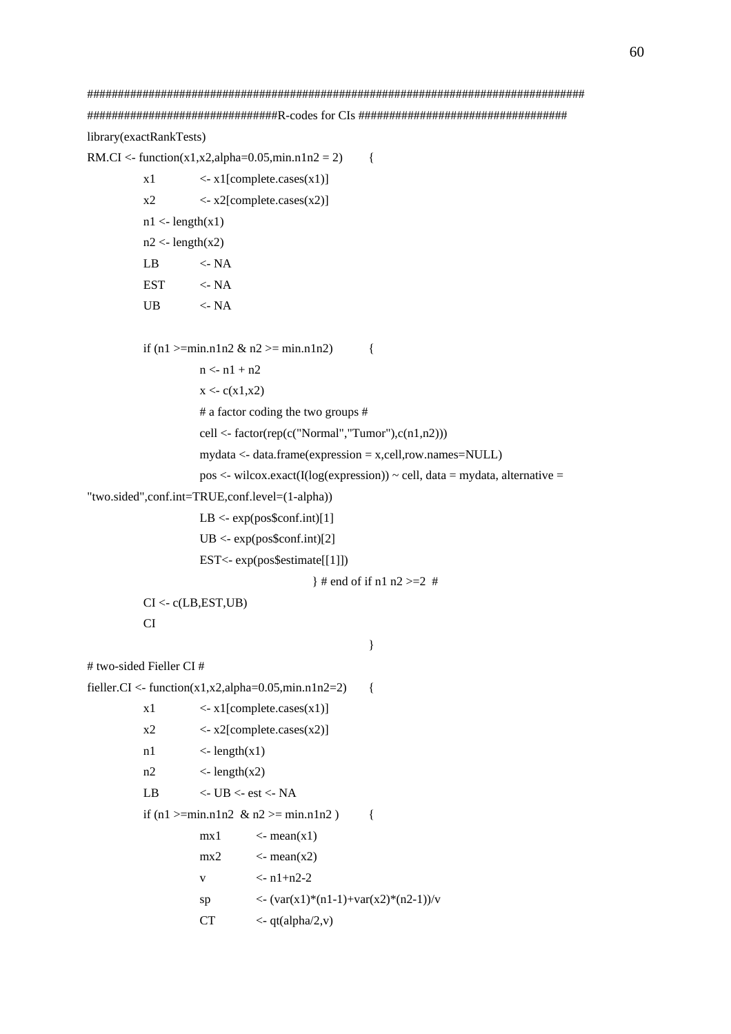```
################################################################################
##############################R-codes for CIs ##################################
library(exactRankTests)
RM.CI <- function(x1,x2,alpha=0.05,min.n1n2 = 2)        {
        x1          <- x1[complete.cases(x1)]
        x2          <- x2[complete.cases(x2)]
        n1 <- length(x1)
        n2 <- length(x2)
        LB          <- NA
        EST         <- NA
        UB          <- NA

        if (n1 >=min.n1n2 & n2 >= min.n1n2)         {
                n <- n1 + n2
                x <- c(x1,x2)
                # a factor coding the two groups #
                cell <- factor(rep(c("Normal","Tumor"),c(n1,n2)))
                mydata <- data.frame(expression = x,cell,row.names=NULL)
                pos <- wilcox.exact(I(log(expression)) ~ cell, data = mydata, alternative =
"two.sided",conf.int=TRUE,conf.level=(1-alpha))
                LB <- exp(pos$conf.int)[1]
                UB <- exp(pos$conf.int)[2]
                EST<- exp(pos$estimate[[1]])
                                        } # end of if n1 n2 >=2  #
        CI <- c(LB,EST,UB)
        CI
                                                        }
# two-sided Fieller CI #
fieller.CI <- function(x1,x2,alpha=0.05,min.n1n2=2)     {
        x1          <- x1[complete.cases(x1)]
        x2          <- x2[complete.cases(x2)]
        n1          <- length(x1)
        n2          <- length(x2)
        LB          <- UB <- est <- NA
        if (n1 >=min.n1n2  & n2 >= min.n1n2 )        {
                mx1         <- mean(x1)
                mx2         <- mean(x2)
                v           <- n1+n2-2
                sp          <- (var(x1)*(n1-1)+var(x2)*(n2-1))/v
                CT          <- qt(alpha/2,v)
```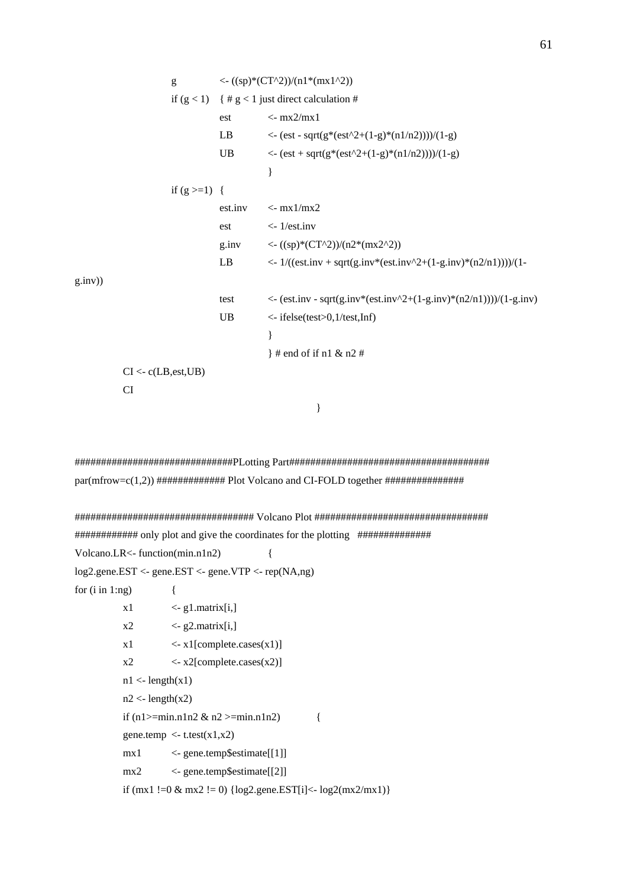```
                g           <- ((sp)*(CT^2))/(n1*(mx1^2))
                if (g < 1)  { # g < 1 just direct calculation #
                        est         <- mx2/mx1
                        LB          <- (est - sqrt(g*(est^2+(1-g)*(n1/n2))))/(1-g)
                        UB          <- (est + sqrt(g*(est^2+(1-g)*(n1/n2))))/(1-g)
                                    }
                if (g >=1)  {
                        est.inv     <- mx1/mx2
                        est         <- 1/est.inv
                        g.inv       <- ((sp)*(CT^2))/(n2*(mx2^2))
                        LB          <- 1/((est.inv + sqrt(g.inv*(est.inv^2+(1-g.inv)*(n2/n1))))/(1-
g.inv))
                        test        <- (est.inv - sqrt(g.inv*(est.inv^2+(1-g.inv)*(n2/n1))))/(1-g.inv)
                        UB          <- ifelse(test>0,1/test,Inf)
                                    }
                                    } # end of if n1 & n2 #
        CI <- c(LB,est,UB)
        CI
                                                }


##############################PLotting Part######################################
par(mfrow=c(1,2)) ############# Plot Volcano and CI-FOLD together ###############

################################## Volcano Plot #################################
############ only plot and give the coordinates for the plotting   ##############
Volcano.LR<- function(min.n1n2)             {
log2.gene.EST <- gene.EST <- gene.VTP <- rep(NA,ng)
for (i in 1:ng)         {
        x1          <- g1.matrix[i,]
        x2          <- g2.matrix[i,]
        x1          <- x1[complete.cases(x1)]
        x2          <- x2[complete.cases(x2)]
        n1 <- length(x1)
        n2 <- length(x2)
        if (n1>=min.n1n2 & n2 >=min.n1n2)           {
        gene.temp  <- t.test(x1,x2)
        mx1         <- gene.temp$estimate[[1]]
        mx2         <- gene.temp$estimate[[2]]
        if (mx1 !=0 & mx2 != 0) {log2.gene.EST[i]<- log2(mx2/mx1)}
```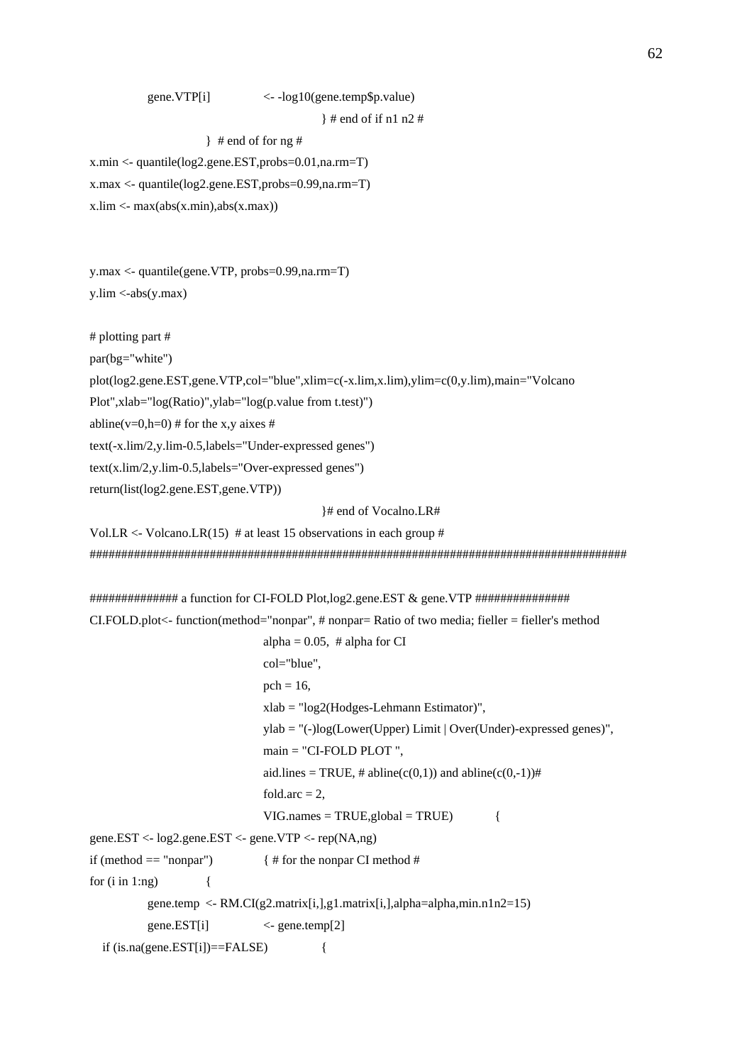```
        gene.VTP[i]             <- -log10(gene.temp$p.value)
                                                } # end of if n1 n2 #
                        }  # end of for ng #
x.min <- quantile(log2.gene.EST,probs=0.01,na.rm=T)
x.max <- quantile(log2.gene.EST,probs=0.99,na.rm=T)
x.lim <- max(abs(x.min),abs(x.max))


y.max <- quantile(gene.VTP, probs=0.99,na.rm=T)
y.lim <-abs(y.max)

# plotting part #
par(bg="white")
plot(log2.gene.EST,gene.VTP,col="blue",xlim=c(-x.lim,x.lim),ylim=c(0,y.lim),main="Volcano
Plot",xlab="log(Ratio)",ylab="log(p.value from t.test)")
abline(v=0,h=0) # for the x,y aixes #
text(-x.lim/2,y.lim-0.5,labels="Under-expressed genes")
text(x.lim/2,y.lim-0.5,labels="Over-expressed genes")
return(list(log2.gene.EST,gene.VTP))
                                                }# end of Vocalno.LR#
Vol.LR <- Volcano.LR(15)  # at least 15 observations in each group #
#######################################################################################

############# a function for CI-FOLD Plot,log2.gene.EST & gene.VTP ###############
CI.FOLD.plot<- function(method="nonpar", # nonpar= Ratio of two media; fieller = fieller's method
                                alpha = 0.05,  # alpha for CI
                                col="blue",
                                pch = 16,
                                xlab = "log2(Hodges-Lehmann Estimator)",
                                ylab = "(-)log(Lower(Upper) Limit | Over(Under)-expressed genes)",
                                main = "CI-FOLD PLOT ",
                                aid.lines = TRUE, # abline(c(0,1)) and abline(c(0,-1))#
                                fold.arc = 2,
                                VIG.names = TRUE,global = TRUE)           {
gene.EST <- log2.gene.EST <- gene.VTP <- rep(NA,ng)
if (method == "nonpar")           { # for the nonpar CI method #
for (i in 1:ng)           {
        gene.temp  <- RM.CI(g2.matrix[i,],g1.matrix[i,],alpha=alpha,min.n1n2=15)
        gene.EST[i]             <- gene.temp[2]
   if (is.na(gene.EST[i])==FALSE)              {
```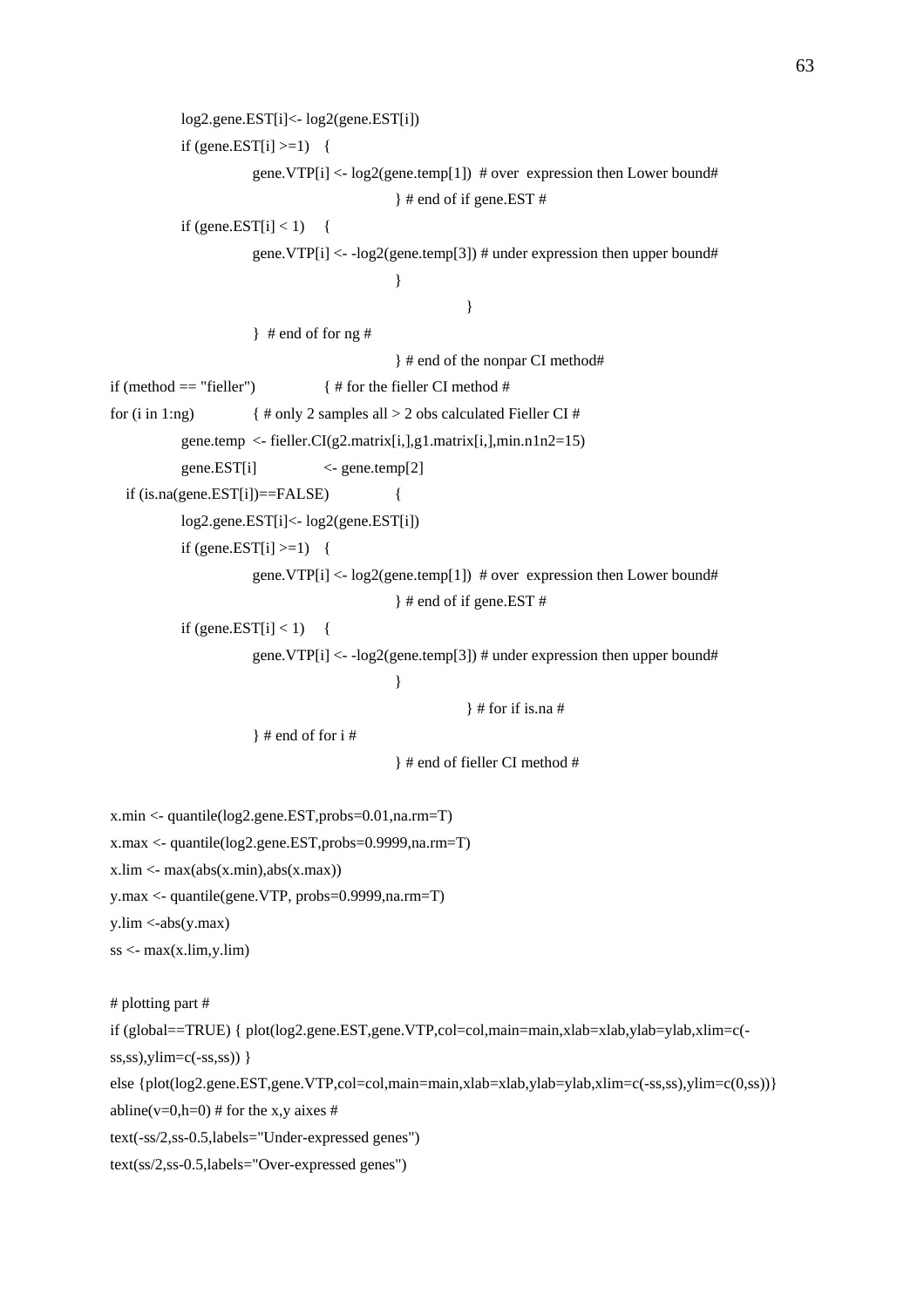```
            log2.gene.EST[i]<- log2(gene.EST[i])
            if (gene.EST[i] >=1)   {
                        gene.VTP[i] <- log2(gene.temp[1])  # over  expression then Lower bound#
                                    } # end of if gene.EST #
            if (gene.EST[i] < 1)    {
                        gene.VTP[i] <- -log2(gene.temp[3]) # under expression then upper bound#
                                    }
                                                }
                        }  # end of for ng #
                                    } # end of the nonpar CI method#
if (method == "fieller")            { # for the fieller CI method #
for (i in 1:ng)             { # only 2 samples all > 2 obs calculated Fieller CI #
            gene.temp  <- fieller.CI(g2.matrix[i,],g1.matrix[i,],min.n1n2=15)
            gene.EST[i]             <- gene.temp[2]
   if (is.na(gene.EST[i])==FALSE)           {
            log2.gene.EST[i]<- log2(gene.EST[i])
            if (gene.EST[i] >=1)   {
                        gene.VTP[i] <- log2(gene.temp[1])  # over  expression then Lower bound#
                                    } # end of if gene.EST #
            if (gene.EST[i] < 1)    {
                        gene.VTP[i] <- -log2(gene.temp[3]) # under expression then upper bound#
                                    }
                                                } # for if is.na #
                        } # end of for i #
                                    } # end of fieller CI method #

x.min <- quantile(log2.gene.EST,probs=0.01,na.rm=T)
x.max <- quantile(log2.gene.EST,probs=0.9999,na.rm=T)
x.lim <- max(abs(x.min),abs(x.max))
y.max <- quantile(gene.VTP, probs=0.9999,na.rm=T)
y.lim <-abs(y.max)
ss <- max(x.lim,y.lim)

# plotting part #
if (global==TRUE) { plot(log2.gene.EST,gene.VTP,col=col,main=main,xlab=xlab,ylab=ylab,xlim=c(-ss,ss),ylim=c(-ss,ss)) }
else {plot(log2.gene.EST,gene.VTP,col=col,main=main,xlab=xlab,ylab=ylab,xlim=c(-ss,ss),ylim=c(0,ss))}
abline(v=0,h=0) # for the x,y aixes #
text(-ss/2,ss-0.5,labels="Under-expressed genes")
text(ss/2,ss-0.5,labels="Over-expressed genes")
```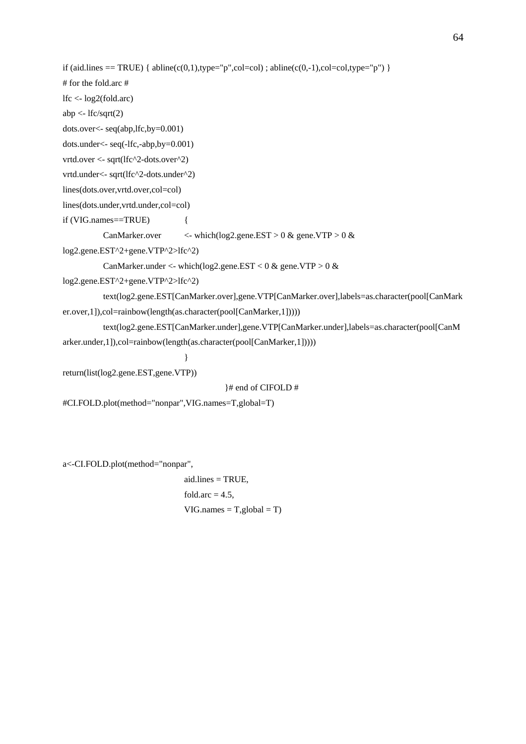```
if (aid.lines == TRUE) { abline(c(0,1),type="p",col=col) ; abline(c(0,-1),col=col,type="p") }
# for the fold.arc #
lfc <- log2(fold.arc)
abp <- lfc/sqrt(2)
dots.over<- seq(abp,lfc,by=0.001)
dots.under<- seq(-lfc,-abp,by=0.001)
vrtd.over <- sqrt(lfc^2-dots.over^2)
vrtd.under<- sqrt(lfc^2-dots.under^2)
lines(dots.over,vrtd.over,col=col)
lines(dots.under,vrtd.under,col=col)
if (VIG.names==TRUE)        {
        CanMarker.over      <- which(log2.gene.EST > 0 & gene.VTP > 0 &
log2.gene.EST^2+gene.VTP^2>lfc^2)
        CanMarker.under <- which(log2.gene.EST < 0 & gene.VTP > 0 &
log2.gene.EST^2+gene.VTP^2>lfc^2)
        text(log2.gene.EST[CanMarker.over],gene.VTP[CanMarker.over],labels=as.character(pool[CanMark
er.over,1]),col=rainbow(length(as.character(pool[CanMarker,1]))))
        text(log2.gene.EST[CanMarker.under],gene.VTP[CanMarker.under],labels=as.character(pool[CanM
arker.under,1]),col=rainbow(length(as.character(pool[CanMarker,1]))))
                            }
return(list(log2.gene.EST,gene.VTP))
                                    }# end of CIFOLD #
#CI.FOLD.plot(method="nonpar",VIG.names=T,global=T)



a<-CI.FOLD.plot(method="nonpar",
                            aid.lines = TRUE,
                            fold.arc = 4.5,
                            VIG.names = T,global = T)
```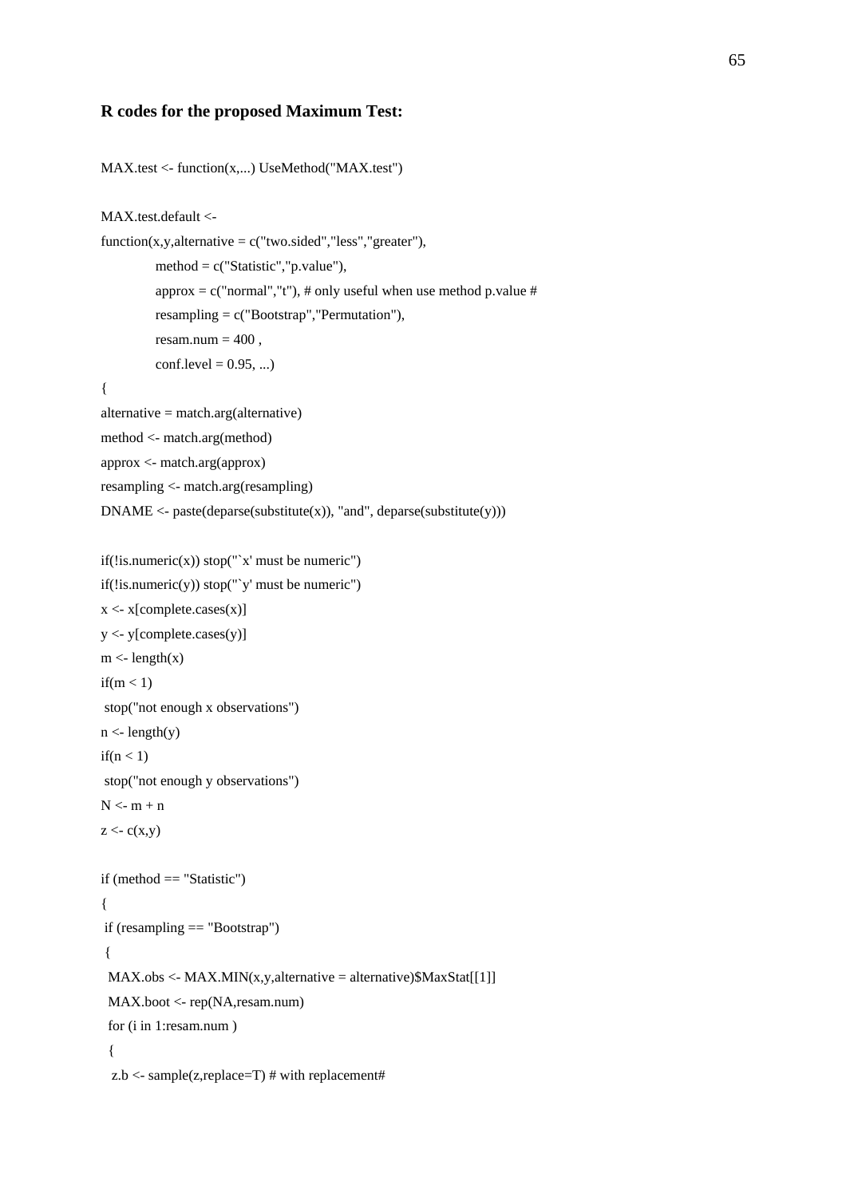**R codes for the proposed Maximum Test:**

```
MAX.test <- function(x,...) UseMethod("MAX.test")

MAX.test.default <-
function(x,y,alternative = c("two.sided","less","greater"),
            method = c("Statistic","p.value"),
            approx = c("normal","t"), # only useful when use method p.value #
            resampling = c("Bootstrap","Permutation"),
            resam.num = 400 ,
            conf.level = 0.95, ...)
{
alternative = match.arg(alternative)
method <- match.arg(method)
approx <- match.arg(approx)
resampling <- match.arg(resampling)
DNAME <- paste(deparse(substitute(x)), "and", deparse(substitute(y)))

if(!is.numeric(x)) stop("`x' must be numeric")
if(!is.numeric(y)) stop("`y' must be numeric")
x <- x[complete.cases(x)]
y <- y[complete.cases(y)]
m <- length(x)
if(m < 1)
 stop("not enough x observations")
n <- length(y)
if(n < 1)
 stop("not enough y observations")
N <- m + n
z <- c(x,y)

if (method == "Statistic")
{
 if (resampling == "Bootstrap")
 {
  MAX.obs <- MAX.MIN(x,y,alternative = alternative)$MaxStat[[1]]
  MAX.boot <- rep(NA,resam.num)
  for (i in 1:resam.num )
  {
   z.b <- sample(z,replace=T) # with replacement#
```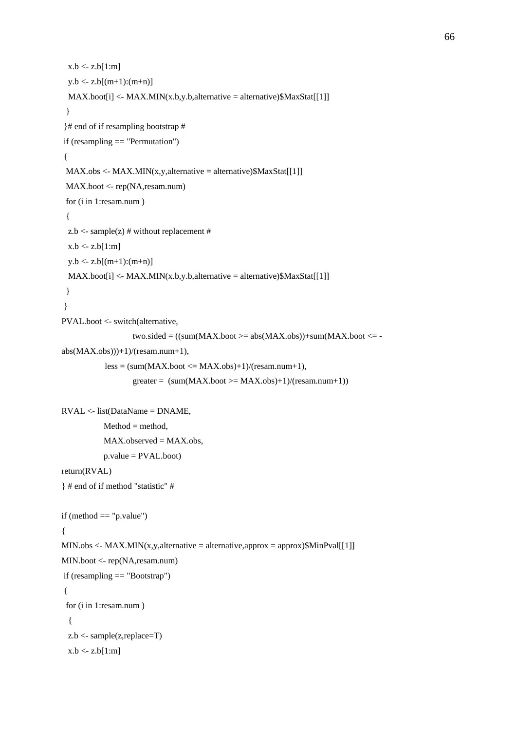```
   x.b <- z.b[1:m]
   y.b <- z.b[(m+1):(m+n)]
   MAX.boot[i] <- MAX.MIN(x.b,y.b,alternative = alternative)$MaxStat[[1]]
  }
 }# end of if resampling bootstrap #
 if (resampling == "Permutation")
 {
  MAX.obs <- MAX.MIN(x,y,alternative = alternative)$MaxStat[[1]]
  MAX.boot <- rep(NA,resam.num)
  for (i in 1:resam.num )
  {
   z.b <- sample(z) # without replacement #
   x.b <- z.b[1:m]
   y.b <- z.b[(m+1):(m+n)]
   MAX.boot[i] <- MAX.MIN(x.b,y.b,alternative = alternative)$MaxStat[[1]]
  }
 }
PVAL.boot <- switch(alternative,
                        two.sided = ((sum(MAX.boot >= abs(MAX.obs))+sum(MAX.boot <= -
abs(MAX.obs)))+1)/(resam.num+1),
                less = (sum(MAX.boot <= MAX.obs)+1)/(resam.num+1),
                        greater =  (sum(MAX.boot >= MAX.obs)+1)/(resam.num+1))

RVAL <- list(DataName = DNAME,
               Method = method,
               MAX.observed = MAX.obs,
               p.value = PVAL.boot)
return(RVAL)
} # end of if method "statistic" #

if (method == "p.value")
{
MIN.obs <- MAX.MIN(x,y,alternative = alternative,approx = approx)$MinPval[[1]]
MIN.boot <- rep(NA,resam.num)
 if (resampling == "Bootstrap")
 {
  for (i in 1:resam.num )
   {
   z.b <- sample(z,replace=T)
   x.b <- z.b[1:m]
```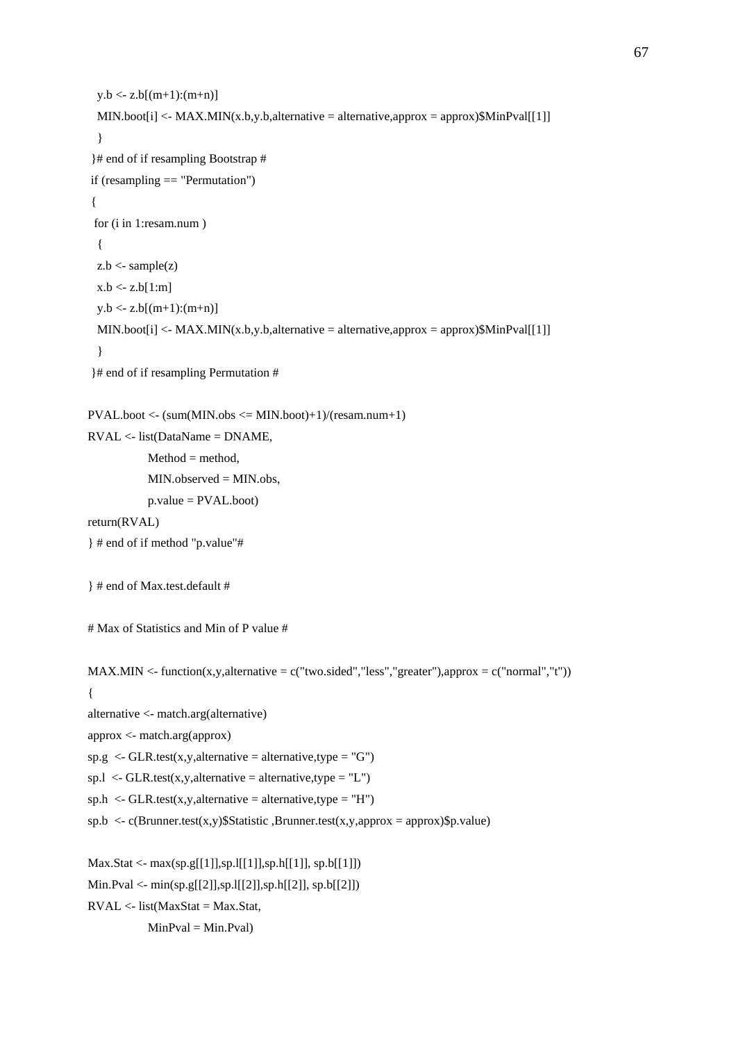```
   y.b <- z.b[(m+1):(m+n)]
   MIN.boot[i] <- MAX.MIN(x.b,y.b,alternative = alternative,approx = approx)$MinPval[[1]]
   }
 }# end of if resampling Bootstrap #
 if (resampling == "Permutation")
 {
  for (i in 1:resam.num )
   {
   z.b <- sample(z)
   x.b <- z.b[1:m]
   y.b <- z.b[(m+1):(m+n)]
   MIN.boot[i] <- MAX.MIN(x.b,y.b,alternative = alternative,approx = approx)$MinPval[[1]]
   }
 }# end of if resampling Permutation #

PVAL.boot <- (sum(MIN.obs <= MIN.boot)+1)/(resam.num+1)
RVAL <- list(DataName = DNAME,
             Method = method,
             MIN.observed = MIN.obs,
             p.value = PVAL.boot)
return(RVAL)
} # end of if method "p.value"#

} # end of Max.test.default #

# Max of Statistics and Min of P value #

MAX.MIN <- function(x,y,alternative = c("two.sided","less","greater"),approx = c("normal","t"))
{
alternative <- match.arg(alternative)
approx <- match.arg(approx)
sp.g  <- GLR.test(x,y,alternative = alternative,type = "G")
sp.l  <- GLR.test(x,y,alternative = alternative,type = "L")
sp.h  <- GLR.test(x,y,alternative = alternative,type = "H")
sp.b  <- c(Brunner.test(x,y)$Statistic ,Brunner.test(x,y,approx = approx)$p.value)

Max.Stat <- max(sp.g[[1]],sp.l[[1]],sp.h[[1]], sp.b[[1]])
Min.Pval <- min(sp.g[[2]],sp.l[[2]],sp.h[[2]], sp.b[[2]])
RVAL <- list(MaxStat = Max.Stat,
             MinPval = Min.Pval)
```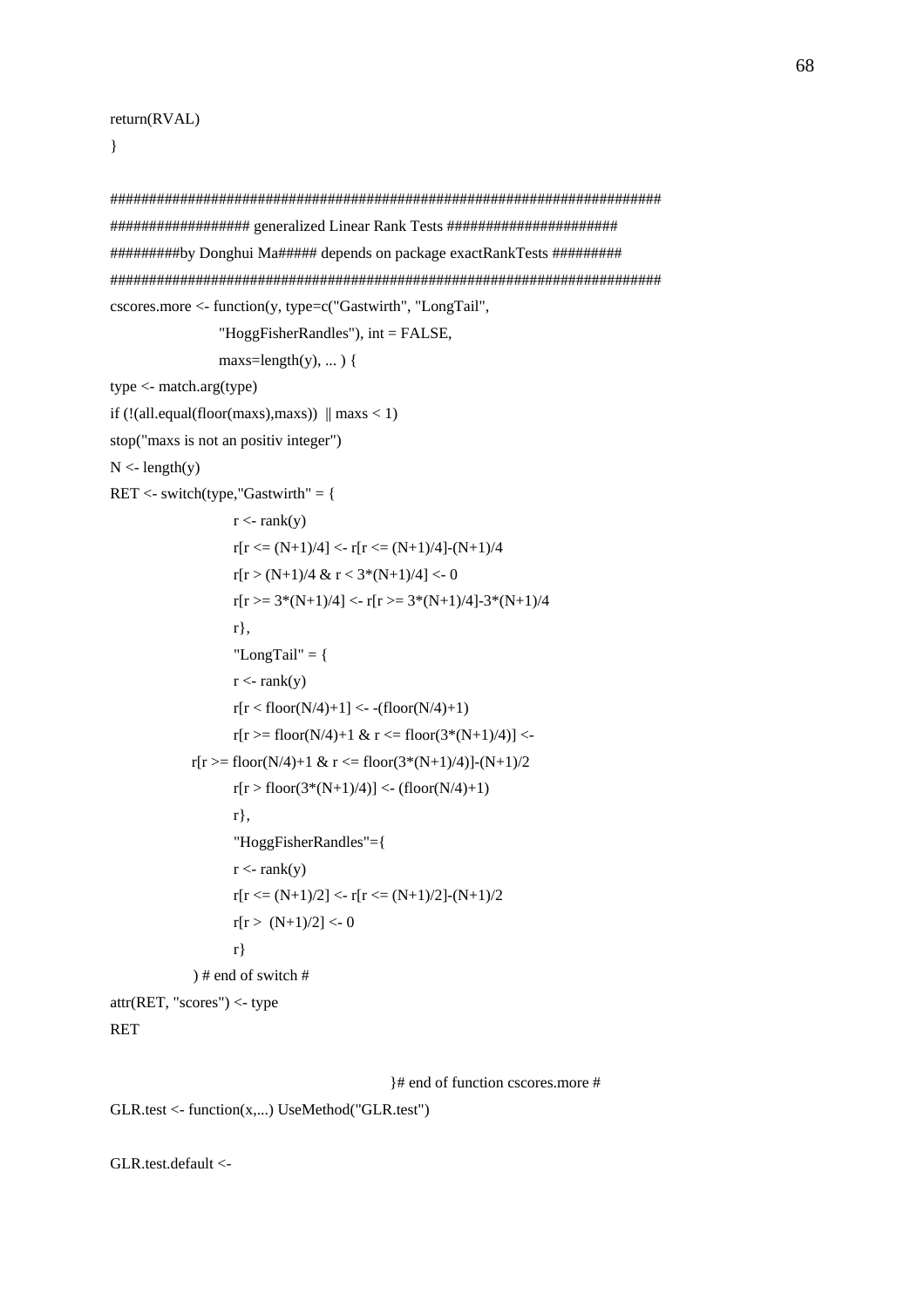```r
return(RVAL)
}

########################################################################
################### generalized Linear Rank Tests #######################
#########by Donghui Ma##### depends on package exactRankTests #########
########################################################################
cscores.more <- function(y, type=c("Gastwirth", "LongTail",
                    "HoggFisherRandles"), int = FALSE,
                    maxs=length(y), ... ) {
type <- match.arg(type)
if (!(all.equal(floor(maxs),maxs))  || maxs < 1)
stop("maxs is not an positiv integer")
N <- length(y)
RET <- switch(type,"Gastwirth" = {
                        r <- rank(y)
                        r[r <= (N+1)/4] <- r[r <= (N+1)/4]-(N+1)/4
                        r[r > (N+1)/4 & r < 3*(N+1)/4] <- 0
                        r[r >= 3*(N+1)/4] <- r[r >= 3*(N+1)/4]-3*(N+1)/4
                        r},
                        "LongTail" = {
                        r <- rank(y)
                        r[r < floor(N/4)+1] <- -(floor(N/4)+1)
                        r[r >= floor(N/4)+1 & r <= floor(3*(N+1)/4)] <-
                r[r >= floor(N/4)+1 & r <= floor(3*(N+1)/4)]-(N+1)/2
                        r[r > floor(3*(N+1)/4)] <- (floor(N/4)+1)
                        r},
                        "HoggFisherRandles"={
                        r <- rank(y)
                        r[r <= (N+1)/2] <- r[r <= (N+1)/2]-(N+1)/2
                        r[r >  (N+1)/2] <- 0
                        r}
                ) # end of switch #
attr(RET, "scores") <- type
RET

                                        }# end of function cscores.more #
GLR.test <- function(x,...) UseMethod("GLR.test")

GLR.test.default <-
```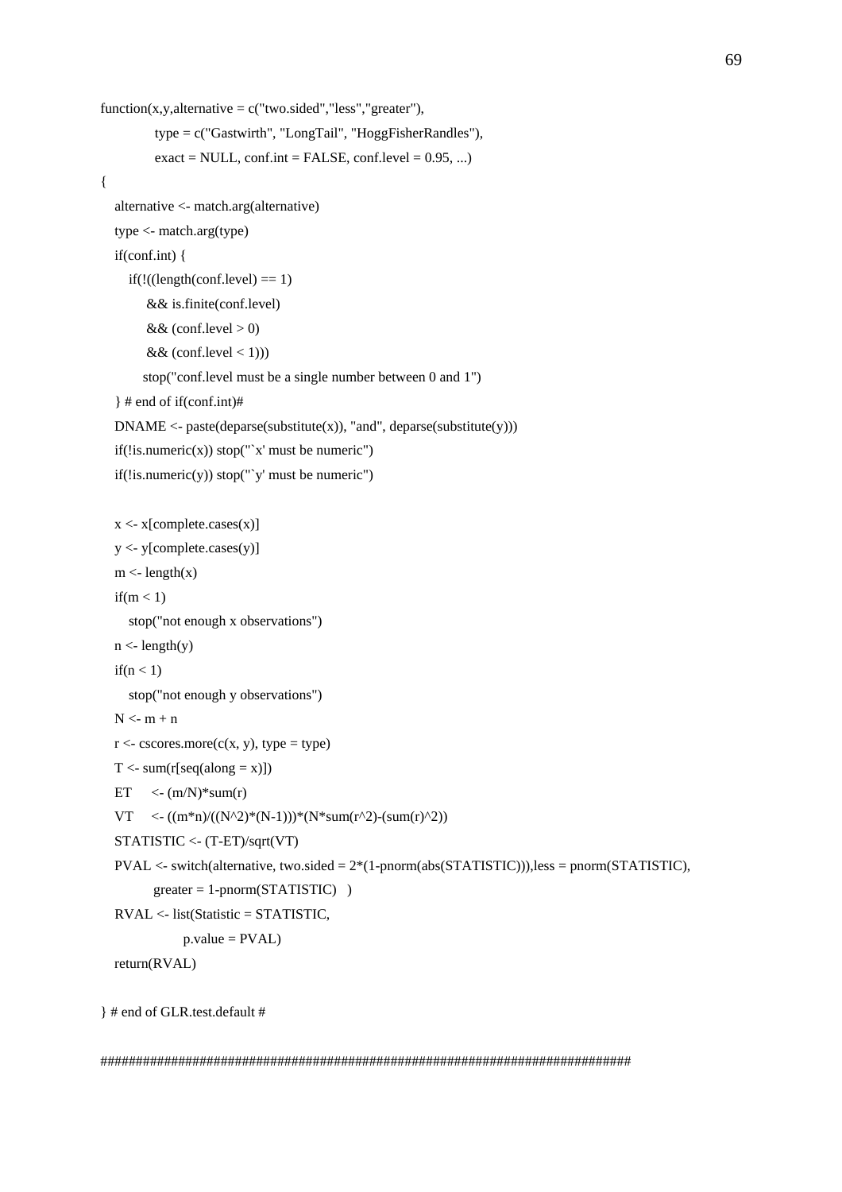```
function(x,y,alternative = c("two.sided","less","greater"),
            type = c("Gastwirth", "LongTail", "HoggFisherRandles"),
            exact = NULL, conf.int = FALSE, conf.level = 0.95, ...)
{
   alternative <- match.arg(alternative)
   type <- match.arg(type)
   if(conf.int) {
      if(!((length(conf.level) == 1)
          && is.finite(conf.level)
          && (conf.level > 0)
          && (conf.level < 1)))
         stop("conf.level must be a single number between 0 and 1")
   } # end of if(conf.int)#
   DNAME <- paste(deparse(substitute(x)), "and", deparse(substitute(y)))
   if(!is.numeric(x)) stop("`x' must be numeric")
   if(!is.numeric(y)) stop("`y' must be numeric")

   x <- x[complete.cases(x)]
   y <- y[complete.cases(y)]
   m <- length(x)
   if(m < 1)
      stop("not enough x observations")
   n <- length(y)
   if(n < 1)
      stop("not enough y observations")
   N <- m + n
   r <- cscores.more(c(x, y), type = type)
   T <- sum(r[seq(along = x)])
   ET     <- (m/N)*sum(r)
   VT     <- ((m*n)/((N^2)*(N-1)))*(N*sum(r^2)-(sum(r)^2))
   STATISTIC <- (T-ET)/sqrt(VT)
   PVAL <- switch(alternative, two.sided = 2*(1-pnorm(abs(STATISTIC))),less = pnorm(STATISTIC),
           greater = 1-pnorm(STATISTIC)   )
   RVAL <- list(Statistic = STATISTIC,
                 p.value = PVAL)
   return(RVAL)

} # end of GLR.test.default #

##############################################################################
```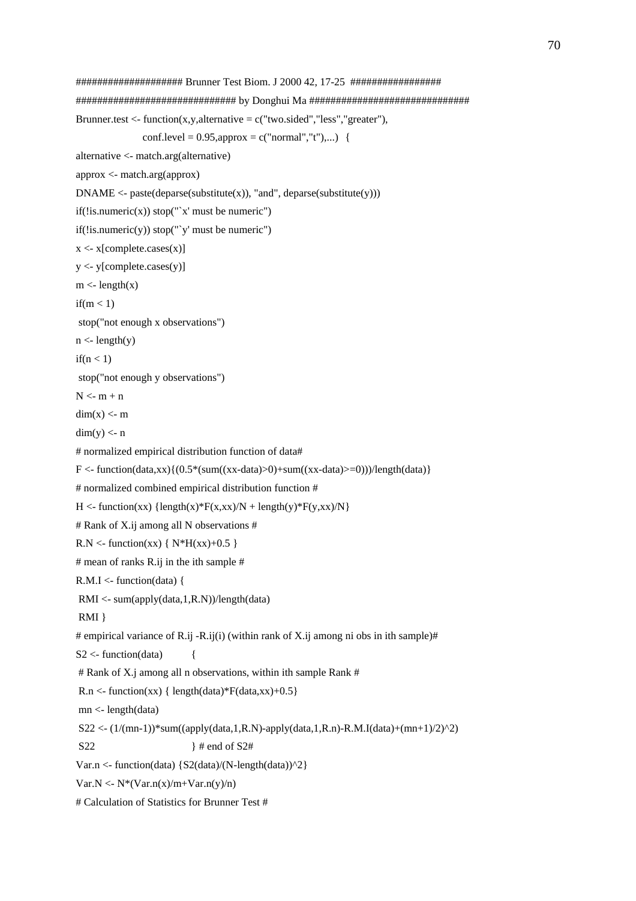```
################### Brunner Test Biom. J 2000 42, 17-25 #################
############################## by Donghui Ma ##############################
Brunner.test <- function(x,y,alternative = c("two.sided","less","greater"),
                  conf.level = 0.95,approx = c("normal","t"),...)  {
alternative <- match.arg(alternative)
approx <- match.arg(approx)
DNAME <- paste(deparse(substitute(x)), "and", deparse(substitute(y)))
if(!is.numeric(x)) stop("`x' must be numeric")
if(!is.numeric(y)) stop("`y' must be numeric")
x <- x[complete.cases(x)]
y <- y[complete.cases(y)]
m <- length(x)
if(m < 1)
 stop("not enough x observations")
n <- length(y)
if(n < 1)
 stop("not enough y observations")
N <- m + n
dim(x) <- m
dim(y) <- n
# normalized empirical distribution function of data#
F <- function(data,xx){(0.5*(sum((xx-data)>0)+sum((xx-data)>=0)))/length(data)}
# normalized combined empirical distribution function #
H <- function(xx) {length(x)*F(x,xx)/N + length(y)*F(y,xx)/N}
# Rank of X.ij among all N observations #
R.N <- function(xx) { N*H(xx)+0.5 }
# mean of ranks R.ij in the ith sample #
R.M.I <- function(data) {
 RMI <- sum(apply(data,1,R.N))/length(data)
 RMI }
# empirical variance of R.ij -R.ij(i) (within rank of X.ij among ni obs in ith sample)#
S2 <- function(data)        {
 # Rank of X.j among all n observations, within ith sample Rank #
 R.n <- function(xx) { length(data)*F(data,xx)+0.5}
 mn <- length(data)
 S22 <- (1/(mn-1))*sum((apply(data,1,R.N)-apply(data,1,R.n)-R.M.I(data)+(mn+1)/2)^2)
 S22                          } # end of S2#
Var.n <- function(data) {S2(data)/(N-length(data))^2}
Var.N <- N*(Var.n(x)/m+Var.n(y)/n)
# Calculation of Statistics for Brunner Test #
```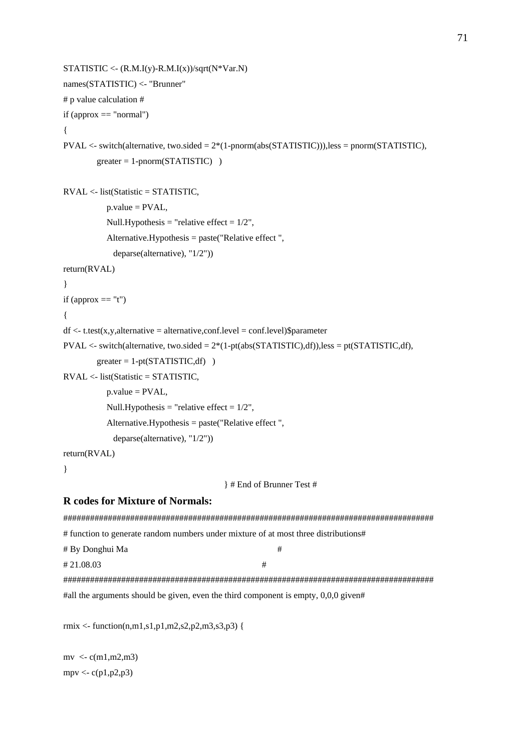```
STATISTIC <- (R.M.I(y)-R.M.I(x))/sqrt(N*Var.N)
names(STATISTIC) <- "Brunner"
# p value calculation #
if (approx == "normal")
{
PVAL <- switch(alternative, two.sided = 2*(1-pnorm(abs(STATISTIC))),less = pnorm(STATISTIC),
         greater = 1-pnorm(STATISTIC)   )

RVAL <- list(Statistic = STATISTIC,
             p.value = PVAL,
             Null.Hypothesis = "relative effect = 1/2",
             Alternative.Hypothesis = paste("Relative effect ",
               deparse(alternative), "1/2"))
return(RVAL)
}
if (approx == "t")
{
df <- t.test(x,y,alternative = alternative,conf.level = conf.level)$parameter
PVAL <- switch(alternative, two.sided = 2*(1-pt(abs(STATISTIC),df)),less = pt(STATISTIC,df),
         greater = 1-pt(STATISTIC,df)   )
RVAL <- list(Statistic = STATISTIC,
             p.value = PVAL,
             Null.Hypothesis = "relative effect = 1/2",
             Alternative.Hypothesis = paste("Relative effect ",
               deparse(alternative), "1/2"))
return(RVAL)
}
                                              } # End of Brunner Test #
```

**R codes for Mixture of Normals:**

```
#####################################################################################
# function to generate random numbers under mixture of at most three distributions#
# By Donghui Ma                                              #
# 21.08.03                                              #
#####################################################################################
#all the arguments should be given, even the third component is empty, 0,0,0 given#

rmix <- function(n,m1,s1,p1,m2,s2,p2,m3,s3,p3) {

mv  <- c(m1,m2,m3)
mpv <- c(p1,p2,p3)
```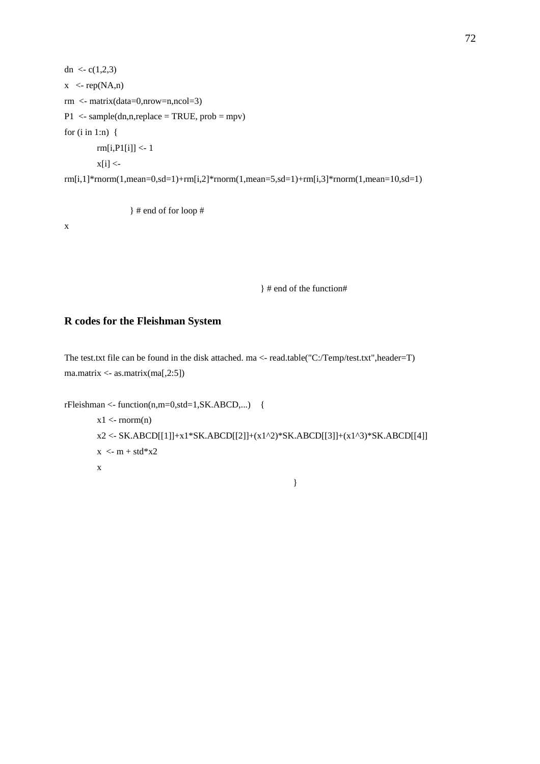```
dn  <- c(1,2,3)
x   <- rep(NA,n)
rm  <- matrix(data=0,nrow=n,ncol=3)
P1  <- sample(dn,n,replace = TRUE, prob = mpv)
for (i in 1:n)  {
        rm[i,P1[i]] <- 1
        x[i] <-
rm[i,1]*rnorm(1,mean=0,sd=1)+rm[i,2]*rnorm(1,mean=5,sd=1)+rm[i,3]*rnorm(1,mean=10,sd=1)

                } # end of for loop #
x

                                        } # end of the function#
```

## R codes for the Fleishman System

The test.txt file can be found in the disk attached. ma <- read.table("C:/Temp/test.txt",header=T) ma.matrix <- as.matrix(ma[,2:5])

```
rFleishman <- function(n,m=0,std=1,SK.ABCD,...)    {
        x1 <- rnorm(n)
        x2 <- SK.ABCD[[1]]+x1*SK.ABCD[[2]]+(x1^2)*SK.ABCD[[3]]+(x1^3)*SK.ABCD[[4]]
        x  <- m + std*x2
        x
                                                }
```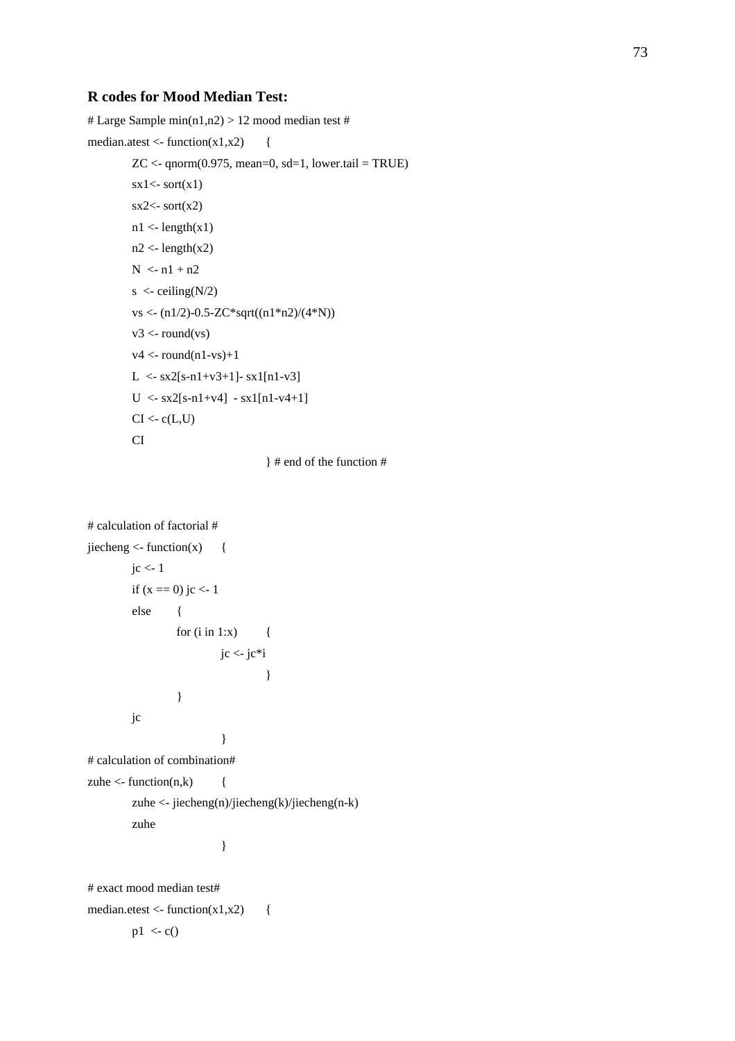**R codes for Mood Median Test:**

```
# Large Sample min(n1,n2) > 12 mood median test #
median.atest <- function(x1,x2)     {
        ZC <- qnorm(0.975, mean=0, sd=1, lower.tail = TRUE)
        sx1<- sort(x1)
        sx2<- sort(x2)
        n1 <- length(x1)
        n2 <- length(x2)
        N  <- n1 + n2
        s  <- ceiling(N/2)
        vs <- (n1/2)-0.5-ZC*sqrt((n1*n2)/(4*N))
        v3 <- round(vs)
        v4 <- round(n1-vs)+1
        L  <- sx2[s-n1+v3+1]- sx1[n1-v3]
        U  <- sx2[s-n1+v4]  - sx1[n1-v4+1]
        CI <- c(L,U)
        CI
                                } # end of the function #


# calculation of factorial #
jiecheng <- function(x)     {
        jc <- 1
        if (x == 0) jc <- 1
        else      {
                for (i in 1:x)      {
                        jc <- jc*i
                                }
                }
        jc
                        }
# calculation of combination#
zuhe <- function(n,k)       {
        zuhe <- jiecheng(n)/jiecheng(k)/jiecheng(n-k)
        zuhe
                        }

# exact mood median test#
median.etest <- function(x1,x2)     {
        p1  <- c()
```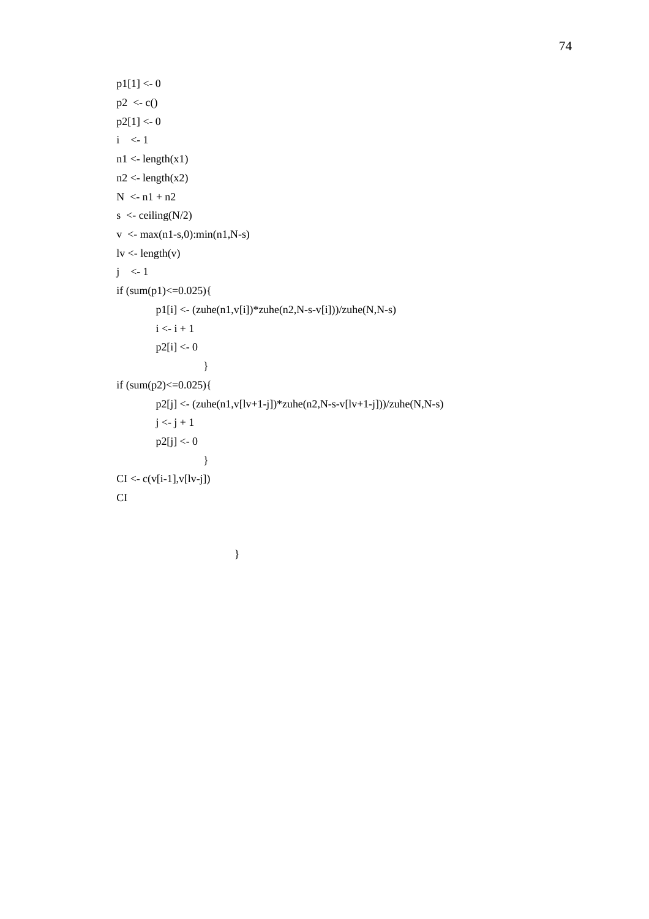```
p1[1] <- 0
p2  <- c()
p2[1] <- 0
i   <- 1
n1 <- length(x1)
n2 <- length(x2)
N  <- n1 + n2
s  <- ceiling(N/2)
v  <- max(n1-s,0):min(n1,N-s)
lv <- length(v)
j   <- 1
if (sum(p1)<=0.025){
        p1[i] <- (zuhe(n1,v[i])*zuhe(n2,N-s-v[i]))/zuhe(N,N-s)
        i <- i + 1
        p2[i] <- 0
                }
if (sum(p2)<=0.025){
        p2[j] <- (zuhe(n1,v[lv+1-j])*zuhe(n2,N-s-v[lv+1-j]))/zuhe(N,N-s)
        j <- j + 1
        p2[j] <- 0
                }
CI <- c(v[i-1],v[lv-j])
CI


                        }
```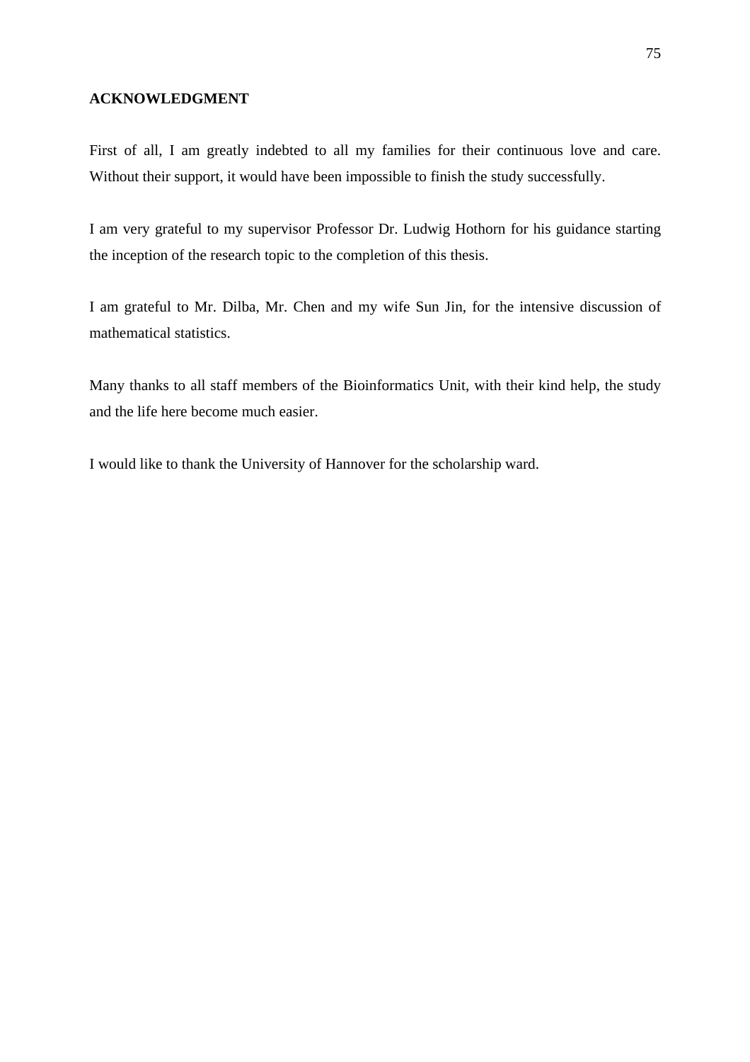## ACKNOWLEDGMENT

First of all, I am greatly indebted to all my families for their continuous love and care. Without their support, it would have been impossible to finish the study successfully.

I am very grateful to my supervisor Professor Dr. Ludwig Hothorn for his guidance starting the inception of the research topic to the completion of this thesis.

I am grateful to Mr. Dilba, Mr. Chen and my wife Sun Jin, for the intensive discussion of mathematical statistics.

Many thanks to all staff members of the Bioinformatics Unit, with their kind help, the study and the life here become much easier.

I would like to thank the University of Hannover for the scholarship ward.